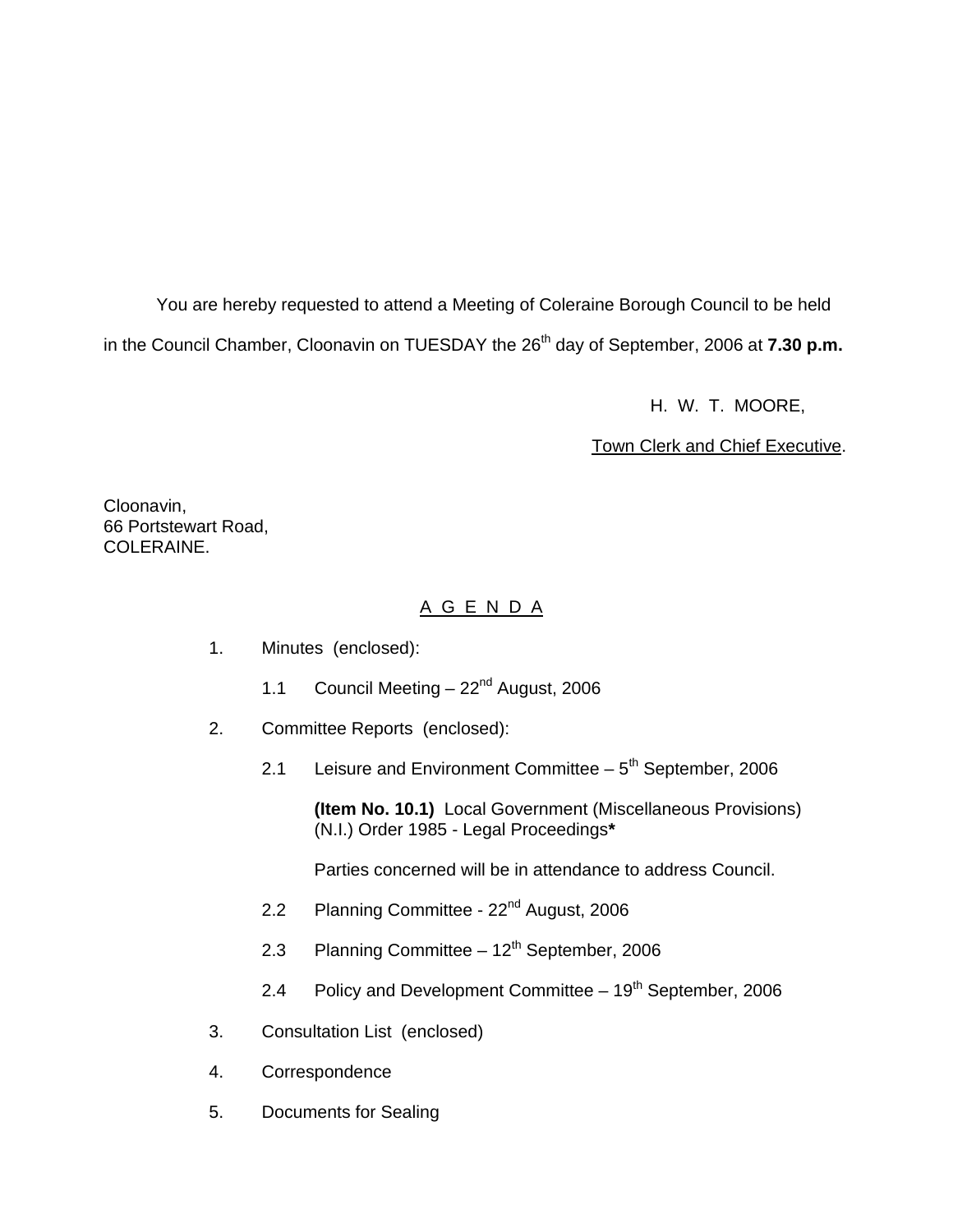You are hereby requested to attend a Meeting of Coleraine Borough Council to be held in the Council Chamber, Cloonavin on TUESDAY the 26th day of September, 2006 at **7.30 p.m.**

H. W. T. MOORE,

Town Clerk and Chief Executive.

Cloonavin,
66 Portstewart Road,
COLERAINE.

## A G E N D A

1. Minutes (enclosed):

   1.1 Council Meeting – 22nd August, 2006

2. Committee Reports (enclosed):

   2.1 Leisure and Environment Committee – 5th September, 2006

   **(Item No. 10.1)** Local Government (Miscellaneous Provisions) (N.I.) Order 1985 - Legal Proceedings**\***

   Parties concerned will be in attendance to address Council.

   2.2 Planning Committee - 22nd August, 2006

   2.3 Planning Committee – 12th September, 2006

   2.4 Policy and Development Committee – 19th September, 2006

3. Consultation List (enclosed)

4. Correspondence

5. Documents for Sealing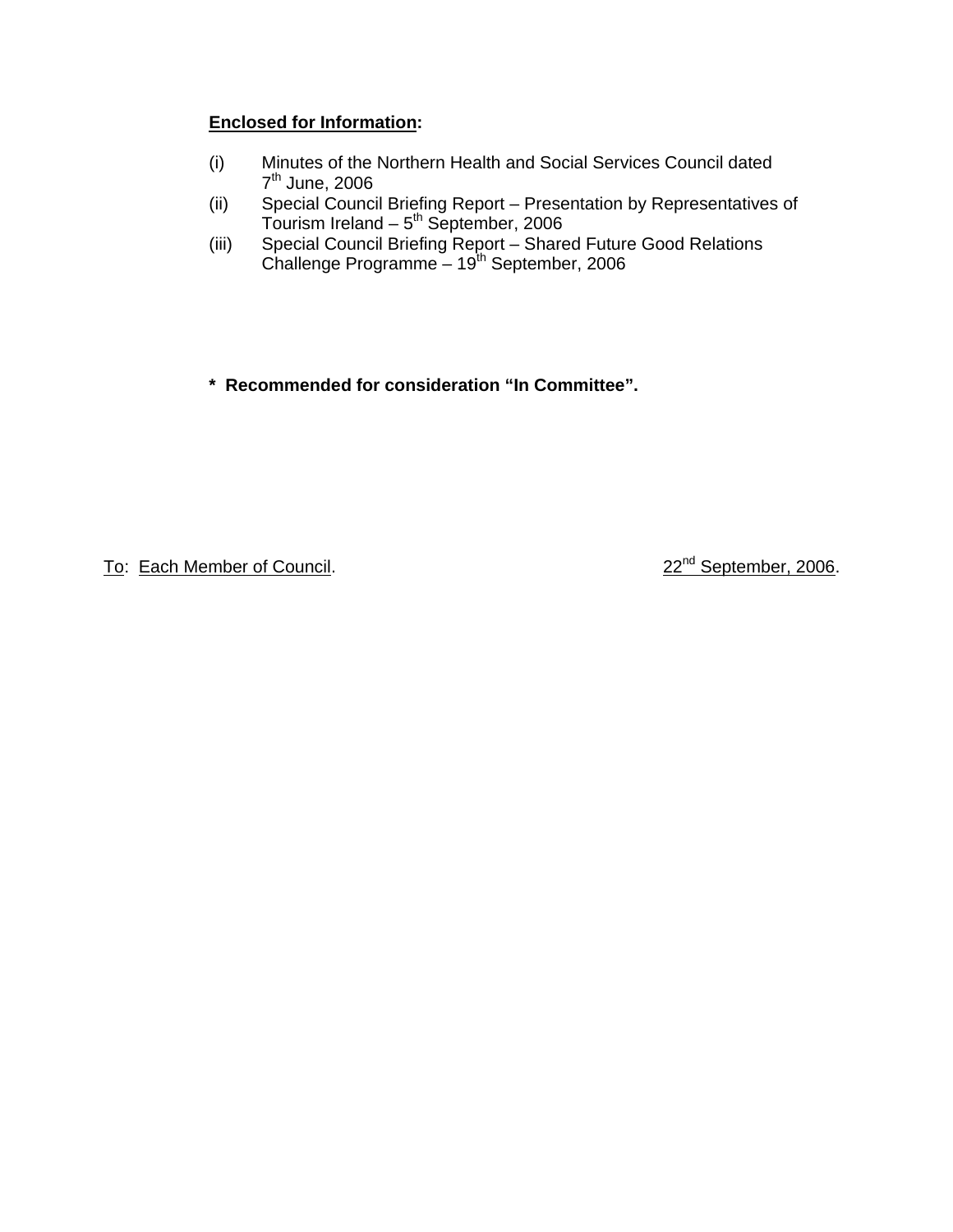**<u>Enclosed for Information</u>:**

(i) Minutes of the Northern Health and Social Services Council dated 7th June, 2006

(ii) Special Council Briefing Report – Presentation by Representatives of Tourism Ireland – 5th September, 2006

(iii) Special Council Briefing Report – Shared Future Good Relations Challenge Programme – 19th September, 2006

**\* Recommended for consideration "In Committee".**

<u>To</u>: <u>Each Member of Council</u>. <u>22nd September, 2006</u>.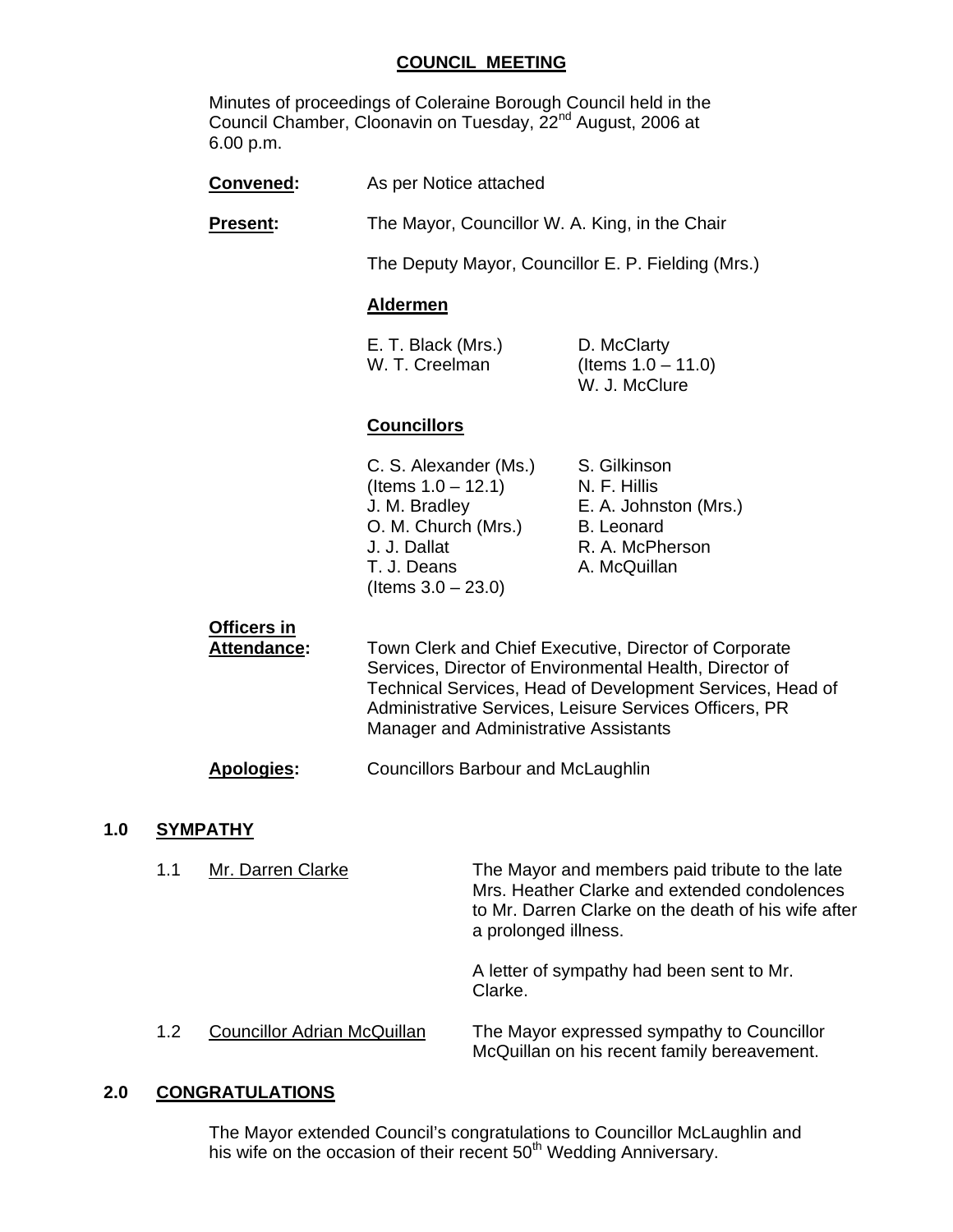# COUNCIL MEETING

Minutes of proceedings of Coleraine Borough Council held in the Council Chamber, Cloonavin on Tuesday, 22nd August, 2006 at 6.00 p.m.

**Convened:** As per Notice attached

**Present:** The Mayor, Councillor W. A. King, in the Chair

The Deputy Mayor, Councillor E. P. Fielding (Mrs.)

**Aldermen**

E. T. Black (Mrs.)
W. T. Creelman
D. McClarty (Items 1.0 – 11.0)
W. J. McClure

**Councillors**

C. S. Alexander (Ms.) (Items 1.0 – 12.1)
J. M. Bradley
O. M. Church (Mrs.)
J. J. Dallat
T. J. Deans (Items 3.0 – 23.0)
S. Gilkinson
N. F. Hillis
E. A. Johnston (Mrs.)
B. Leonard
R. A. McPherson
A. McQuillan

**Officers in Attendance:** Town Clerk and Chief Executive, Director of Corporate Services, Director of Environmental Health, Director of Technical Services, Head of Development Services, Head of Administrative Services, Leisure Services Officers, PR Manager and Administrative Assistants

**Apologies:** Councillors Barbour and McLaughlin

## 1.0 SYMPATHY

1.1 Mr. Darren Clarke

The Mayor and members paid tribute to the late Mrs. Heather Clarke and extended condolences to Mr. Darren Clarke on the death of his wife after a prolonged illness.

A letter of sympathy had been sent to Mr. Clarke.

1.2 Councillor Adrian McQuillan

The Mayor expressed sympathy to Councillor McQuillan on his recent family bereavement.

## 2.0 CONGRATULATIONS

The Mayor extended Council's congratulations to Councillor McLaughlin and his wife on the occasion of their recent 50th Wedding Anniversary.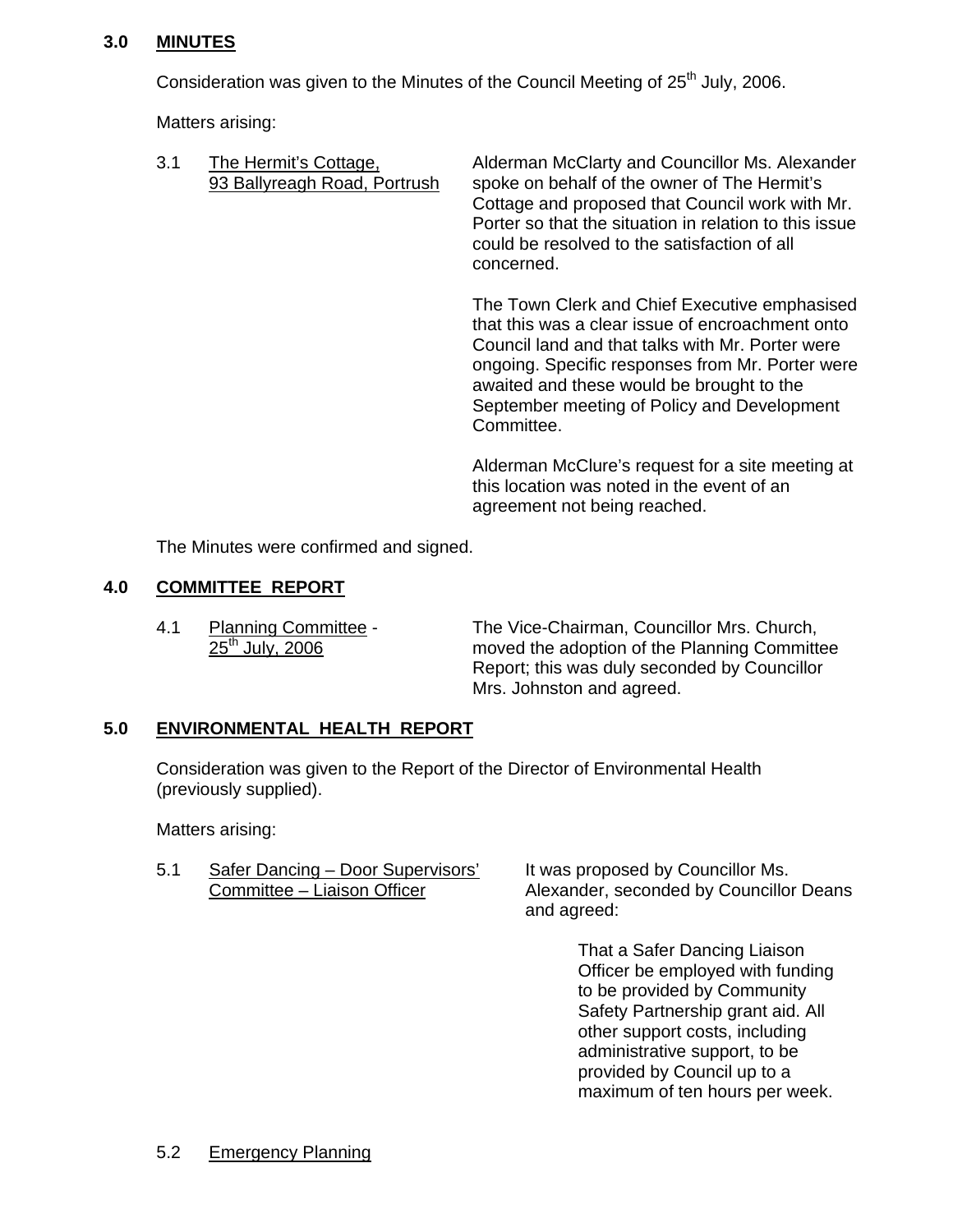## 3.0 MINUTES

Consideration was given to the Minutes of the Council Meeting of 25th July, 2006.

Matters arising:

3.1 The Hermit's Cottage, 93 Ballyreagh Road, Portrush

Alderman McClarty and Councillor Ms. Alexander spoke on behalf of the owner of The Hermit's Cottage and proposed that Council work with Mr. Porter so that the situation in relation to this issue could be resolved to the satisfaction of all concerned.

The Town Clerk and Chief Executive emphasised that this was a clear issue of encroachment onto Council land and that talks with Mr. Porter were ongoing. Specific responses from Mr. Porter were awaited and these would be brought to the September meeting of Policy and Development Committee.

Alderman McClure's request for a site meeting at this location was noted in the event of an agreement not being reached.

The Minutes were confirmed and signed.

## 4.0 COMMITTEE REPORT

4.1 Planning Committee - 25th July, 2006

The Vice-Chairman, Councillor Mrs. Church, moved the adoption of the Planning Committee Report; this was duly seconded by Councillor Mrs. Johnston and agreed.

## 5.0 ENVIRONMENTAL HEALTH REPORT

Consideration was given to the Report of the Director of Environmental Health (previously supplied).

Matters arising:

5.1 Safer Dancing – Door Supervisors' Committee – Liaison Officer

It was proposed by Councillor Ms. Alexander, seconded by Councillor Deans and agreed:

> That a Safer Dancing Liaison Officer be employed with funding to be provided by Community Safety Partnership grant aid. All other support costs, including administrative support, to be provided by Council up to a maximum of ten hours per week.

5.2 Emergency Planning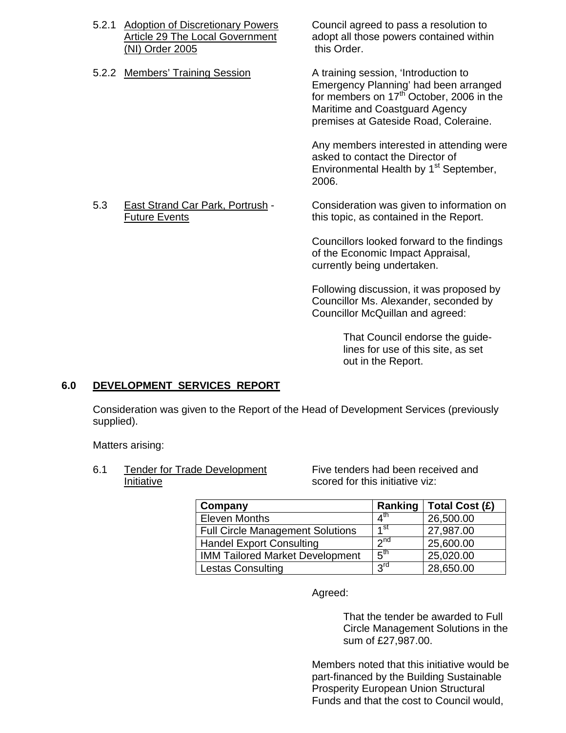5.2.1 Adoption of Discretionary Powers Article 29 The Local Government (NI) Order 2005

Council agreed to pass a resolution to adopt all those powers contained within this Order.

5.2.2 Members' Training Session

A training session, 'Introduction to Emergency Planning' had been arranged for members on 17th October, 2006 in the Maritime and Coastguard Agency premises at Gateside Road, Coleraine.

Any members interested in attending were asked to contact the Director of Environmental Health by 1st September, 2006.

5.3 East Strand Car Park, Portrush - Future Events

Consideration was given to information on this topic, as contained in the Report.

Councillors looked forward to the findings of the Economic Impact Appraisal, currently being undertaken.

Following discussion, it was proposed by Councillor Ms. Alexander, seconded by Councillor McQuillan and agreed:

> That Council endorse the guide-lines for use of this site, as set out in the Report.

## 6.0 DEVELOPMENT SERVICES REPORT

Consideration was given to the Report of the Head of Development Services (previously supplied).

Matters arising:

6.1 Tender for Trade Development Initiative

Five tenders had been received and scored for this initiative viz:

| Company | Ranking | Total Cost (£) |
|---|---|---|
| Eleven Months | 4th | 26,500.00 |
| Full Circle Management Solutions | 1st | 27,987.00 |
| Handel Export Consulting | 2nd | 25,600.00 |
| IMM Tailored Market Development | 5th | 25,020.00 |
| Lestas Consulting | 3rd | 28,650.00 |

Agreed:

> That the tender be awarded to Full Circle Management Solutions in the sum of £27,987.00.

Members noted that this initiative would be part-financed by the Building Sustainable Prosperity European Union Structural Funds and that the cost to Council would,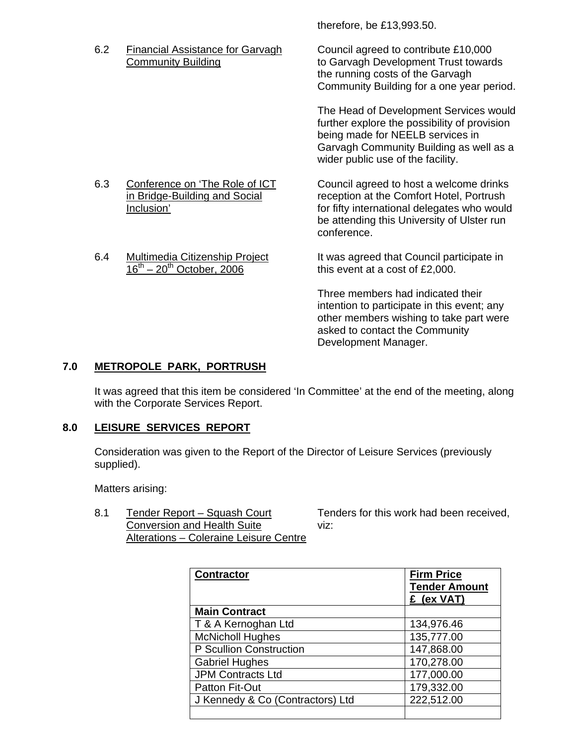therefore, be £13,993.50.

6.2 Financial Assistance for Garvagh Community Building

Council agreed to contribute £10,000 to Garvagh Development Trust towards the running costs of the Garvagh Community Building for a one year period.

The Head of Development Services would further explore the possibility of provision being made for NEELB services in Garvagh Community Building as well as a wider public use of the facility.

6.3 Conference on 'The Role of ICT in Bridge-Building and Social Inclusion'

Council agreed to host a welcome drinks reception at the Comfort Hotel, Portrush for fifty international delegates who would be attending this University of Ulster run conference.

6.4 Multimedia Citizenship Project 16th – 20th October, 2006

It was agreed that Council participate in this event at a cost of £2,000.

Three members had indicated their intention to participate in this event; any other members wishing to take part were asked to contact the Community Development Manager.

## 7.0 METROPOLE PARK, PORTRUSH

It was agreed that this item be considered 'In Committee' at the end of the meeting, along with the Corporate Services Report.

## 8.0 LEISURE SERVICES REPORT

Consideration was given to the Report of the Director of Leisure Services (previously supplied).

Matters arising:

8.1 Tender Report – Squash Court Conversion and Health Suite Alterations – Coleraine Leisure Centre

Tenders for this work had been received, viz:

| Contractor | Firm Price Tender Amount £ (ex VAT) |
|---|---|
| **Main Contract** | |
| T & A Kernoghan Ltd | 134,976.46 |
| McNicholl Hughes | 135,777.00 |
| P Scullion Construction | 147,868.00 |
| Gabriel Hughes | 170,278.00 |
| JPM Contracts Ltd | 177,000.00 |
| Patton Fit-Out | 179,332.00 |
| J Kennedy & Co (Contractors) Ltd | 222,512.00 |
| | |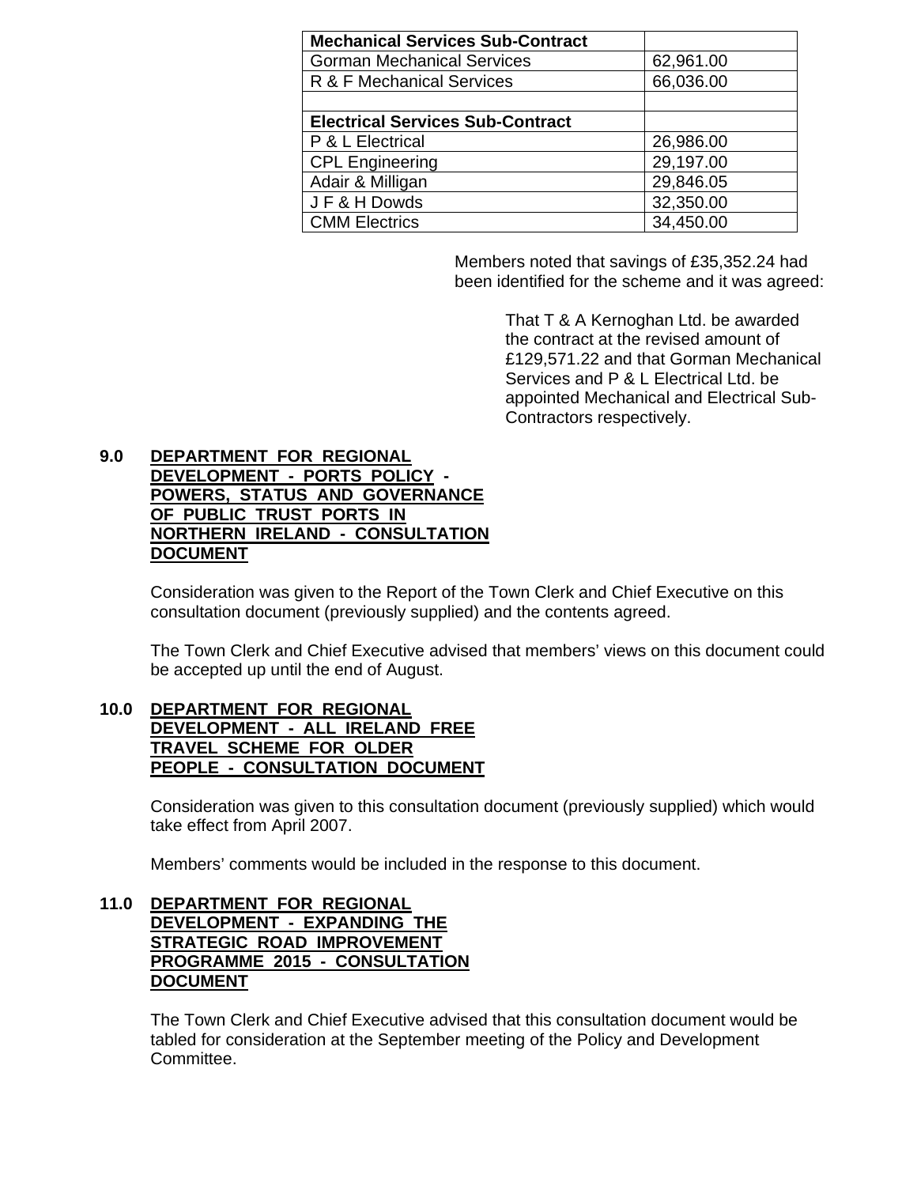| Mechanical Services Sub-Contract | |
|---|---|
| Gorman Mechanical Services | 62,961.00 |
| R & F Mechanical Services | 66,036.00 |
| | |
| **Electrical Services Sub-Contract** | |
| P & L Electrical | 26,986.00 |
| CPL Engineering | 29,197.00 |
| Adair & Milligan | 29,846.05 |
| J F & H Dowds | 32,350.00 |
| CMM Electrics | 34,450.00 |

Members noted that savings of £35,352.24 had been identified for the scheme and it was agreed:

> That T & A Kernoghan Ltd. be awarded the contract at the revised amount of £129,571.22 and that Gorman Mechanical Services and P & L Electrical Ltd. be appointed Mechanical and Electrical Sub-Contractors respectively.

## 9.0 DEPARTMENT FOR REGIONAL DEVELOPMENT - PORTS POLICY - POWERS, STATUS AND GOVERNANCE OF PUBLIC TRUST PORTS IN NORTHERN IRELAND - CONSULTATION DOCUMENT

Consideration was given to the Report of the Town Clerk and Chief Executive on this consultation document (previously supplied) and the contents agreed.

The Town Clerk and Chief Executive advised that members' views on this document could be accepted up until the end of August.

## 10.0 DEPARTMENT FOR REGIONAL DEVELOPMENT - ALL IRELAND FREE TRAVEL SCHEME FOR OLDER PEOPLE - CONSULTATION DOCUMENT

Consideration was given to this consultation document (previously supplied) which would take effect from April 2007.

Members' comments would be included in the response to this document.

## 11.0 DEPARTMENT FOR REGIONAL DEVELOPMENT - EXPANDING THE STRATEGIC ROAD IMPROVEMENT PROGRAMME 2015 - CONSULTATION DOCUMENT

The Town Clerk and Chief Executive advised that this consultation document would be tabled for consideration at the September meeting of the Policy and Development Committee.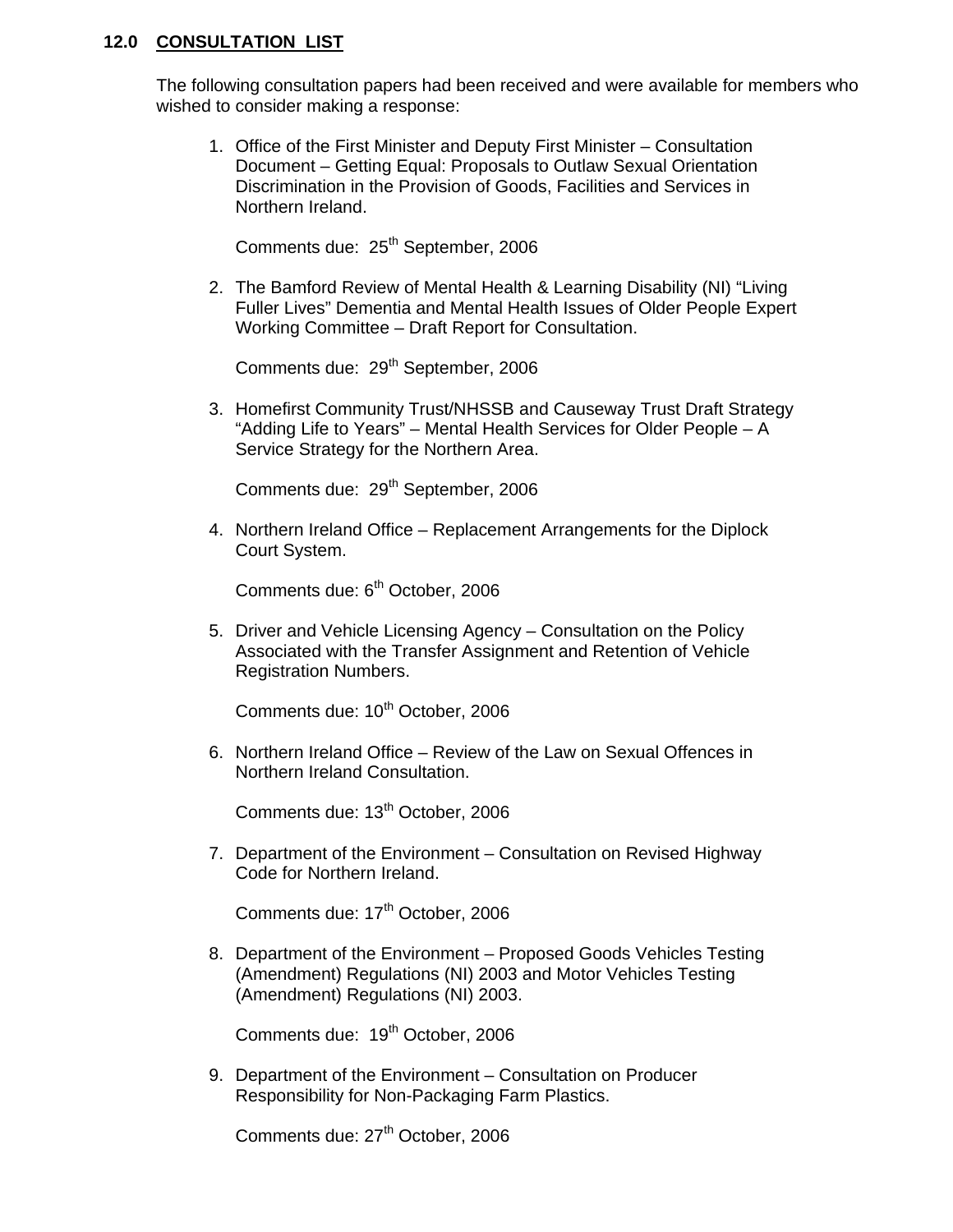## 12.0 CONSULTATION LIST

The following consultation papers had been received and were available for members who wished to consider making a response:

1. Office of the First Minister and Deputy First Minister – Consultation Document – Getting Equal: Proposals to Outlaw Sexual Orientation Discrimination in the Provision of Goods, Facilities and Services in Northern Ireland.

   Comments due: 25th September, 2006

2. The Bamford Review of Mental Health & Learning Disability (NI) "Living Fuller Lives" Dementia and Mental Health Issues of Older People Expert Working Committee – Draft Report for Consultation.

   Comments due: 29th September, 2006

3. Homefirst Community Trust/NHSSB and Causeway Trust Draft Strategy "Adding Life to Years" – Mental Health Services for Older People – A Service Strategy for the Northern Area.

   Comments due: 29th September, 2006

4. Northern Ireland Office – Replacement Arrangements for the Diplock Court System.

   Comments due: 6th October, 2006

5. Driver and Vehicle Licensing Agency – Consultation on the Policy Associated with the Transfer Assignment and Retention of Vehicle Registration Numbers.

   Comments due: 10th October, 2006

6. Northern Ireland Office – Review of the Law on Sexual Offences in Northern Ireland Consultation.

   Comments due: 13th October, 2006

7. Department of the Environment – Consultation on Revised Highway Code for Northern Ireland.

   Comments due: 17th October, 2006

8. Department of the Environment – Proposed Goods Vehicles Testing (Amendment) Regulations (NI) 2003 and Motor Vehicles Testing (Amendment) Regulations (NI) 2003.

   Comments due: 19th October, 2006

9. Department of the Environment – Consultation on Producer Responsibility for Non-Packaging Farm Plastics.

   Comments due: 27th October, 2006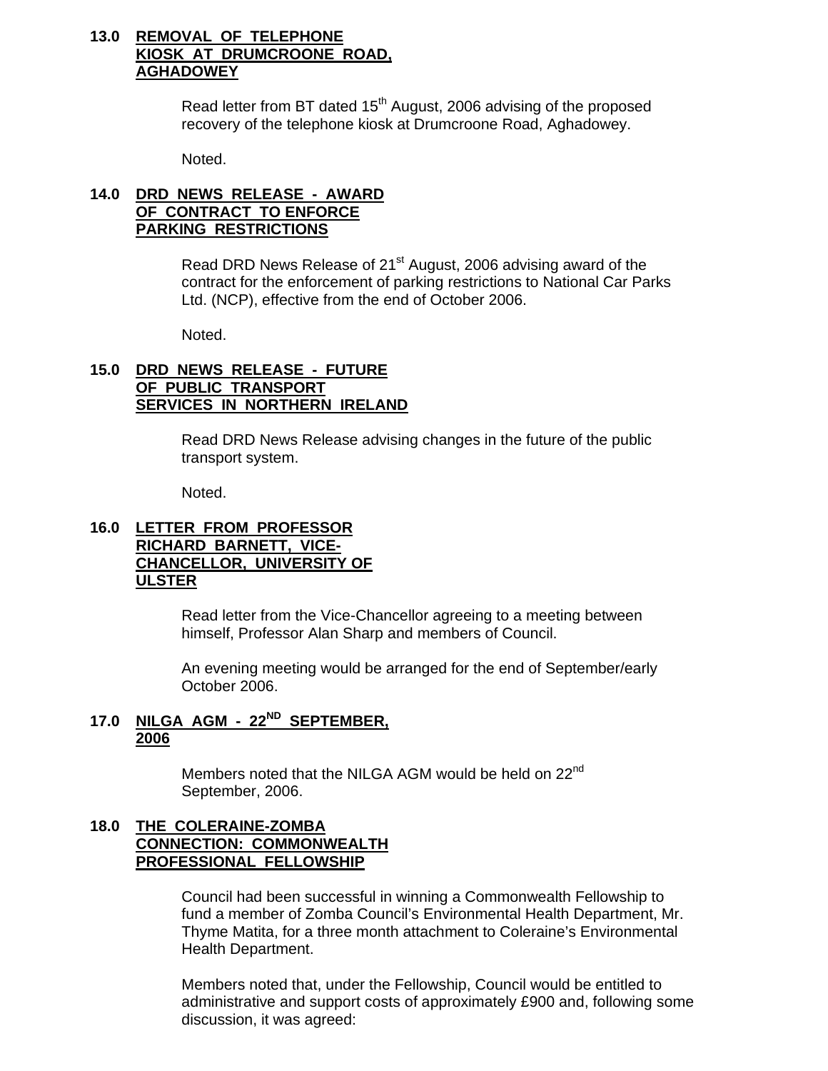**13.0 REMOVAL OF TELEPHONE KIOSK AT DRUMCROONE ROAD, AGHADOWEY**

Read letter from BT dated 15th August, 2006 advising of the proposed recovery of the telephone kiosk at Drumcroone Road, Aghadowey.

Noted.

**14.0 DRD NEWS RELEASE - AWARD OF CONTRACT TO ENFORCE PARKING RESTRICTIONS**

Read DRD News Release of 21st August, 2006 advising award of the contract for the enforcement of parking restrictions to National Car Parks Ltd. (NCP), effective from the end of October 2006.

Noted.

**15.0 DRD NEWS RELEASE - FUTURE OF PUBLIC TRANSPORT SERVICES IN NORTHERN IRELAND**

Read DRD News Release advising changes in the future of the public transport system.

Noted.

**16.0 LETTER FROM PROFESSOR RICHARD BARNETT, VICE-CHANCELLOR, UNIVERSITY OF ULSTER**

Read letter from the Vice-Chancellor agreeing to a meeting between himself, Professor Alan Sharp and members of Council.

An evening meeting would be arranged for the end of September/early October 2006.

**17.0 NILGA AGM - 22ND SEPTEMBER, 2006**

Members noted that the NILGA AGM would be held on 22nd September, 2006.

**18.0 THE COLERAINE-ZOMBA CONNECTION: COMMONWEALTH PROFESSIONAL FELLOWSHIP**

Council had been successful in winning a Commonwealth Fellowship to fund a member of Zomba Council's Environmental Health Department, Mr. Thyme Matita, for a three month attachment to Coleraine's Environmental Health Department.

Members noted that, under the Fellowship, Council would be entitled to administrative and support costs of approximately £900 and, following some discussion, it was agreed: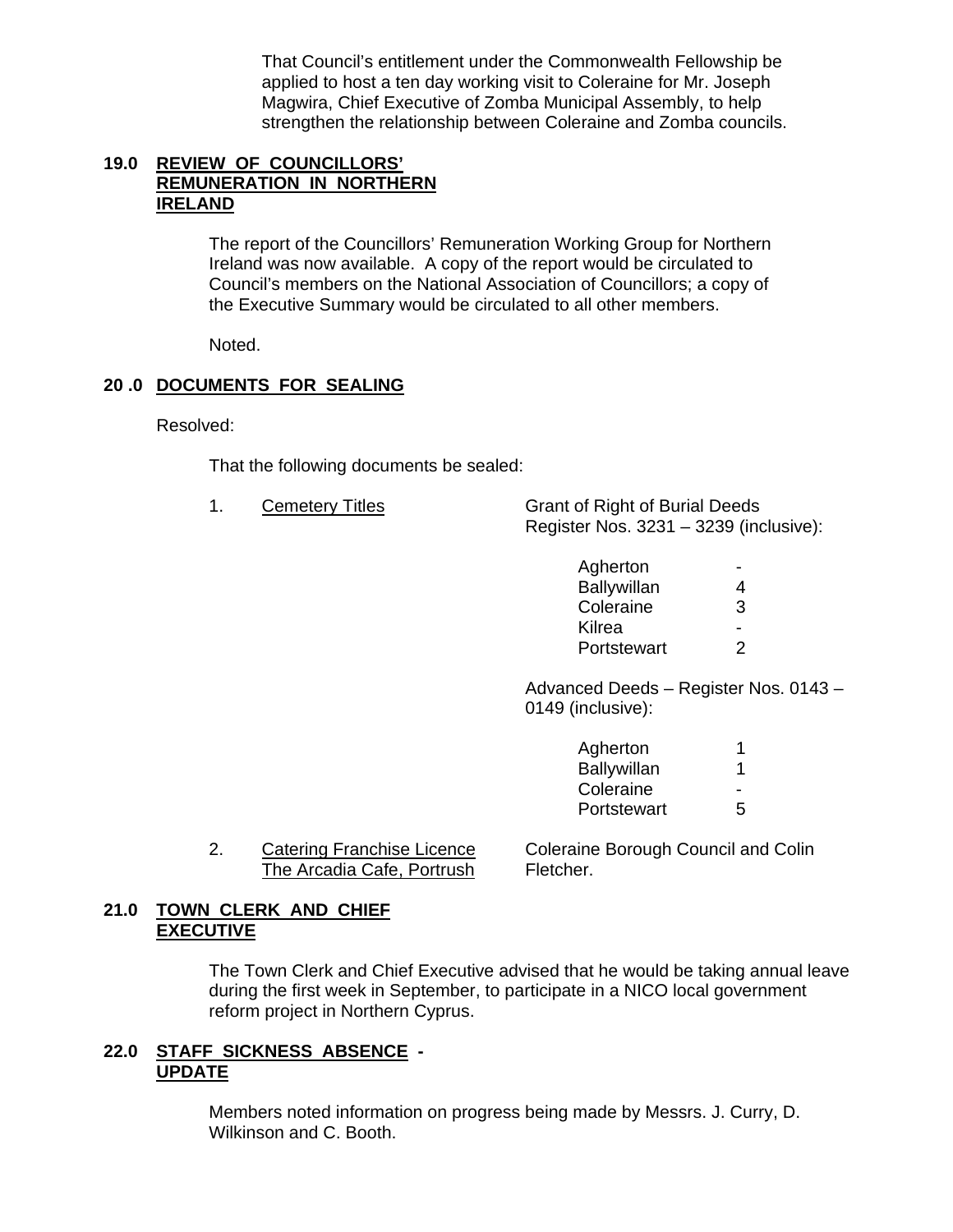That Council's entitlement under the Commonwealth Fellowship be applied to host a ten day working visit to Coleraine for Mr. Joseph Magwira, Chief Executive of Zomba Municipal Assembly, to help strengthen the relationship between Coleraine and Zomba councils.

## 19.0 REVIEW OF COUNCILLORS' REMUNERATION IN NORTHERN IRELAND

The report of the Councillors' Remuneration Working Group for Northern Ireland was now available. A copy of the report would be circulated to Council's members on the National Association of Councillors; a copy of the Executive Summary would be circulated to all other members.

Noted.

## 20 .0 DOCUMENTS FOR SEALING

Resolved:

That the following documents be sealed:

1. Cemetery Titles

   Grant of Right of Burial Deeds Register Nos. 3231 – 3239 (inclusive):

   | | |
   |---|---|
   | Agherton | - |
   | Ballywillan | 4 |
   | Coleraine | 3 |
   | Kilrea | - |
   | Portstewart | 2 |

   Advanced Deeds – Register Nos. 0143 – 0149 (inclusive):

   | | |
   |---|---|
   | Agherton | 1 |
   | Ballywillan | 1 |
   | Coleraine | - |
   | Portstewart | 5 |

2. Catering Franchise Licence The Arcadia Cafe, Portrush

   Coleraine Borough Council and Colin Fletcher.

## 21.0 TOWN CLERK AND CHIEF EXECUTIVE

The Town Clerk and Chief Executive advised that he would be taking annual leave during the first week in September, to participate in a NICO local government reform project in Northern Cyprus.

## 22.0 STAFF SICKNESS ABSENCE - UPDATE

Members noted information on progress being made by Messrs. J. Curry, D. Wilkinson and C. Booth.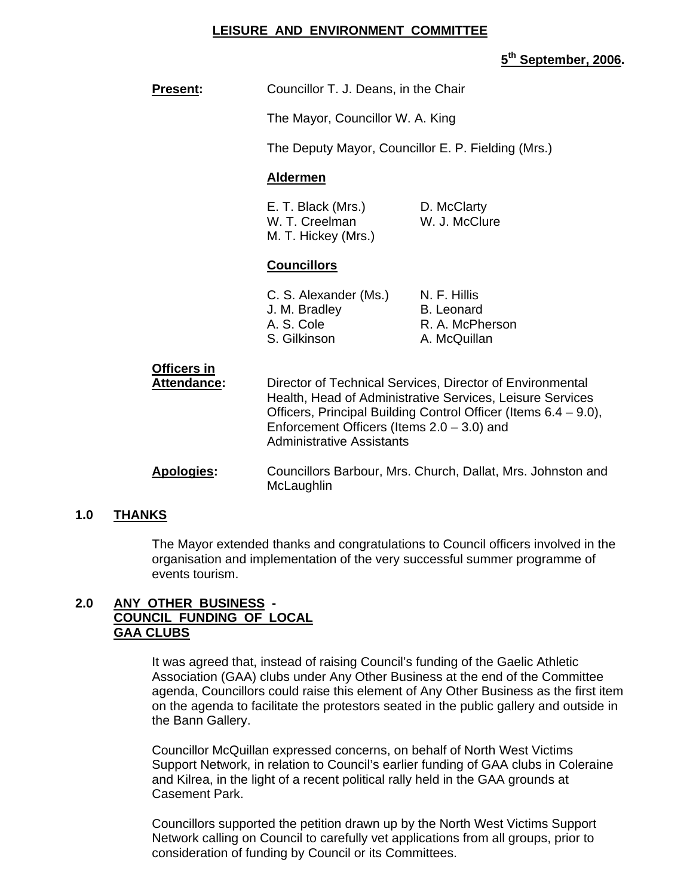**LEISURE AND ENVIRONMENT COMMITTEE**

**5th September, 2006.**

**Present:** Councillor T. J. Deans, in the Chair

The Mayor, Councillor W. A. King

The Deputy Mayor, Councillor E. P. Fielding (Mrs.)

**Aldermen**

E. T. Black (Mrs.) D. McClarty
W. T. Creelman W. J. McClure
M. T. Hickey (Mrs.)

**Councillors**

C. S. Alexander (Ms.) N. F. Hillis
J. M. Bradley B. Leonard
A. S. Cole R. A. McPherson
S. Gilkinson A. McQuillan

**Officers in Attendance:** Director of Technical Services, Director of Environmental Health, Head of Administrative Services, Leisure Services Officers, Principal Building Control Officer (Items 6.4 – 9.0), Enforcement Officers (Items 2.0 – 3.0) and Administrative Assistants

**Apologies:** Councillors Barbour, Mrs. Church, Dallat, Mrs. Johnston and McLaughlin

**1.0 THANKS**

The Mayor extended thanks and congratulations to Council officers involved in the organisation and implementation of the very successful summer programme of events tourism.

**2.0 ANY OTHER BUSINESS - COUNCIL FUNDING OF LOCAL GAA CLUBS**

It was agreed that, instead of raising Council's funding of the Gaelic Athletic Association (GAA) clubs under Any Other Business at the end of the Committee agenda, Councillors could raise this element of Any Other Business as the first item on the agenda to facilitate the protestors seated in the public gallery and outside in the Bann Gallery.

Councillor McQuillan expressed concerns, on behalf of North West Victims Support Network, in relation to Council's earlier funding of GAA clubs in Coleraine and Kilrea, in the light of a recent political rally held in the GAA grounds at Casement Park.

Councillors supported the petition drawn up by the North West Victims Support Network calling on Council to carefully vet applications from all groups, prior to consideration of funding by Council or its Committees.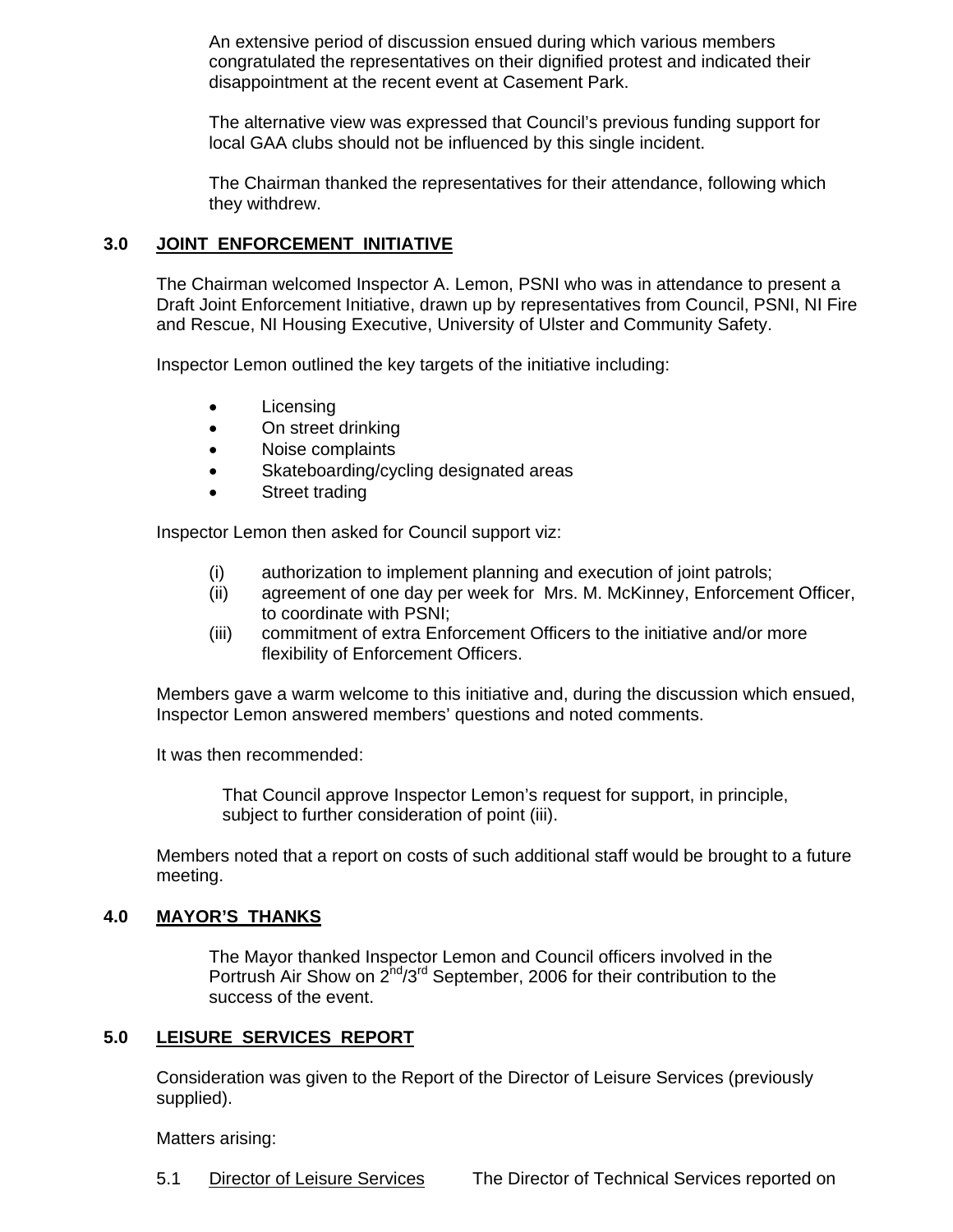An extensive period of discussion ensued during which various members congratulated the representatives on their dignified protest and indicated their disappointment at the recent event at Casement Park.

The alternative view was expressed that Council's previous funding support for local GAA clubs should not be influenced by this single incident.

The Chairman thanked the representatives for their attendance, following which they withdrew.

## 3.0 JOINT ENFORCEMENT INITIATIVE

The Chairman welcomed Inspector A. Lemon, PSNI who was in attendance to present a Draft Joint Enforcement Initiative, drawn up by representatives from Council, PSNI, NI Fire and Rescue, NI Housing Executive, University of Ulster and Community Safety.

Inspector Lemon outlined the key targets of the initiative including:

- Licensing
- On street drinking
- Noise complaints
- Skateboarding/cycling designated areas
- Street trading

Inspector Lemon then asked for Council support viz:

(i) authorization to implement planning and execution of joint patrols;
(ii) agreement of one day per week for Mrs. M. McKinney, Enforcement Officer, to coordinate with PSNI;
(iii) commitment of extra Enforcement Officers to the initiative and/or more flexibility of Enforcement Officers.

Members gave a warm welcome to this initiative and, during the discussion which ensued, Inspector Lemon answered members' questions and noted comments.

It was then recommended:

> That Council approve Inspector Lemon's request for support, in principle, subject to further consideration of point (iii).

Members noted that a report on costs of such additional staff would be brought to a future meeting.

## 4.0 MAYOR'S THANKS

The Mayor thanked Inspector Lemon and Council officers involved in the Portrush Air Show on 2nd/3rd September, 2006 for their contribution to the success of the event.

## 5.0 LEISURE SERVICES REPORT

Consideration was given to the Report of the Director of Leisure Services (previously supplied).

Matters arising:

5.1 Director of Leisure Services The Director of Technical Services reported on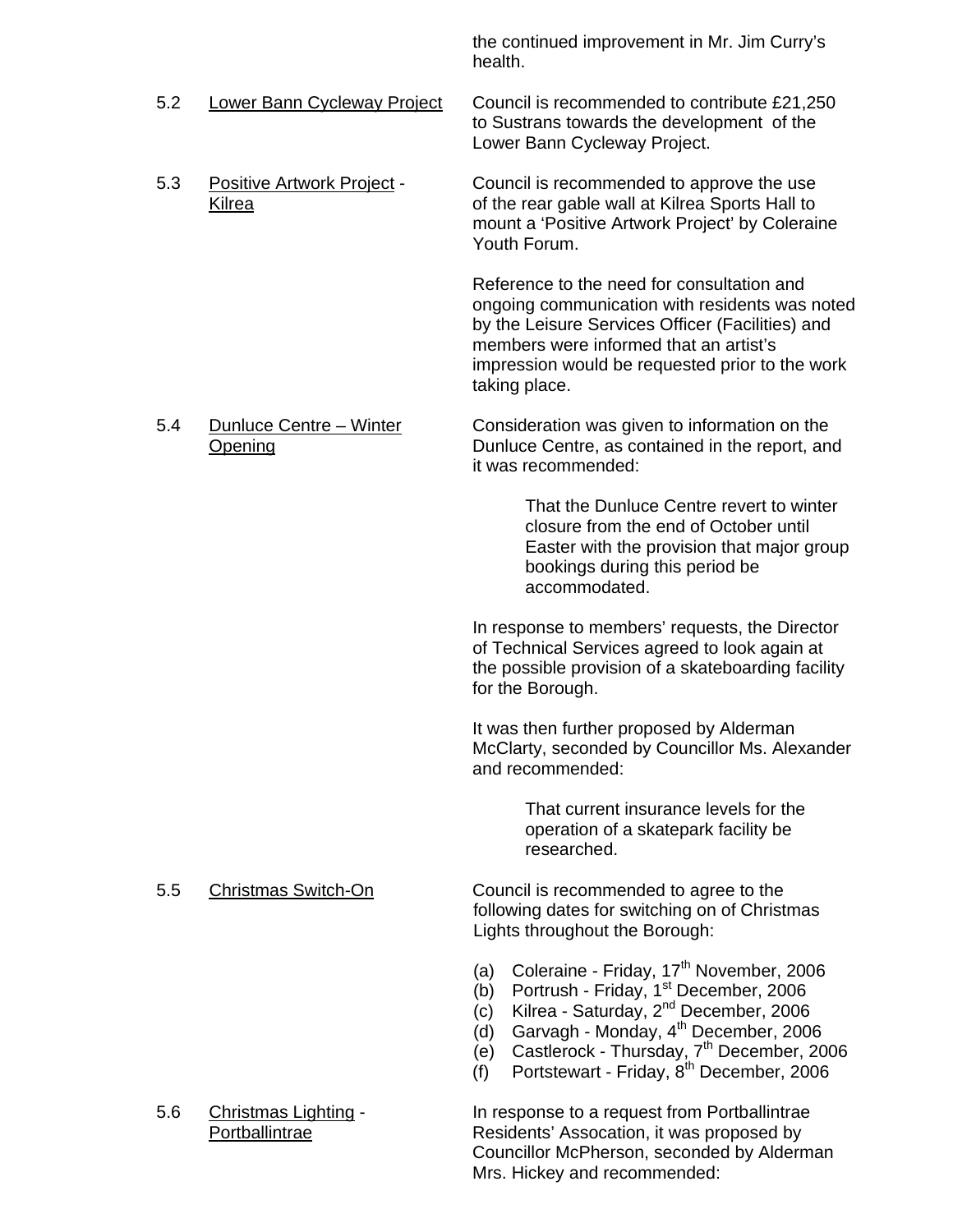the continued improvement in Mr. Jim Curry's health.

5.2 <u>Lower Bann Cycleway Project</u>

Council is recommended to contribute £21,250 to Sustrans towards the development of the Lower Bann Cycleway Project.

5.3 <u>Positive Artwork Project</u> - <u>Kilrea</u>

Council is recommended to approve the use of the rear gable wall at Kilrea Sports Hall to mount a 'Positive Artwork Project' by Coleraine Youth Forum.

Reference to the need for consultation and ongoing communication with residents was noted by the Leisure Services Officer (Facilities) and members were informed that an artist's impression would be requested prior to the work taking place.

5.4 <u>Dunluce Centre – Winter Opening</u>

Consideration was given to information on the Dunluce Centre, as contained in the report, and it was recommended:

> That the Dunluce Centre revert to winter closure from the end of October until Easter with the provision that major group bookings during this period be accommodated.

In response to members' requests, the Director of Technical Services agreed to look again at the possible provision of a skateboarding facility for the Borough.

It was then further proposed by Alderman McClarty, seconded by Councillor Ms. Alexander and recommended:

> That current insurance levels for the operation of a skatepark facility be researched.

5.5 <u>Christmas Switch-On</u>

Council is recommended to agree to the following dates for switching on of Christmas Lights throughout the Borough:

(a) Coleraine - Friday, 17th November, 2006
(b) Portrush - Friday, 1st December, 2006
(c) Kilrea - Saturday, 2nd December, 2006
(d) Garvagh - Monday, 4th December, 2006
(e) Castlerock - Thursday, 7th December, 2006
(f) Portstewart - Friday, 8th December, 2006

5.6 <u>Christmas Lighting</u> - <u>Portballintrae</u>

In response to a request from Portballintrae Residents' Assocation, it was proposed by Councillor McPherson, seconded by Alderman Mrs. Hickey and recommended: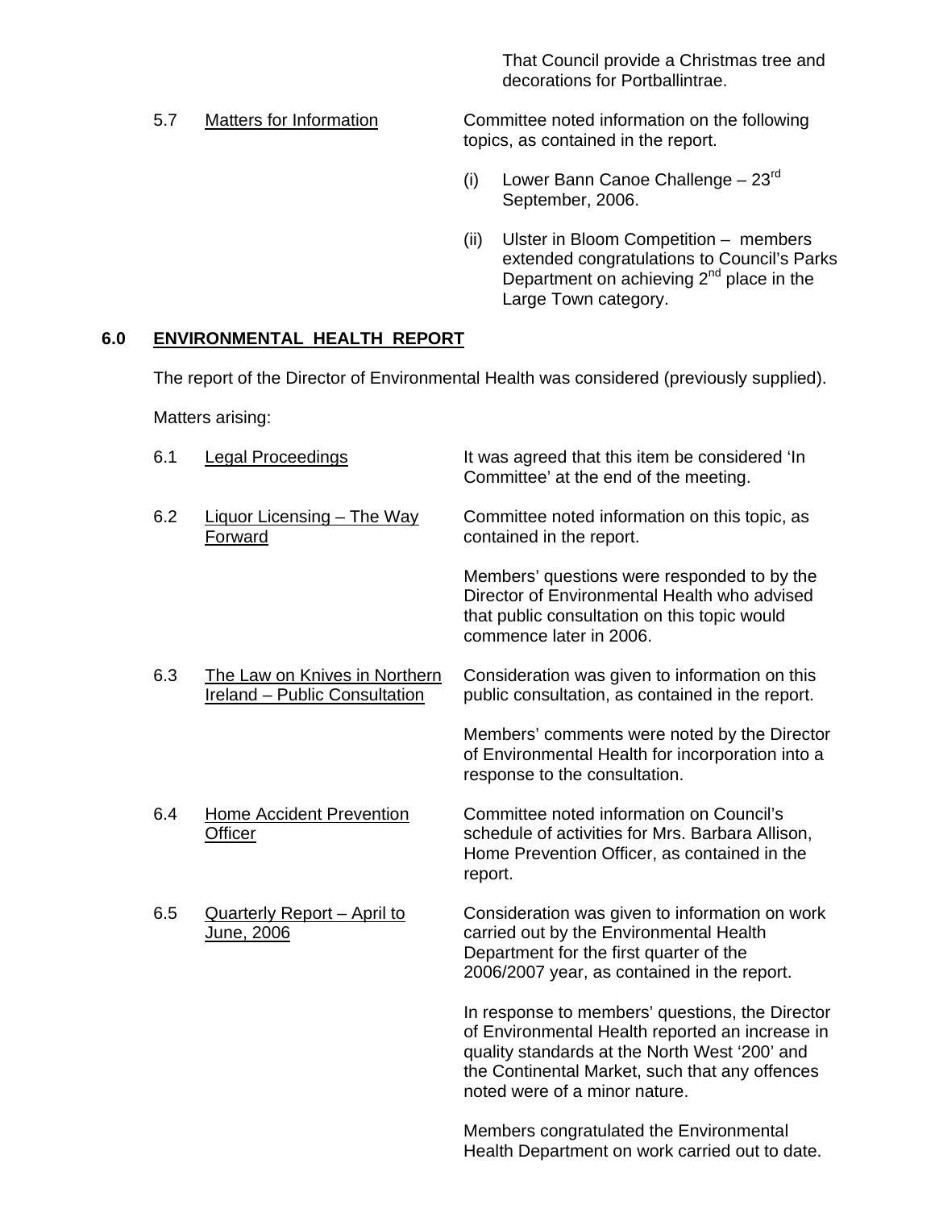That Council provide a Christmas tree and decorations for Portballintrae.

5.7 Matters for Information

Committee noted information on the following topics, as contained in the report.

(i) Lower Bann Canoe Challenge – 23rd September, 2006.

(ii) Ulster in Bloom Competition – members extended congratulations to Council's Parks Department on achieving 2nd place in the Large Town category.

## 6.0 ENVIRONMENTAL HEALTH REPORT

The report of the Director of Environmental Health was considered (previously supplied).

Matters arising:

6.1 Legal Proceedings

It was agreed that this item be considered 'In Committee' at the end of the meeting.

6.2 Liquor Licensing – The Way Forward

Committee noted information on this topic, as contained in the report.

Members' questions were responded to by the Director of Environmental Health who advised that public consultation on this topic would commence later in 2006.

6.3 The Law on Knives in Northern Ireland – Public Consultation

Consideration was given to information on this public consultation, as contained in the report.

Members' comments were noted by the Director of Environmental Health for incorporation into a response to the consultation.

6.4 Home Accident Prevention Officer

Committee noted information on Council's schedule of activities for Mrs. Barbara Allison, Home Prevention Officer, as contained in the report.

6.5 Quarterly Report – April to June, 2006

Consideration was given to information on work carried out by the Environmental Health Department for the first quarter of the 2006/2007 year, as contained in the report.

In response to members' questions, the Director of Environmental Health reported an increase in quality standards at the North West '200' and the Continental Market, such that any offences noted were of a minor nature.

Members congratulated the Environmental Health Department on work carried out to date.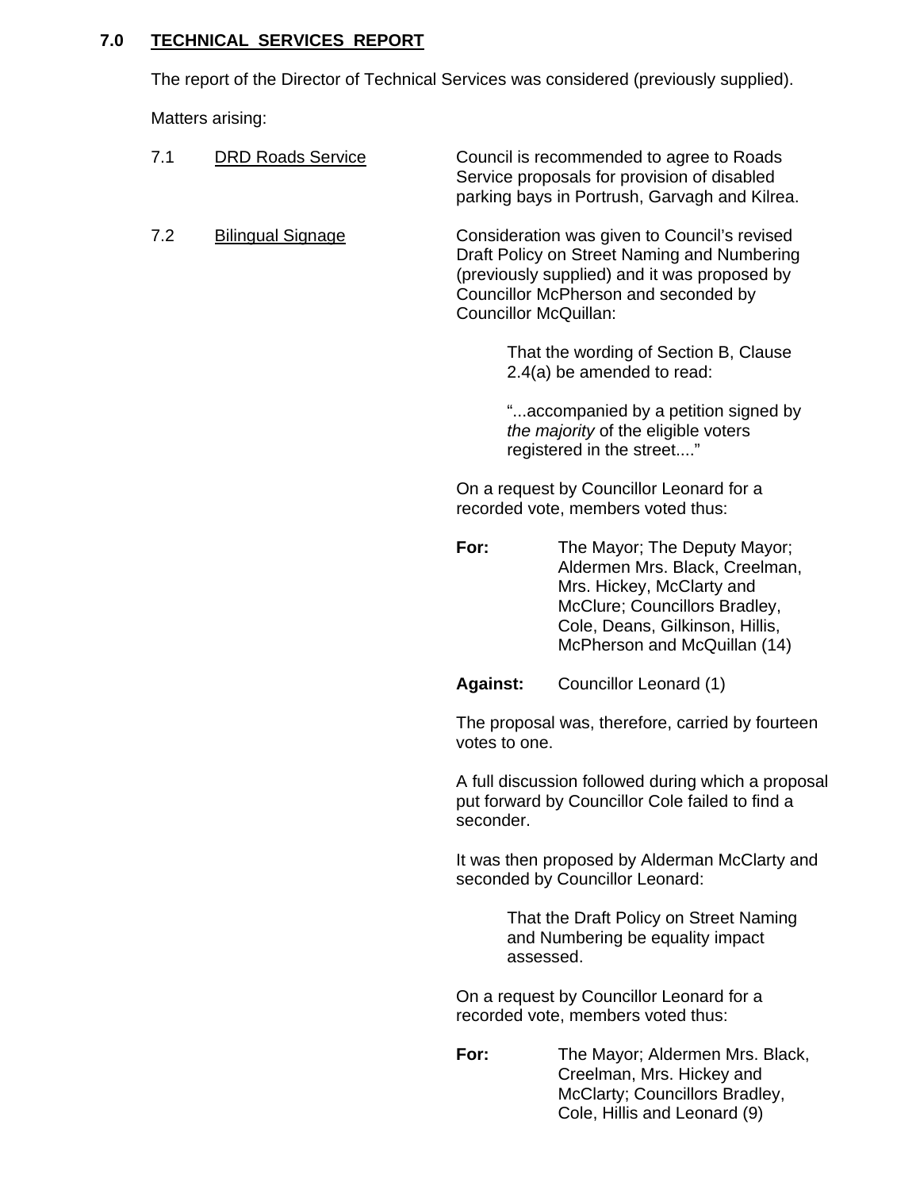## 7.0 TECHNICAL SERVICES REPORT

The report of the Director of Technical Services was considered (previously supplied).

Matters arising:

7.1 DRD Roads Service

Council is recommended to agree to Roads Service proposals for provision of disabled parking bays in Portrush, Garvagh and Kilrea.

7.2 Bilingual Signage

Consideration was given to Council's revised Draft Policy on Street Naming and Numbering (previously supplied) and it was proposed by Councillor McPherson and seconded by Councillor McQuillan:

> That the wording of Section B, Clause 2.4(a) be amended to read:
>
> "...accompanied by a petition signed by *the majority* of the eligible voters registered in the street...."

On a request by Councillor Leonard for a recorded vote, members voted thus:

**For:** The Mayor; The Deputy Mayor; Aldermen Mrs. Black, Creelman, Mrs. Hickey, McClarty and McClure; Councillors Bradley, Cole, Deans, Gilkinson, Hillis, McPherson and McQuillan (14)

**Against:** Councillor Leonard (1)

The proposal was, therefore, carried by fourteen votes to one.

A full discussion followed during which a proposal put forward by Councillor Cole failed to find a seconder.

It was then proposed by Alderman McClarty and seconded by Councillor Leonard:

> That the Draft Policy on Street Naming and Numbering be equality impact assessed.

On a request by Councillor Leonard for a recorded vote, members voted thus:

**For:** The Mayor; Aldermen Mrs. Black, Creelman, Mrs. Hickey and McClarty; Councillors Bradley, Cole, Hillis and Leonard (9)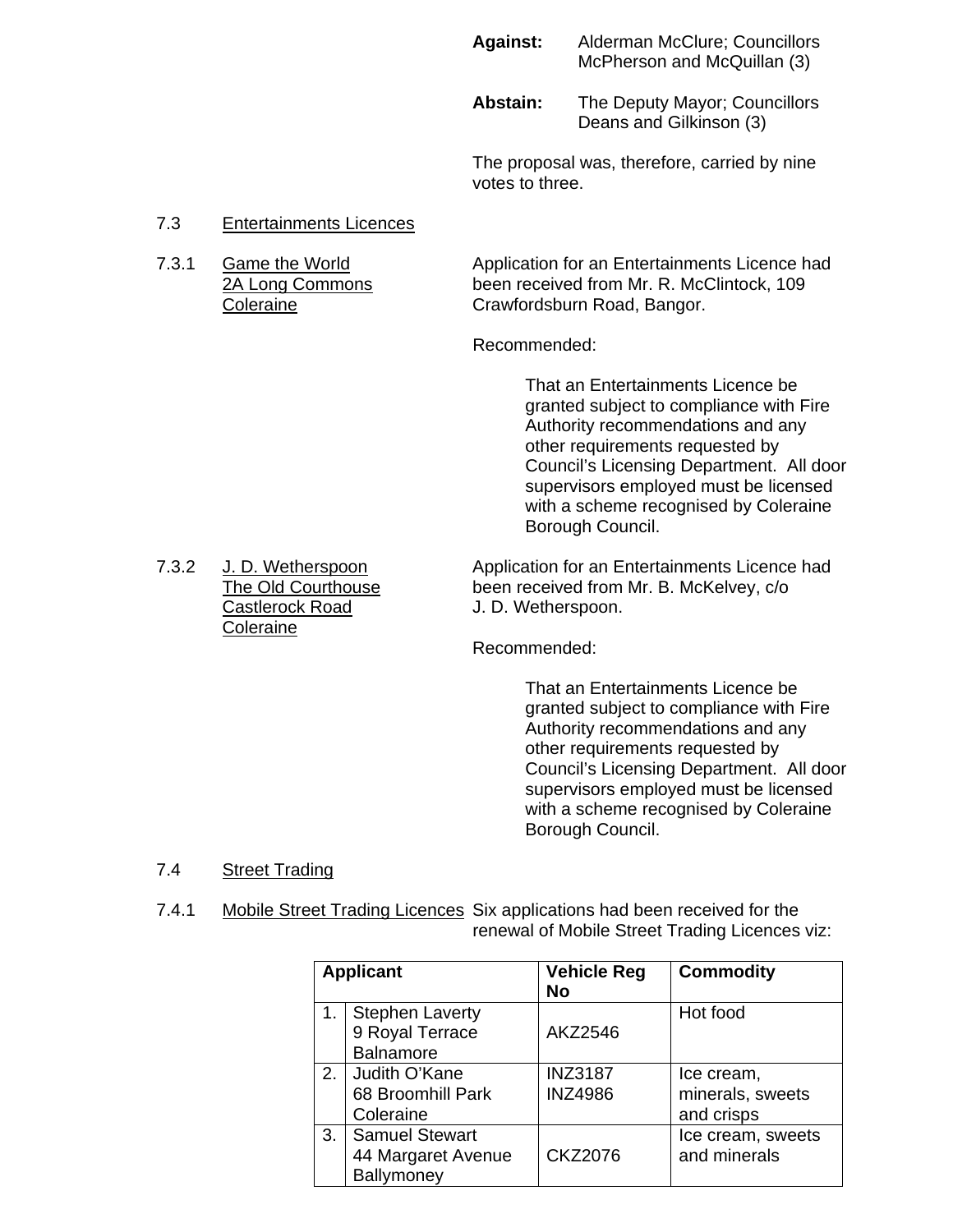**Against:** Alderman McClure; Councillors McPherson and McQuillan (3)

**Abstain:** The Deputy Mayor; Councillors Deans and Gilkinson (3)

The proposal was, therefore, carried by nine votes to three.

7.3 Entertainments Licences

7.3.1 Game the World, 2A Long Commons, Coleraine

Application for an Entertainments Licence had been received from Mr. R. McClintock, 109 Crawfordsburn Road, Bangor.

Recommended:

> That an Entertainments Licence be granted subject to compliance with Fire Authority recommendations and any other requirements requested by Council's Licensing Department. All door supervisors employed must be licensed with a scheme recognised by Coleraine Borough Council.

7.3.2 J. D. Wetherspoon, The Old Courthouse, Castlerock Road, Coleraine

Application for an Entertainments Licence had been received from Mr. B. McKelvey, c/o J. D. Wetherspoon.

Recommended:

> That an Entertainments Licence be granted subject to compliance with Fire Authority recommendations and any other requirements requested by Council's Licensing Department. All door supervisors employed must be licensed with a scheme recognised by Coleraine Borough Council.

7.4 Street Trading

7.4.1 Mobile Street Trading Licences

Six applications had been received for the renewal of Mobile Street Trading Licences viz:

| | Applicant | Vehicle Reg No | Commodity |
|---|---|---|---|
| 1. | Stephen Laverty<br>9 Royal Terrace<br>Balnamore | AKZ2546 | Hot food |
| 2. | Judith O'Kane<br>68 Broomhill Park<br>Coleraine | INZ3187<br>INZ4986 | Ice cream, minerals, sweets and crisps |
| 3. | Samuel Stewart<br>44 Margaret Avenue<br>Ballymoney | CKZ2076 | Ice cream, sweets and minerals |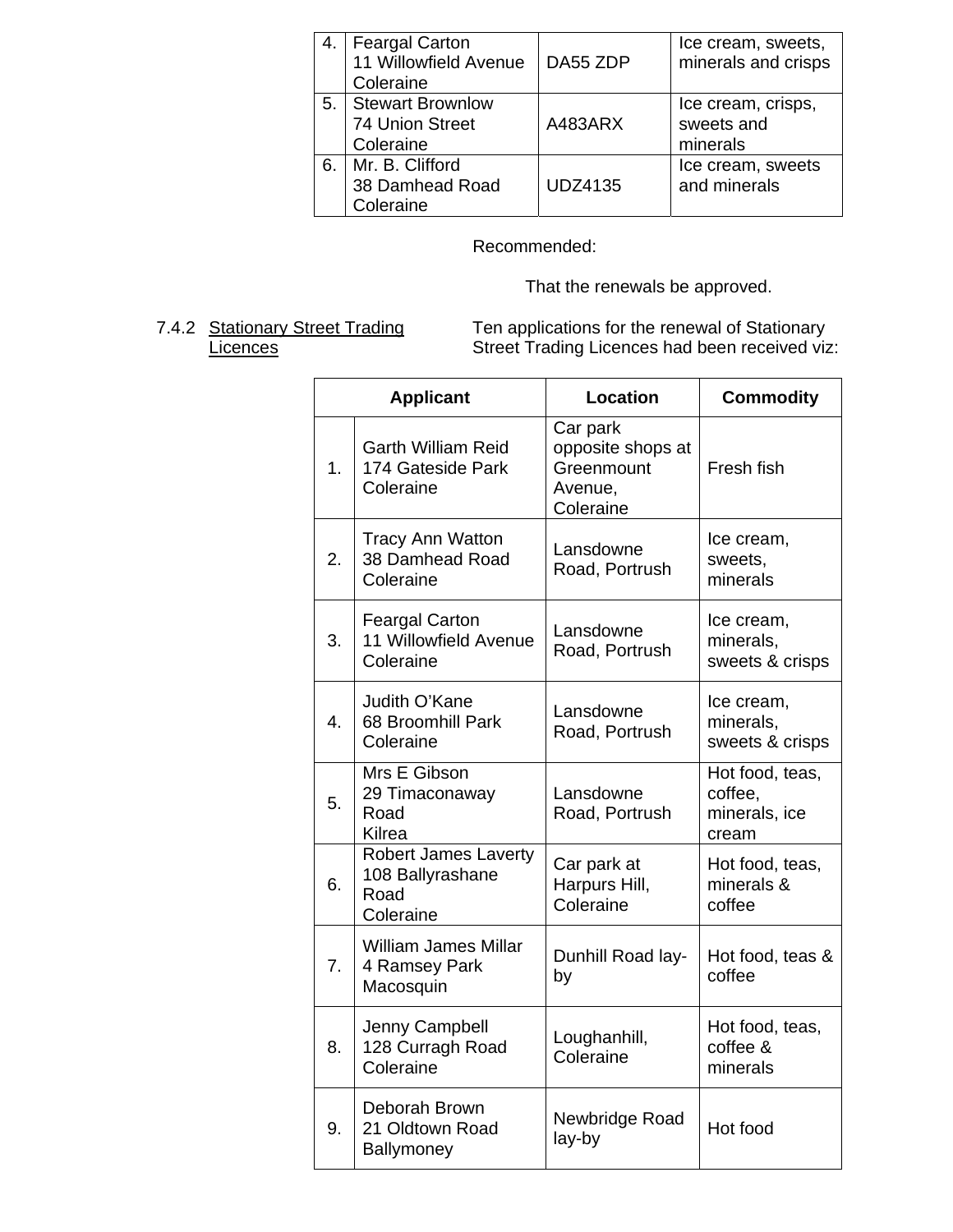| 4. | Feargal Carton<br>11 Willowfield Avenue<br>Coleraine | DA55 ZDP | Ice cream, sweets, minerals and crisps |
|---|---|---|---|
| 5. | Stewart Brownlow<br>74 Union Street<br>Coleraine | A483ARX | Ice cream, crisps, sweets and minerals |
| 6. | Mr. B. Clifford<br>38 Damhead Road<br>Coleraine | UDZ4135 | Ice cream, sweets and minerals |

Recommended:

That the renewals be approved.

7.4.2 <u>Stationary Street Trading Licences</u>

Ten applications for the renewal of Stationary Street Trading Licences had been received viz:

| Applicant | | Location | Commodity |
|---|---|---|---|
| 1. | Garth William Reid<br>174 Gateside Park<br>Coleraine | Car park opposite shops at Greenmount Avenue, Coleraine | Fresh fish |
| 2. | Tracy Ann Watton<br>38 Damhead Road<br>Coleraine | Lansdowne Road, Portrush | Ice cream, sweets, minerals |
| 3. | Feargal Carton<br>11 Willowfield Avenue<br>Coleraine | Lansdowne Road, Portrush | Ice cream, minerals, sweets & crisps |
| 4. | Judith O'Kane<br>68 Broomhill Park<br>Coleraine | Lansdowne Road, Portrush | Ice cream, minerals, sweets & crisps |
| 5. | Mrs E Gibson<br>29 Timaconaway Road<br>Kilrea | Lansdowne Road, Portrush | Hot food, teas, coffee, minerals, ice cream |
| 6. | Robert James Laverty<br>108 Ballyrashane Road<br>Coleraine | Car park at Harpurs Hill, Coleraine | Hot food, teas, minerals & coffee |
| 7. | William James Millar<br>4 Ramsey Park<br>Macosquin | Dunhill Road lay-by | Hot food, teas & coffee |
| 8. | Jenny Campbell<br>128 Curragh Road<br>Coleraine | Loughanhill, Coleraine | Hot food, teas, coffee & minerals |
| 9. | Deborah Brown<br>21 Oldtown Road<br>Ballymoney | Newbridge Road lay-by | Hot food |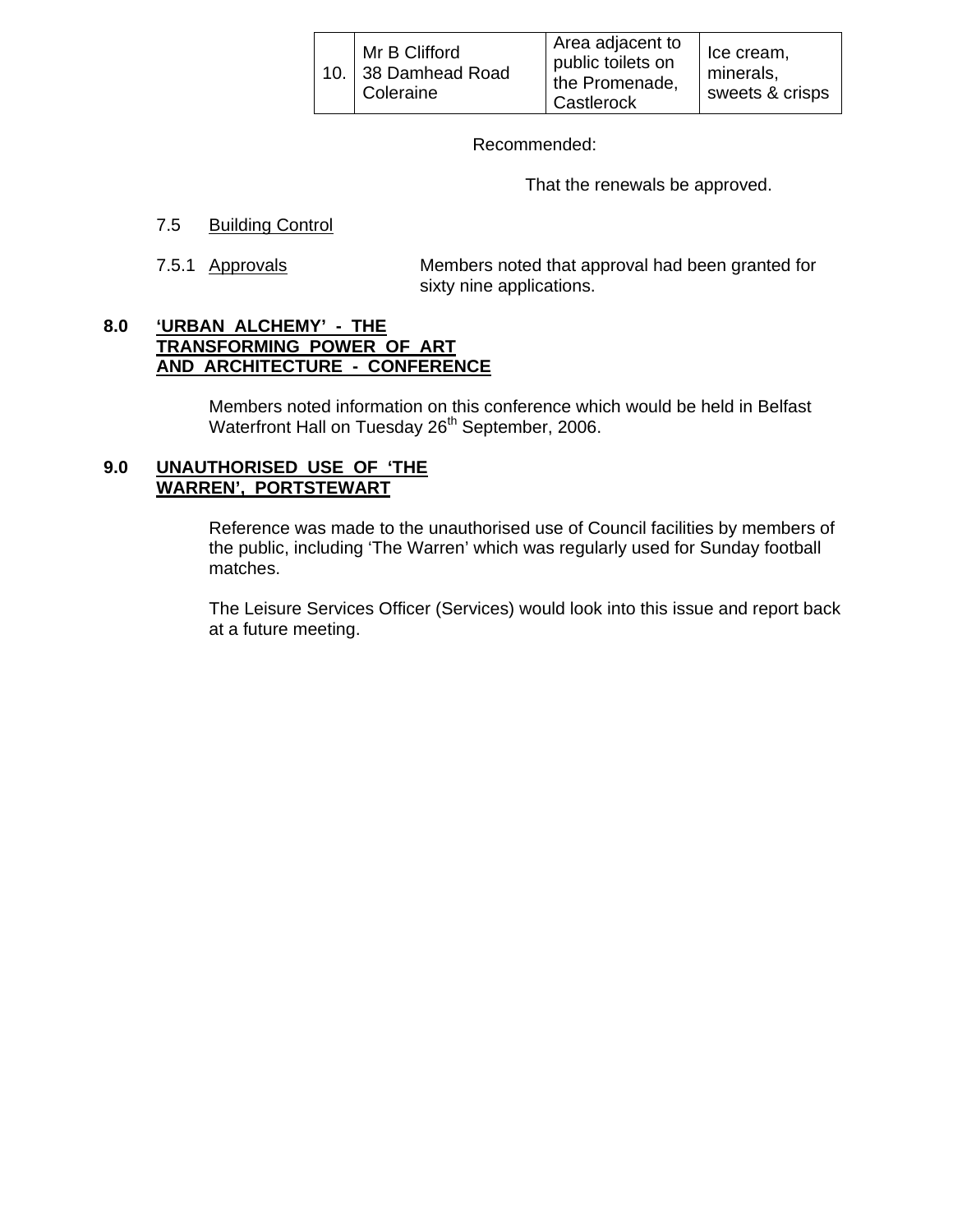| 10. | Mr B Clifford<br>38 Damhead Road<br>Coleraine | Area adjacent to public toilets on the Promenade, Castlerock | Ice cream, minerals, sweets & crisps |
|---|---|---|---|

Recommended:

That the renewals be approved.

7.5 Building Control

7.5.1 Approvals — Members noted that approval had been granted for sixty nine applications.

**8.0 'URBAN ALCHEMY' - THE TRANSFORMING POWER OF ART AND ARCHITECTURE - CONFERENCE**

Members noted information on this conference which would be held in Belfast Waterfront Hall on Tuesday 26th September, 2006.

**9.0 UNAUTHORISED USE OF 'THE WARREN', PORTSTEWART**

Reference was made to the unauthorised use of Council facilities by members of the public, including 'The Warren' which was regularly used for Sunday football matches.

The Leisure Services Officer (Services) would look into this issue and report back at a future meeting.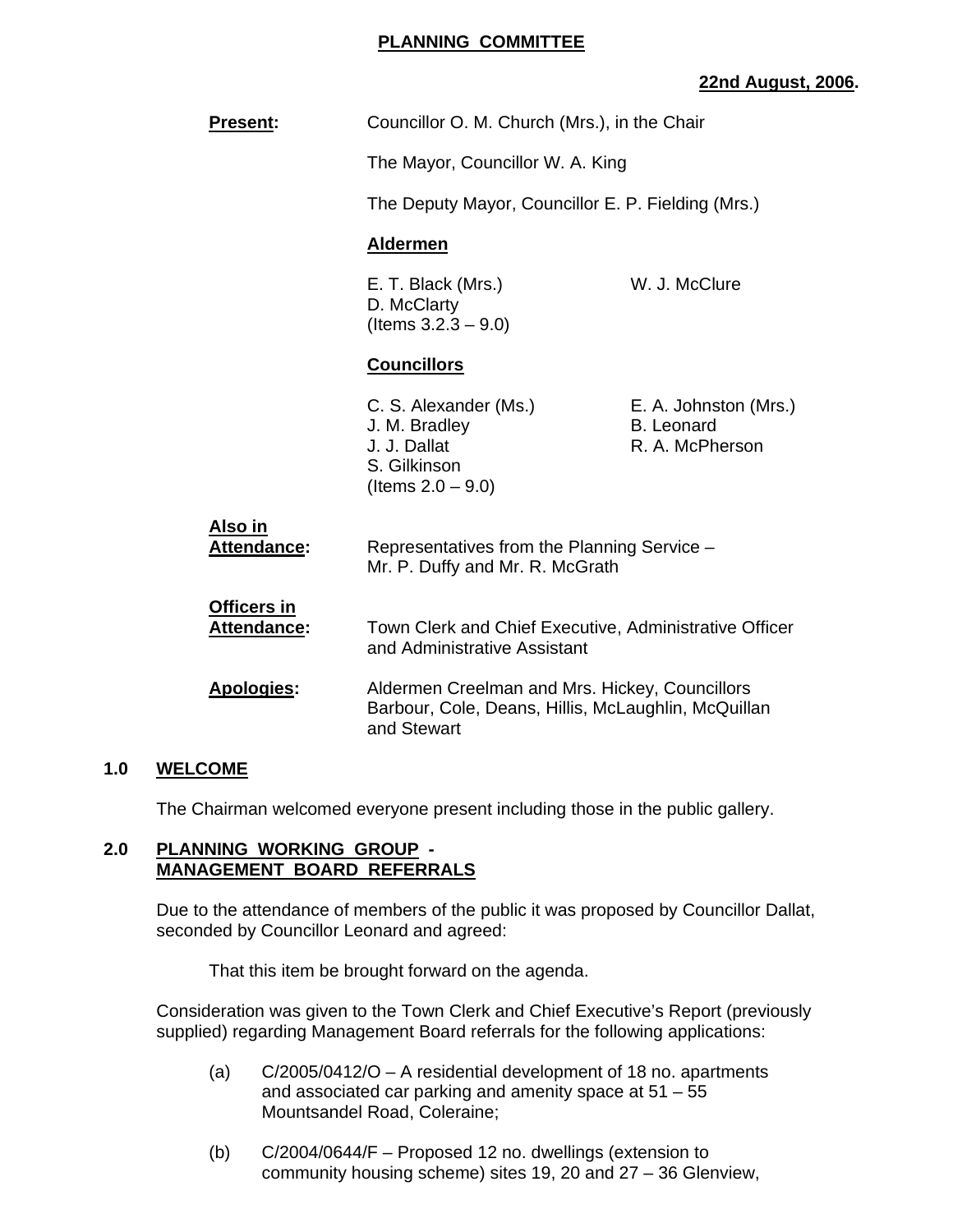**PLANNING COMMITTEE**

**22nd August, 2006.**

**Present:** Councillor O. M. Church (Mrs.), in the Chair

The Mayor, Councillor W. A. King

The Deputy Mayor, Councillor E. P. Fielding (Mrs.)

**Aldermen**

E. T. Black (Mrs.)
W. J. McClure
D. McClarty
(Items 3.2.3 – 9.0)

**Councillors**

C. S. Alexander (Ms.)
E. A. Johnston (Mrs.)
J. M. Bradley
B. Leonard
J. J. Dallat
R. A. McPherson
S. Gilkinson
(Items 2.0 – 9.0)

**Also in Attendance:** Representatives from the Planning Service – Mr. P. Duffy and Mr. R. McGrath

**Officers in Attendance:** Town Clerk and Chief Executive, Administrative Officer and Administrative Assistant

**Apologies:** Aldermen Creelman and Mrs. Hickey, Councillors Barbour, Cole, Deans, Hillis, McLaughlin, McQuillan and Stewart

## 1.0 WELCOME

The Chairman welcomed everyone present including those in the public gallery.

## 2.0 PLANNING WORKING GROUP - MANAGEMENT BOARD REFERRALS

Due to the attendance of members of the public it was proposed by Councillor Dallat, seconded by Councillor Leonard and agreed:

That this item be brought forward on the agenda.

Consideration was given to the Town Clerk and Chief Executive's Report (previously supplied) regarding Management Board referrals for the following applications:

(a) C/2005/0412/O – A residential development of 18 no. apartments and associated car parking and amenity space at 51 – 55 Mountsandel Road, Coleraine;

(b) C/2004/0644/F – Proposed 12 no. dwellings (extension to community housing scheme) sites 19, 20 and 27 – 36 Glenview,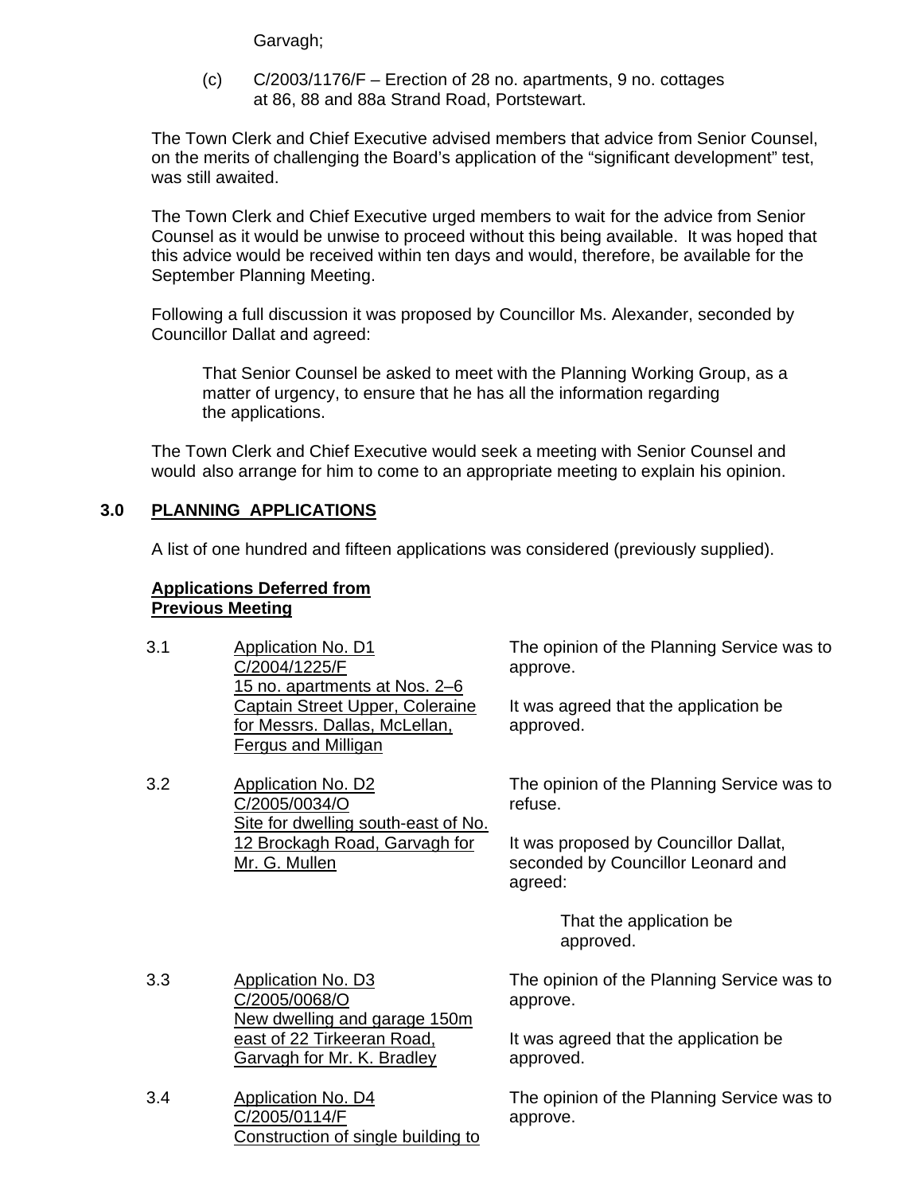Garvagh;

(c) C/2003/1176/F – Erection of 28 no. apartments, 9 no. cottages at 86, 88 and 88a Strand Road, Portstewart.

The Town Clerk and Chief Executive advised members that advice from Senior Counsel, on the merits of challenging the Board's application of the "significant development" test, was still awaited.

The Town Clerk and Chief Executive urged members to wait for the advice from Senior Counsel as it would be unwise to proceed without this being available. It was hoped that this advice would be received within ten days and would, therefore, be available for the September Planning Meeting.

Following a full discussion it was proposed by Councillor Ms. Alexander, seconded by Councillor Dallat and agreed:

> That Senior Counsel be asked to meet with the Planning Working Group, as a matter of urgency, to ensure that he has all the information regarding the applications.

The Town Clerk and Chief Executive would seek a meeting with Senior Counsel and would also arrange for him to come to an appropriate meeting to explain his opinion.

## 3.0 PLANNING APPLICATIONS

A list of one hundred and fifteen applications was considered (previously supplied).

**Applications Deferred from Previous Meeting**

3.1 Application No. D1
C/2004/1225/F
15 no. apartments at Nos. 2–6 Captain Street Upper, Coleraine for Messrs. Dallas, McLellan, Fergus and Milligan

The opinion of the Planning Service was to approve.

It was agreed that the application be approved.

3.2 Application No. D2
C/2005/0034/O
Site for dwelling south-east of No. 12 Brockagh Road, Garvagh for Mr. G. Mullen

The opinion of the Planning Service was to refuse.

It was proposed by Councillor Dallat, seconded by Councillor Leonard and agreed:

> That the application be approved.

3.3 Application No. D3
C/2005/0068/O
New dwelling and garage 150m east of 22 Tirkeeran Road, Garvagh for Mr. K. Bradley

The opinion of the Planning Service was to approve.

It was agreed that the application be approved.

3.4 Application No. D4
C/2005/0114/F
Construction of single building to

The opinion of the Planning Service was to approve.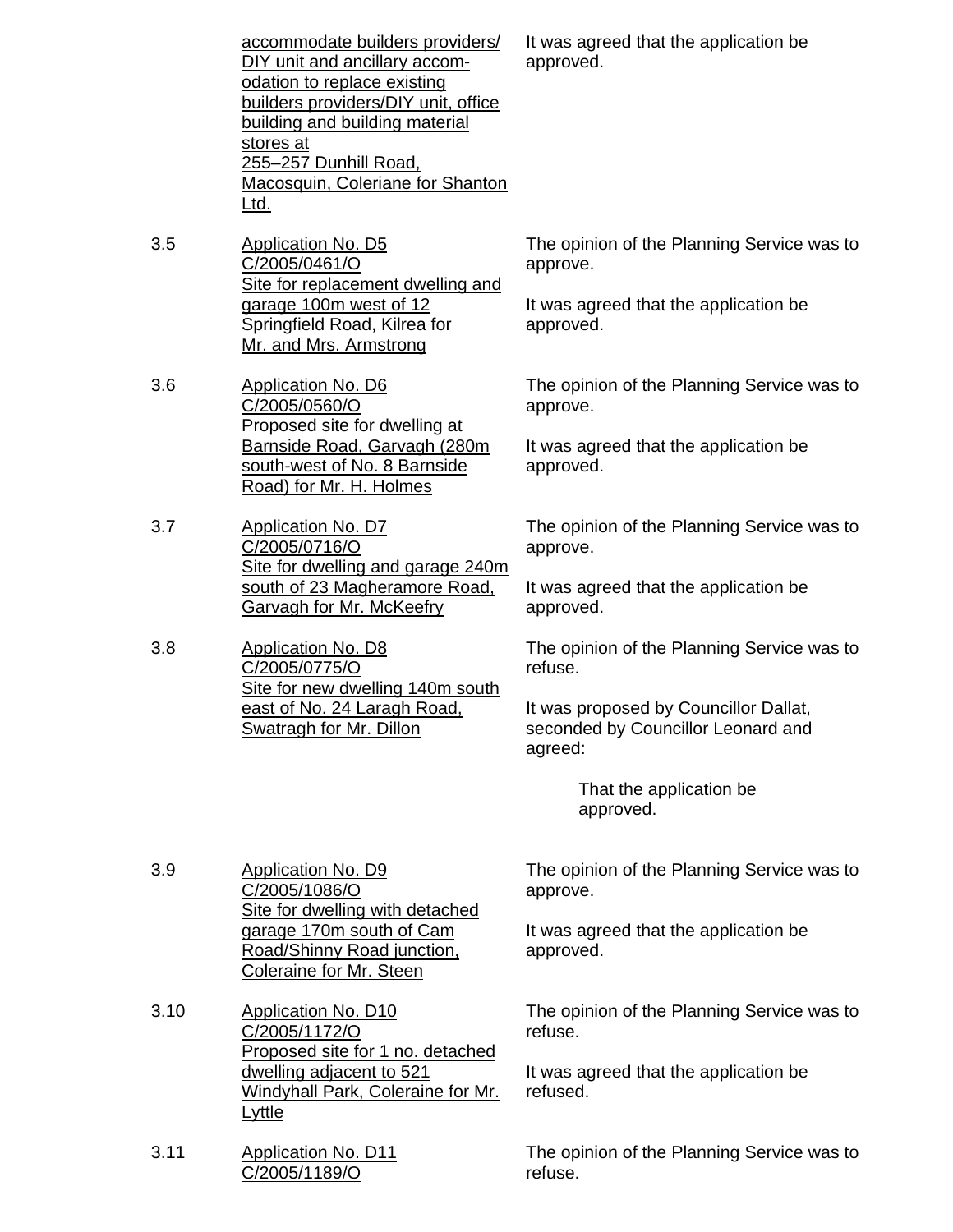| | | |
|---|---|---|
| | accommodate builders providers/ DIY unit and ancillary accom-odation to replace existing builders providers/DIY unit, office building and building material stores at 255–257 Dunhill Road, Macosquin, Coleriane for Shanton Ltd. | It was agreed that the application be approved. |
| 3.5 | Application No. D5 C/2005/0461/O Site for replacement dwelling and garage 100m west of 12 Springfield Road, Kilrea for Mr. and Mrs. Armstrong | The opinion of the Planning Service was to approve.<br><br>It was agreed that the application be approved. |
| 3.6 | Application No. D6 C/2005/0560/O Proposed site for dwelling at Barnside Road, Garvagh (280m south-west of No. 8 Barnside Road) for Mr. H. Holmes | The opinion of the Planning Service was to approve.<br><br>It was agreed that the application be approved. |
| 3.7 | Application No. D7 C/2005/0716/O Site for dwelling and garage 240m south of 23 Magheramore Road, Garvagh for Mr. McKeefry | The opinion of the Planning Service was to approve.<br><br>It was agreed that the application be approved. |
| 3.8 | Application No. D8 C/2005/0775/O Site for new dwelling 140m south east of No. 24 Laragh Road, Swatragh for Mr. Dillon | The opinion of the Planning Service was to refuse.<br><br>It was proposed by Councillor Dallat, seconded by Councillor Leonard and agreed:<br><br>That the application be approved. |
| 3.9 | Application No. D9 C/2005/1086/O Site for dwelling with detached garage 170m south of Cam Road/Shinny Road junction, Coleraine for Mr. Steen | The opinion of the Planning Service was to approve.<br><br>It was agreed that the application be approved. |
| 3.10 | Application No. D10 C/2005/1172/O Proposed site for 1 no. detached dwelling adjacent to 521 Windyhall Park, Coleraine for Mr. Lyttle | The opinion of the Planning Service was to refuse.<br><br>It was agreed that the application be refused. |
| 3.11 | Application No. D11 C/2005/1189/O | The opinion of the Planning Service was to refuse. |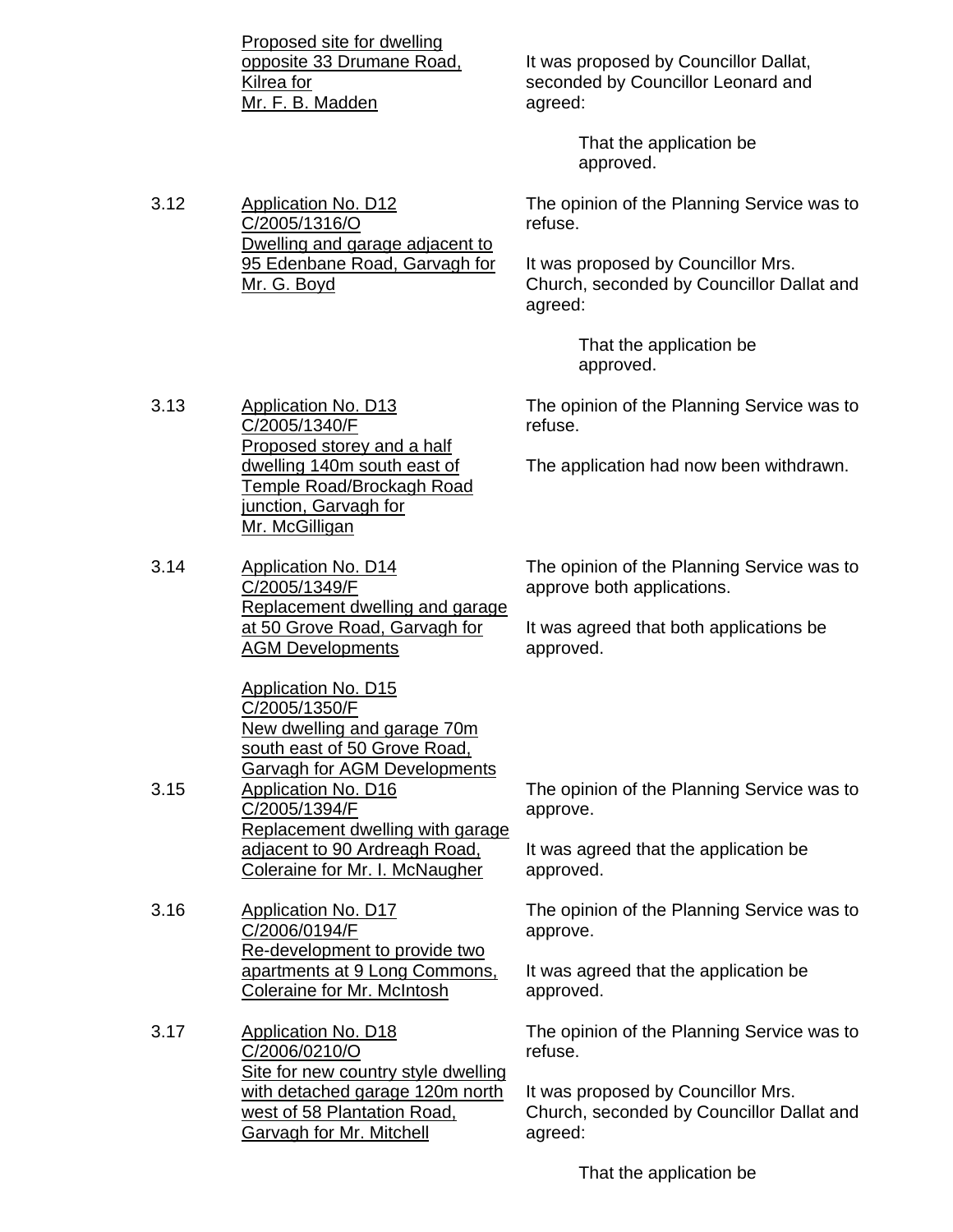| | | |
|---|---|---|
| | Proposed site for dwelling opposite 33 Drumane Road, Kilrea for Mr. F. B. Madden | It was proposed by Councillor Dallat, seconded by Councillor Leonard and agreed:<br><br>That the application be approved. |
| 3.12 | Application No. D12 C/2005/1316/O Dwelling and garage adjacent to 95 Edenbane Road, Garvagh for Mr. G. Boyd | The opinion of the Planning Service was to refuse.<br><br>It was proposed by Councillor Mrs. Church, seconded by Councillor Dallat and agreed:<br><br>That the application be approved. |
| 3.13 | Application No. D13 C/2005/1340/F Proposed storey and a half dwelling 140m south east of Temple Road/Brockagh Road junction, Garvagh for Mr. McGilligan | The opinion of the Planning Service was to refuse.<br><br>The application had now been withdrawn. |
| 3.14 | Application No. D14 C/2005/1349/F Replacement dwelling and garage at 50 Grove Road, Garvagh for AGM Developments<br><br>Application No. D15 C/2005/1350/F New dwelling and garage 70m south east of 50 Grove Road, Garvagh for AGM Developments | The opinion of the Planning Service was to approve both applications.<br><br>It was agreed that both applications be approved. |
| 3.15 | Application No. D16 C/2005/1394/F Replacement dwelling with garage adjacent to 90 Ardreagh Road, Coleraine for Mr. I. McNaugher | The opinion of the Planning Service was to approve.<br><br>It was agreed that the application be approved. |
| 3.16 | Application No. D17 C/2006/0194/F Re-development to provide two apartments at 9 Long Commons, Coleraine for Mr. McIntosh | The opinion of the Planning Service was to approve.<br><br>It was agreed that the application be approved. |
| 3.17 | Application No. D18 C/2006/0210/O Site for new country style dwelling with detached garage 120m north west of 58 Plantation Road, Garvagh for Mr. Mitchell | The opinion of the Planning Service was to refuse.<br><br>It was proposed by Councillor Mrs. Church, seconded by Councillor Dallat and agreed:<br><br>That the application be |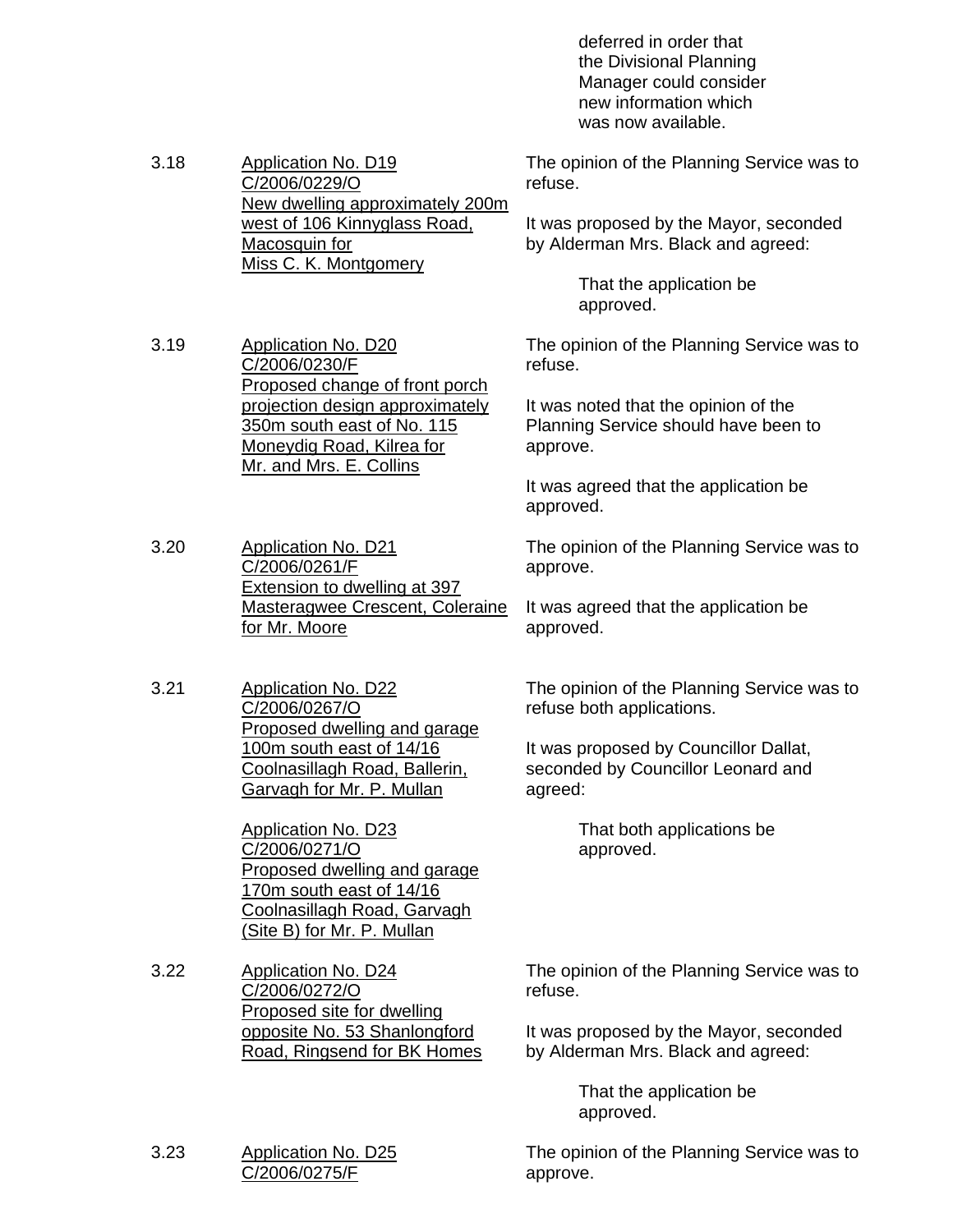deferred in order that the Divisional Planning Manager could consider new information which was now available.

3.18 Application No. D19
C/2006/0229/O
New dwelling approximately 200m west of 106 Kinnyglass Road, Macosquin for Miss C. K. Montgomery

The opinion of the Planning Service was to refuse.

It was proposed by the Mayor, seconded by Alderman Mrs. Black and agreed:

> That the application be approved.

3.19 Application No. D20
C/2006/0230/F
Proposed change of front porch projection design approximately 350m south east of No. 115 Moneydig Road, Kilrea for Mr. and Mrs. E. Collins

The opinion of the Planning Service was to refuse.

It was noted that the opinion of the Planning Service should have been to approve.

It was agreed that the application be approved.

3.20 Application No. D21
C/2006/0261/F
Extension to dwelling at 397 Masteragwee Crescent, Coleraine for Mr. Moore

The opinion of the Planning Service was to approve.

It was agreed that the application be approved.

3.21 Application No. D22
C/2006/0267/O
Proposed dwelling and garage 100m south east of 14/16 Coolnasillagh Road, Ballerin, Garvagh for Mr. P. Mullan

Application No. D23
C/2006/0271/O
Proposed dwelling and garage 170m south east of 14/16 Coolnasillagh Road, Garvagh (Site B) for Mr. P. Mullan

The opinion of the Planning Service was to refuse both applications.

It was proposed by Councillor Dallat, seconded by Councillor Leonard and agreed:

> That both applications be approved.

3.22 Application No. D24
C/2006/0272/O
Proposed site for dwelling opposite No. 53 Shanlongford Road, Ringsend for BK Homes

The opinion of the Planning Service was to refuse.

It was proposed by the Mayor, seconded by Alderman Mrs. Black and agreed:

> That the application be approved.

3.23 Application No. D25
C/2006/0275/F

The opinion of the Planning Service was to approve.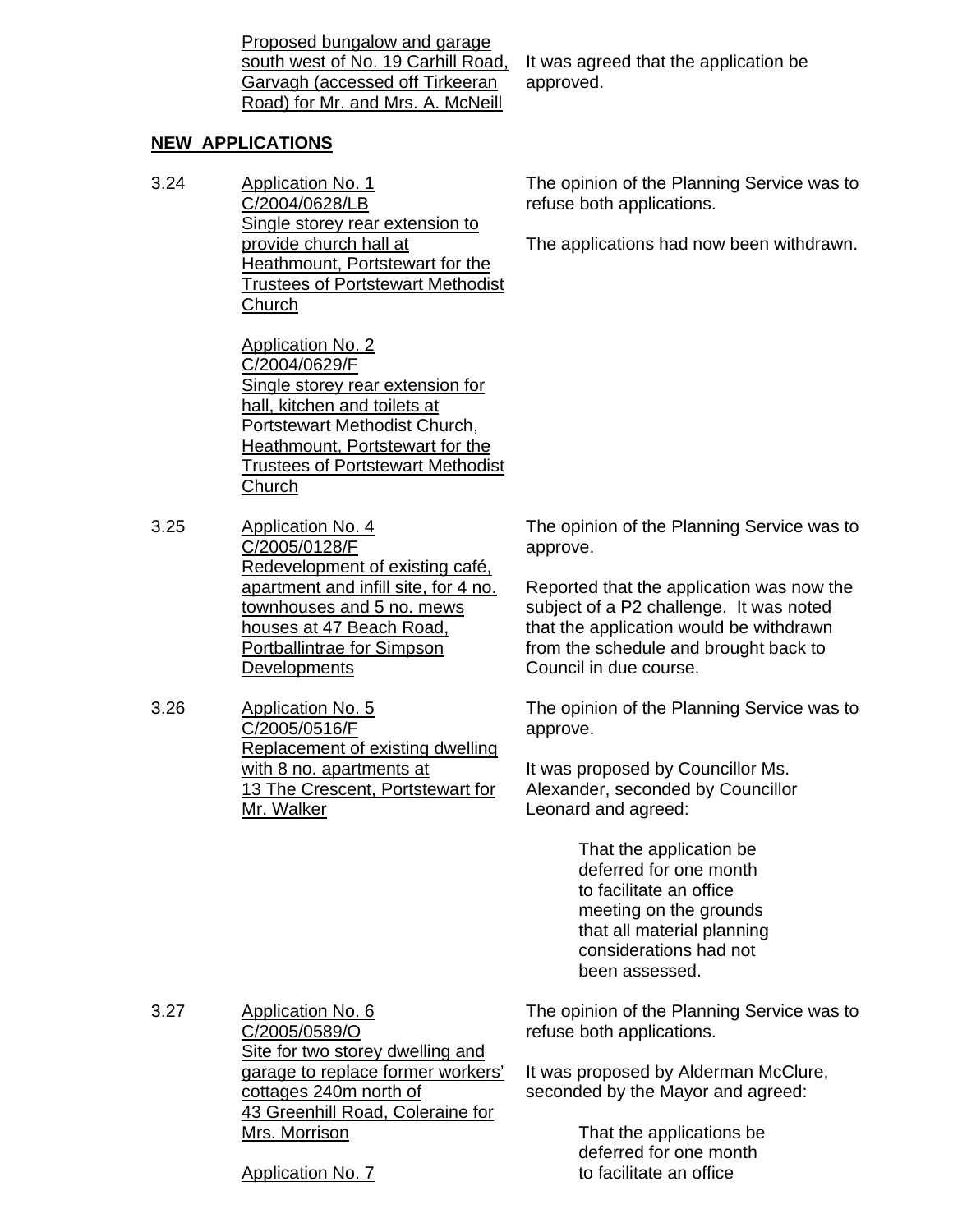Proposed bungalow and garage south west of No. 19 Carhill Road, Garvagh (accessed off Tirkeeran Road) for Mr. and Mrs. A. McNeill

It was agreed that the application be approved.

**NEW APPLICATIONS**

3.24 Application No. 1
C/2004/0628/LB
Single storey rear extension to provide church hall at Heathmount, Portstewart for the Trustees of Portstewart Methodist Church

Application No. 2
C/2004/0629/F
Single storey rear extension for hall, kitchen and toilets at Portstewart Methodist Church, Heathmount, Portstewart for the Trustees of Portstewart Methodist Church

The opinion of the Planning Service was to refuse both applications.

The applications had now been withdrawn.

3.25 Application No. 4
C/2005/0128/F
Redevelopment of existing café, apartment and infill site, for 4 no. townhouses and 5 no. mews houses at 47 Beach Road, Portballintrae for Simpson Developments

The opinion of the Planning Service was to approve.

Reported that the application was now the subject of a P2 challenge. It was noted that the application would be withdrawn from the schedule and brought back to Council in due course.

3.26 Application No. 5
C/2005/0516/F
Replacement of existing dwelling with 8 no. apartments at 13 The Crescent, Portstewart for Mr. Walker

The opinion of the Planning Service was to approve.

It was proposed by Councillor Ms. Alexander, seconded by Councillor Leonard and agreed:

> That the application be deferred for one month to facilitate an office meeting on the grounds that all material planning considerations had not been assessed.

3.27 Application No. 6
C/2005/0589/O
Site for two storey dwelling and garage to replace former workers' cottages 240m north of 43 Greenhill Road, Coleraine for Mrs. Morrison

Application No. 7

The opinion of the Planning Service was to refuse both applications.

It was proposed by Alderman McClure, seconded by the Mayor and agreed:

> That the applications be deferred for one month to facilitate an office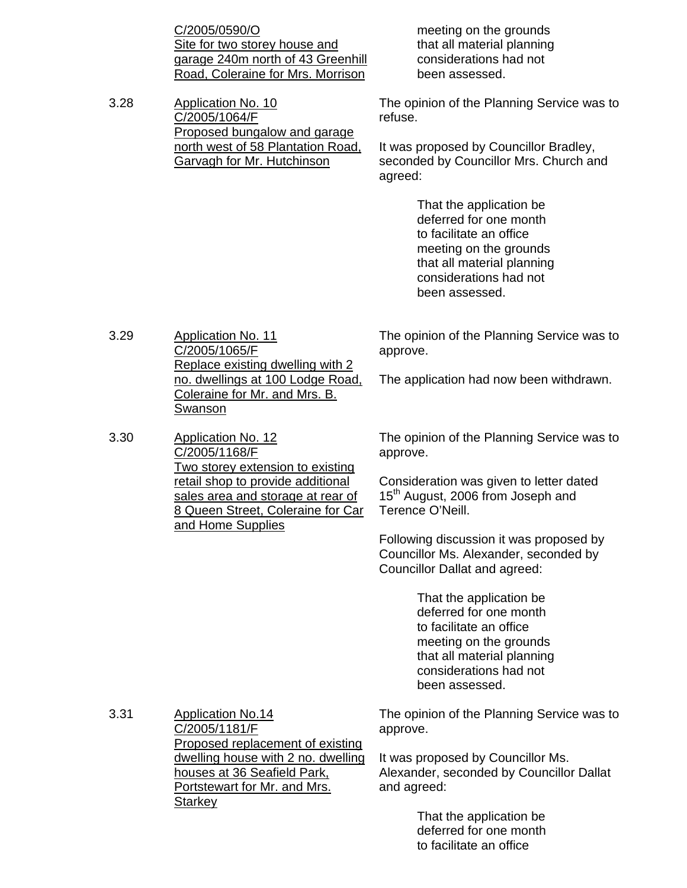C/2005/0590/O
Site for two storey house and garage 240m north of 43 Greenhill Road, Coleraine for Mrs. Morrison

> meeting on the grounds that all material planning considerations had not been assessed.

3.28 Application No. 10
C/2005/1064/F
Proposed bungalow and garage north west of 58 Plantation Road, Garvagh for Mr. Hutchinson

The opinion of the Planning Service was to refuse.

It was proposed by Councillor Bradley, seconded by Councillor Mrs. Church and agreed:

> That the application be deferred for one month to facilitate an office meeting on the grounds that all material planning considerations had not been assessed.

3.29 Application No. 11
C/2005/1065/F
Replace existing dwelling with 2 no. dwellings at 100 Lodge Road, Coleraine for Mr. and Mrs. B. Swanson

The opinion of the Planning Service was to approve.

The application had now been withdrawn.

3.30 Application No. 12
C/2005/1168/F
Two storey extension to existing retail shop to provide additional sales area and storage at rear of 8 Queen Street, Coleraine for Car and Home Supplies

The opinion of the Planning Service was to approve.

Consideration was given to letter dated 15th August, 2006 from Joseph and Terence O'Neill.

Following discussion it was proposed by Councillor Ms. Alexander, seconded by Councillor Dallat and agreed:

> That the application be deferred for one month to facilitate an office meeting on the grounds that all material planning considerations had not been assessed.

3.31 Application No.14
C/2005/1181/F
Proposed replacement of existing dwelling house with 2 no. dwelling houses at 36 Seafield Park, Portstewart for Mr. and Mrs. Starkey

The opinion of the Planning Service was to approve.

It was proposed by Councillor Ms. Alexander, seconded by Councillor Dallat and agreed:

> That the application be deferred for one month to facilitate an office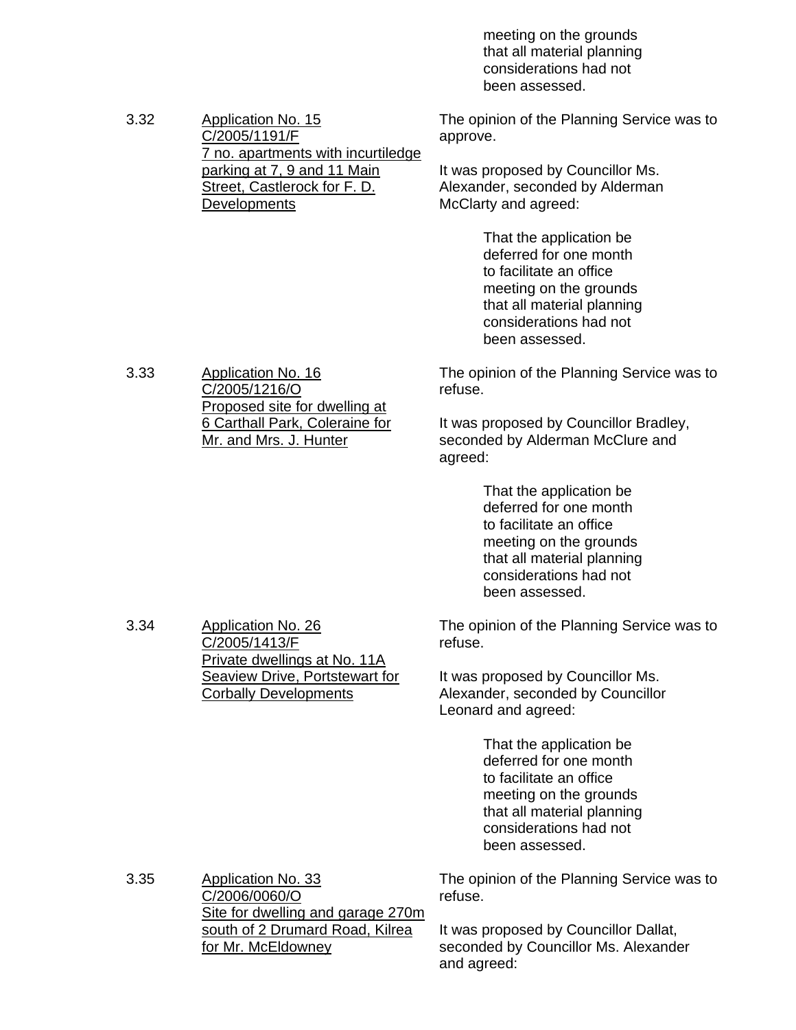> meeting on the grounds that all material planning considerations had not been assessed.

3.32 <u>Application No. 15 C/2005/1191/F 7 no. apartments with incurtiledge parking at 7, 9 and 11 Main Street, Castlerock for F. D. Developments</u>

The opinion of the Planning Service was to approve.

It was proposed by Councillor Ms. Alexander, seconded by Alderman McClarty and agreed:

> That the application be deferred for one month to facilitate an office meeting on the grounds that all material planning considerations had not been assessed.

3.33 <u>Application No. 16 C/2005/1216/O Proposed site for dwelling at 6 Carthall Park, Coleraine for Mr. and Mrs. J. Hunter</u>

The opinion of the Planning Service was to refuse.

It was proposed by Councillor Bradley, seconded by Alderman McClure and agreed:

> That the application be deferred for one month to facilitate an office meeting on the grounds that all material planning considerations had not been assessed.

3.34 <u>Application No. 26 C/2005/1413/F Private dwellings at No. 11A Seaview Drive, Portstewart for Corbally Developments</u>

The opinion of the Planning Service was to refuse.

It was proposed by Councillor Ms. Alexander, seconded by Councillor Leonard and agreed:

> That the application be deferred for one month to facilitate an office meeting on the grounds that all material planning considerations had not been assessed.

3.35 <u>Application No. 33 C/2006/0060/O Site for dwelling and garage 270m south of 2 Drumard Road, Kilrea for Mr. McEldowney</u>

The opinion of the Planning Service was to refuse.

It was proposed by Councillor Dallat, seconded by Councillor Ms. Alexander and agreed: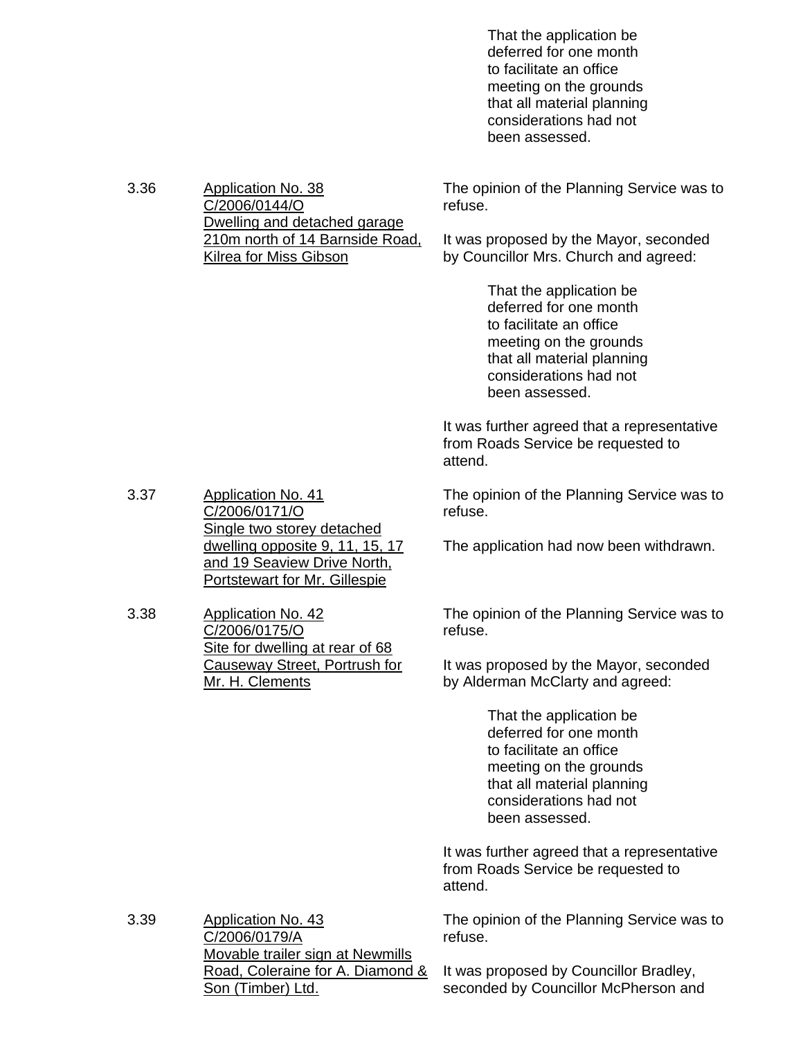> That the application be deferred for one month to facilitate an office meeting on the grounds that all material planning considerations had not been assessed.

**3.36** <u>Application No. 38 C/2006/0144/O Dwelling and detached garage 210m north of 14 Barnside Road, Kilrea for Miss Gibson</u>

The opinion of the Planning Service was to refuse.

It was proposed by the Mayor, seconded by Councillor Mrs. Church and agreed:

> That the application be deferred for one month to facilitate an office meeting on the grounds that all material planning considerations had not been assessed.

It was further agreed that a representative from Roads Service be requested to attend.

**3.37** <u>Application No. 41 C/2006/0171/O Single two storey detached dwelling opposite 9, 11, 15, 17 and 19 Seaview Drive North, Portstewart for Mr. Gillespie</u>

The opinion of the Planning Service was to refuse.

The application had now been withdrawn.

**3.38** <u>Application No. 42 C/2006/0175/O Site for dwelling at rear of 68 Causeway Street, Portrush for Mr. H. Clements</u>

The opinion of the Planning Service was to refuse.

It was proposed by the Mayor, seconded by Alderman McClarty and agreed:

> That the application be deferred for one month to facilitate an office meeting on the grounds that all material planning considerations had not been assessed.

It was further agreed that a representative from Roads Service be requested to attend.

**3.39** <u>Application No. 43 C/2006/0179/A Movable trailer sign at Newmills Road, Coleraine for A. Diamond & Son (Timber) Ltd.</u>

The opinion of the Planning Service was to refuse.

It was proposed by Councillor Bradley, seconded by Councillor McPherson and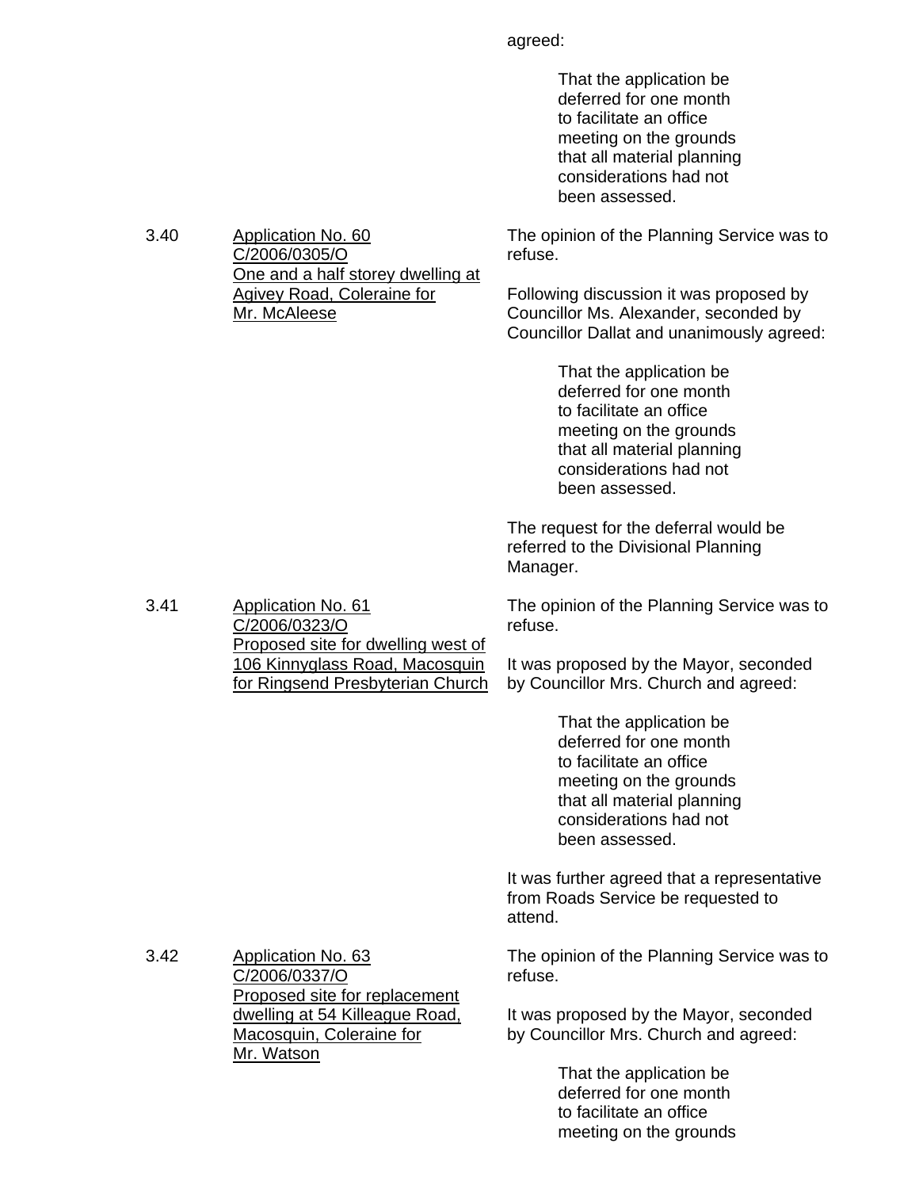agreed:

> That the application be deferred for one month to facilitate an office meeting on the grounds that all material planning considerations had not been assessed.

3.40 Application No. 60 C/2006/0305/O One and a half storey dwelling at Agivey Road, Coleraine for Mr. McAleese

The opinion of the Planning Service was to refuse.

Following discussion it was proposed by Councillor Ms. Alexander, seconded by Councillor Dallat and unanimously agreed:

> That the application be deferred for one month to facilitate an office meeting on the grounds that all material planning considerations had not been assessed.

The request for the deferral would be referred to the Divisional Planning Manager.

3.41 Application No. 61 C/2006/0323/O Proposed site for dwelling west of 106 Kinnyglass Road, Macosquin for Ringsend Presbyterian Church

The opinion of the Planning Service was to refuse.

It was proposed by the Mayor, seconded by Councillor Mrs. Church and agreed:

> That the application be deferred for one month to facilitate an office meeting on the grounds that all material planning considerations had not been assessed.

It was further agreed that a representative from Roads Service be requested to attend.

3.42 Application No. 63 C/2006/0337/O Proposed site for replacement dwelling at 54 Killeague Road, Macosquin, Coleraine for Mr. Watson

The opinion of the Planning Service was to refuse.

It was proposed by the Mayor, seconded by Councillor Mrs. Church and agreed:

> That the application be deferred for one month to facilitate an office meeting on the grounds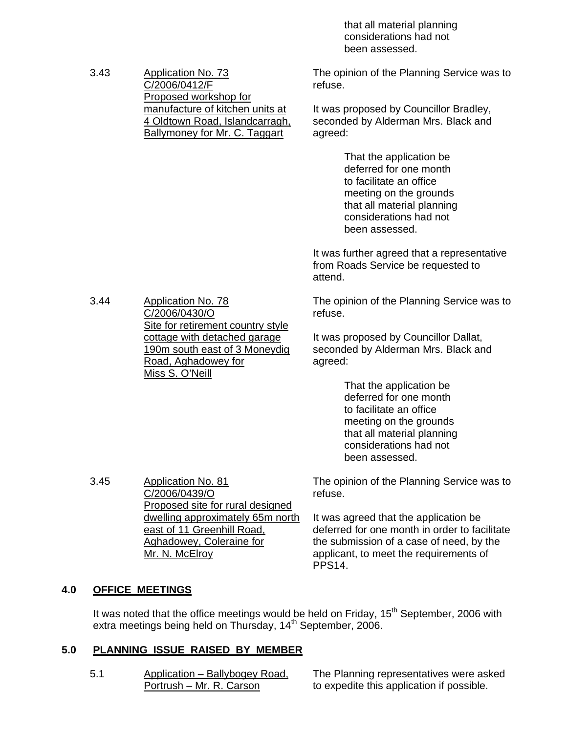that all material planning considerations had not been assessed.

3.43 Application No. 73 C/2006/0412/F Proposed workshop for manufacture of kitchen units at 4 Oldtown Road, Islandcarragh, Ballymoney for Mr. C. Taggart

The opinion of the Planning Service was to refuse.

It was proposed by Councillor Bradley, seconded by Alderman Mrs. Black and agreed:

> That the application be deferred for one month to facilitate an office meeting on the grounds that all material planning considerations had not been assessed.

It was further agreed that a representative from Roads Service be requested to attend.

3.44 Application No. 78 C/2006/0430/O Site for retirement country style cottage with detached garage 190m south east of 3 Moneydig Road, Aghadowey for Miss S. O'Neill

The opinion of the Planning Service was to refuse.

It was proposed by Councillor Dallat, seconded by Alderman Mrs. Black and agreed:

> That the application be deferred for one month to facilitate an office meeting on the grounds that all material planning considerations had not been assessed.

3.45 Application No. 81 C/2006/0439/O Proposed site for rural designed dwelling approximately 65m north east of 11 Greenhill Road, Aghadowey, Coleraine for Mr. N. McElroy

The opinion of the Planning Service was to refuse.

It was agreed that the application be deferred for one month in order to facilitate the submission of a case of need, by the applicant, to meet the requirements of PPS14.

## 4.0 OFFICE MEETINGS

It was noted that the office meetings would be held on Friday, 15th September, 2006 with extra meetings being held on Thursday, 14th September, 2006.

## 5.0 PLANNING ISSUE RAISED BY MEMBER

5.1 Application – Ballybogey Road, Portrush – Mr. R. Carson

The Planning representatives were asked to expedite this application if possible.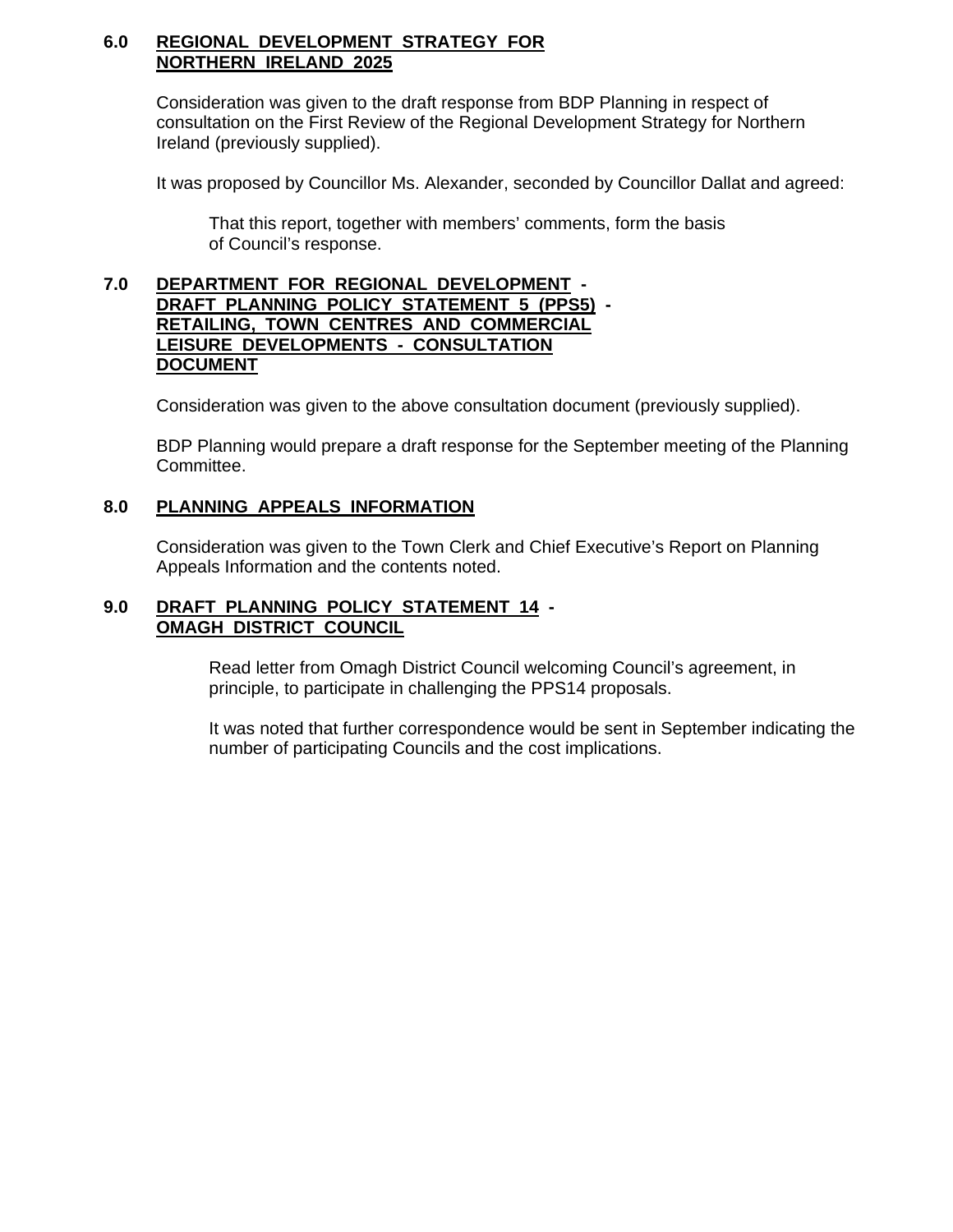## 6.0 <u>REGIONAL DEVELOPMENT STRATEGY FOR NORTHERN IRELAND 2025</u>

Consideration was given to the draft response from BDP Planning in respect of consultation on the First Review of the Regional Development Strategy for Northern Ireland (previously supplied).

It was proposed by Councillor Ms. Alexander, seconded by Councillor Dallat and agreed:

> That this report, together with members' comments, form the basis of Council's response.

## 7.0 <u>DEPARTMENT FOR REGIONAL DEVELOPMENT - DRAFT PLANNING POLICY STATEMENT 5 (PPS5) - RETAILING, TOWN CENTRES AND COMMERCIAL LEISURE DEVELOPMENTS - CONSULTATION DOCUMENT</u>

Consideration was given to the above consultation document (previously supplied).

BDP Planning would prepare a draft response for the September meeting of the Planning Committee.

## 8.0 <u>PLANNING APPEALS INFORMATION</u>

Consideration was given to the Town Clerk and Chief Executive's Report on Planning Appeals Information and the contents noted.

## 9.0 <u>DRAFT PLANNING POLICY STATEMENT 14 - OMAGH DISTRICT COUNCIL</u>

Read letter from Omagh District Council welcoming Council's agreement, in principle, to participate in challenging the PPS14 proposals.

It was noted that further correspondence would be sent in September indicating the number of participating Councils and the cost implications.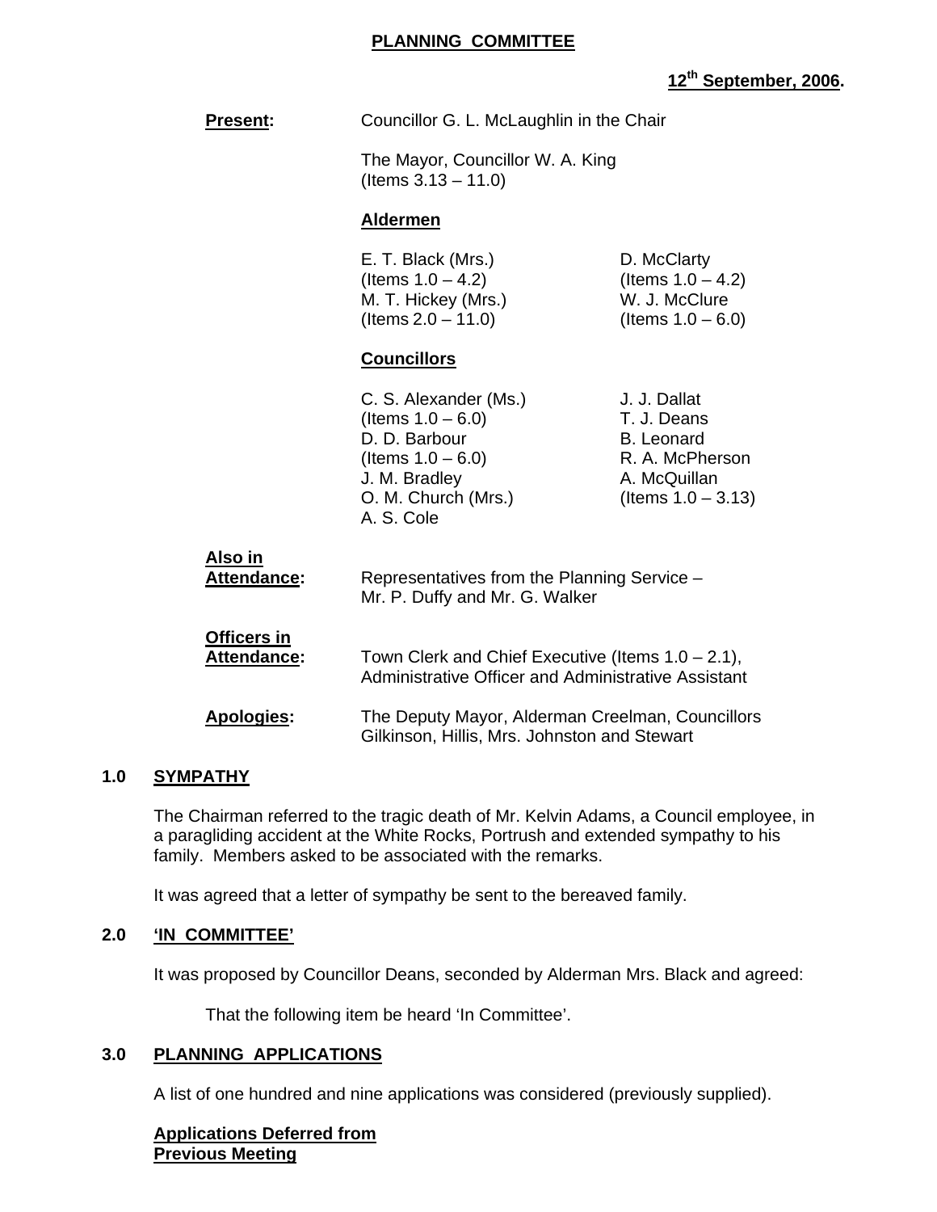# PLANNING COMMITTEE

**12th September, 2006.**

**Present:** Councillor G. L. McLaughlin in the Chair

The Mayor, Councillor W. A. King (Items 3.13 – 11.0)

**Aldermen**

E. T. Black (Mrs.) (Items 1.0 – 4.2)
D. McClarty (Items 1.0 – 4.2)
M. T. Hickey (Mrs.) (Items 2.0 – 11.0)
W. J. McClure (Items 1.0 – 6.0)

**Councillors**

C. S. Alexander (Ms.) (Items 1.0 – 6.0)
D. D. Barbour (Items 1.0 – 6.0)
J. M. Bradley
O. M. Church (Mrs.)
A. S. Cole
J. J. Dallat
T. J. Deans
B. Leonard
R. A. McPherson
A. McQuillan (Items 1.0 – 3.13)

**Also in Attendance:** Representatives from the Planning Service – Mr. P. Duffy and Mr. G. Walker

**Officers in Attendance:** Town Clerk and Chief Executive (Items 1.0 – 2.1), Administrative Officer and Administrative Assistant

**Apologies:** The Deputy Mayor, Alderman Creelman, Councillors Gilkinson, Hillis, Mrs. Johnston and Stewart

## 1.0 SYMPATHY

The Chairman referred to the tragic death of Mr. Kelvin Adams, a Council employee, in a paragliding accident at the White Rocks, Portrush and extended sympathy to his family. Members asked to be associated with the remarks.

It was agreed that a letter of sympathy be sent to the bereaved family.

## 2.0 'IN COMMITTEE'

It was proposed by Councillor Deans, seconded by Alderman Mrs. Black and agreed:

That the following item be heard 'In Committee'.

## 3.0 PLANNING APPLICATIONS

A list of one hundred and nine applications was considered (previously supplied).

**Applications Deferred from Previous Meeting**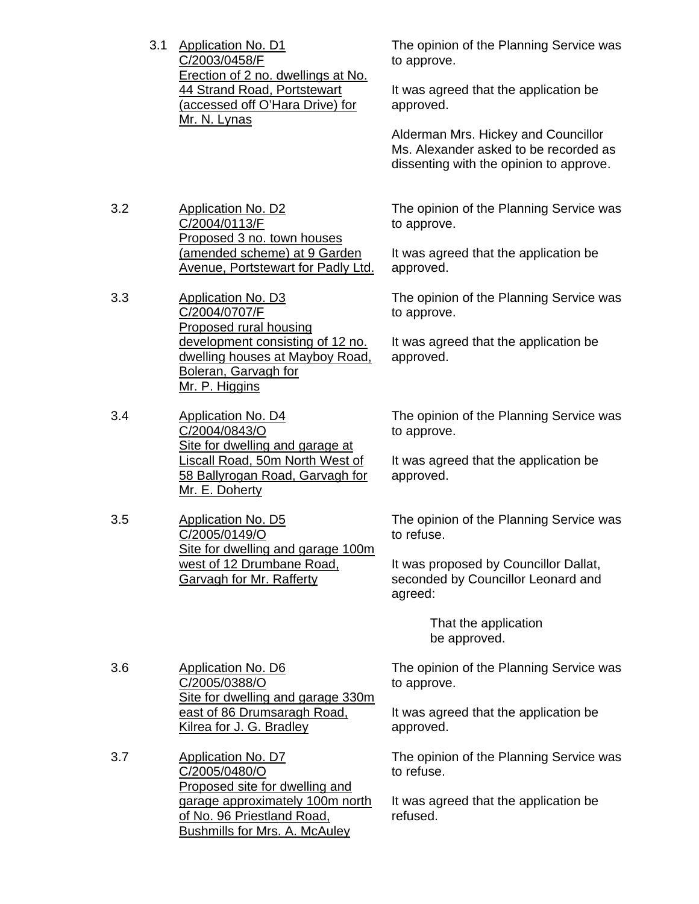3.1 <u>Application No. D1</u>
<u>C/2003/0458/F</u>
<u>Erection of 2 no. dwellings at No. 44 Strand Road, Portstewart (accessed off O'Hara Drive) for Mr. N. Lynas</u>

The opinion of the Planning Service was to approve.

It was agreed that the application be approved.

Alderman Mrs. Hickey and Councillor Ms. Alexander asked to be recorded as dissenting with the opinion to approve.

3.2 <u>Application No. D2</u>
<u>C/2004/0113/F</u>
<u>Proposed 3 no. town houses (amended scheme) at 9 Garden Avenue, Portstewart for Padly Ltd.</u>

The opinion of the Planning Service was to approve.

It was agreed that the application be approved.

3.3 <u>Application No. D3</u>
<u>C/2004/0707/F</u>
<u>Proposed rural housing development consisting of 12 no. dwelling houses at Mayboy Road, Boleran, Garvagh for Mr. P. Higgins</u>

The opinion of the Planning Service was to approve.

It was agreed that the application be approved.

3.4 <u>Application No. D4</u>
<u>C/2004/0843/O</u>
<u>Site for dwelling and garage at Liscall Road, 50m North West of 58 Ballyrogan Road, Garvagh for Mr. E. Doherty</u>

The opinion of the Planning Service was to approve.

It was agreed that the application be approved.

3.5 <u>Application No. D5</u>
<u>C/2005/0149/O</u>
<u>Site for dwelling and garage 100m west of 12 Drumbane Road, Garvagh for Mr. Rafferty</u>

The opinion of the Planning Service was to refuse.

It was proposed by Councillor Dallat, seconded by Councillor Leonard and agreed:

> That the application be approved.

3.6 <u>Application No. D6</u>
<u>C/2005/0388/O</u>
<u>Site for dwelling and garage 330m east of 86 Drumsaragh Road, Kilrea for J. G. Bradley</u>

The opinion of the Planning Service was to approve.

It was agreed that the application be approved.

3.7 <u>Application No. D7</u>
<u>C/2005/0480/O</u>
<u>Proposed site for dwelling and garage approximately 100m north of No. 96 Priestland Road, Bushmills for Mrs. A. McAuley</u>

The opinion of the Planning Service was to refuse.

It was agreed that the application be refused.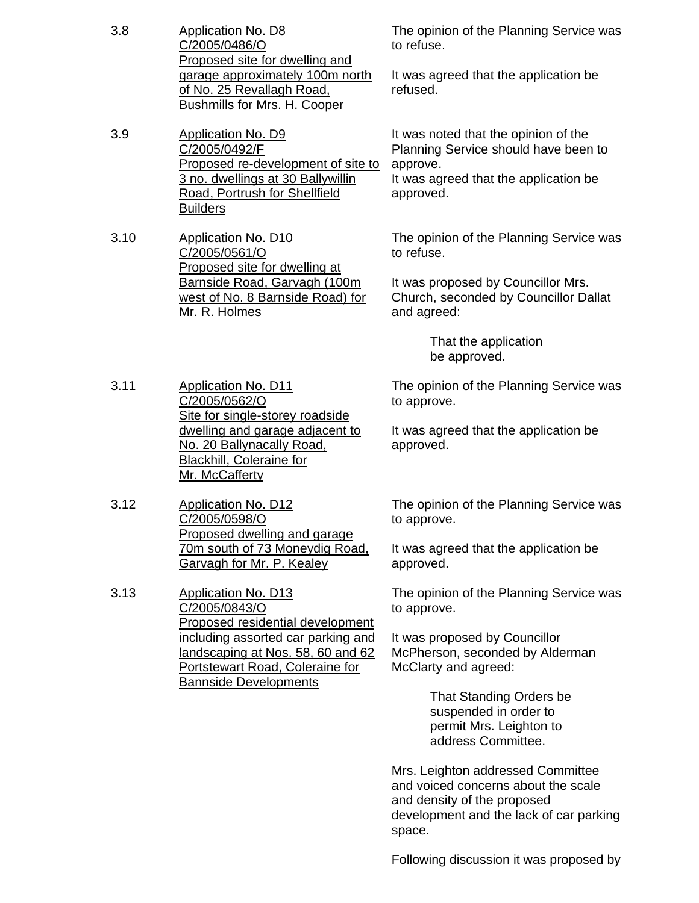3.8 Application No. D8
C/2005/0486/O
Proposed site for dwelling and garage approximately 100m north of No. 25 Revallagh Road, Bushmills for Mrs. H. Cooper

The opinion of the Planning Service was to refuse.

It was agreed that the application be refused.

3.9 Application No. D9
C/2005/0492/F
Proposed re-development of site to 3 no. dwellings at 30 Ballywillin Road, Portrush for Shellfield Builders

It was noted that the opinion of the Planning Service should have been to approve.
It was agreed that the application be approved.

3.10 Application No. D10
C/2005/0561/O
Proposed site for dwelling at Barnside Road, Garvagh (100m west of No. 8 Barnside Road) for Mr. R. Holmes

The opinion of the Planning Service was to refuse.

It was proposed by Councillor Mrs. Church, seconded by Councillor Dallat and agreed:

> That the application be approved.

3.11 Application No. D11
C/2005/0562/O
Site for single-storey roadside dwelling and garage adjacent to No. 20 Ballynacally Road, Blackhill, Coleraine for Mr. McCafferty

The opinion of the Planning Service was to approve.

It was agreed that the application be approved.

3.12 Application No. D12
C/2005/0598/O
Proposed dwelling and garage 70m south of 73 Moneydig Road, Garvagh for Mr. P. Kealey

The opinion of the Planning Service was to approve.

It was agreed that the application be approved.

3.13 Application No. D13
C/2005/0843/O
Proposed residential development including assorted car parking and landscaping at Nos. 58, 60 and 62 Portstewart Road, Coleraine for Bannside Developments

The opinion of the Planning Service was to approve.

It was proposed by Councillor McPherson, seconded by Alderman McClarty and agreed:

> That Standing Orders be suspended in order to permit Mrs. Leighton to address Committee.

Mrs. Leighton addressed Committee and voiced concerns about the scale and density of the proposed development and the lack of car parking space.

Following discussion it was proposed by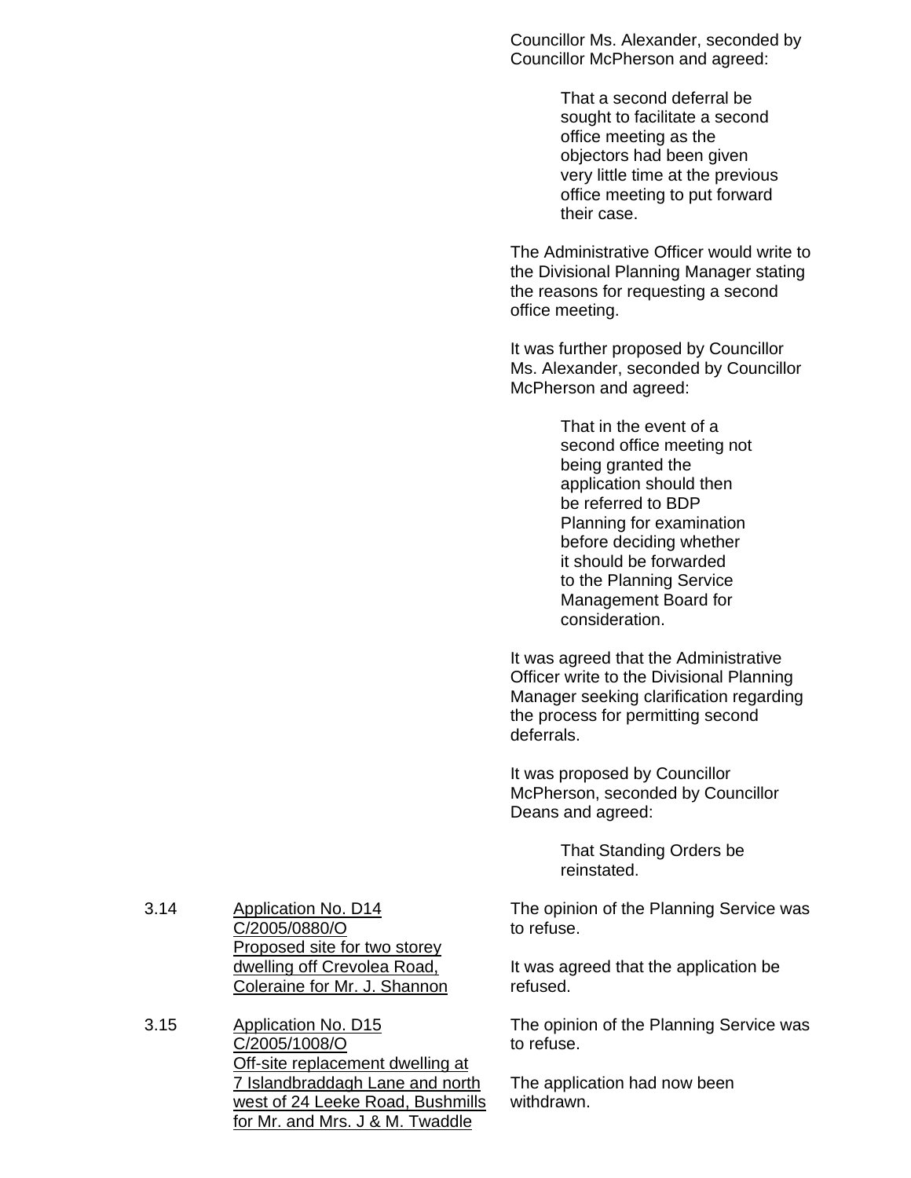Councillor Ms. Alexander, seconded by Councillor McPherson and agreed:

> That a second deferral be sought to facilitate a second office meeting as the objectors had been given very little time at the previous office meeting to put forward their case.

The Administrative Officer would write to the Divisional Planning Manager stating the reasons for requesting a second office meeting.

It was further proposed by Councillor Ms. Alexander, seconded by Councillor McPherson and agreed:

> That in the event of a second office meeting not being granted the application should then be referred to BDP Planning for examination before deciding whether it should be forwarded to the Planning Service Management Board for consideration.

It was agreed that the Administrative Officer write to the Divisional Planning Manager seeking clarification regarding the process for permitting second deferrals.

It was proposed by Councillor McPherson, seconded by Councillor Deans and agreed:

> That Standing Orders be reinstated.

3.14 Application No. D14 C/2005/0880/O Proposed site for two storey dwelling off Crevolea Road, Coleraine for Mr. J. Shannon

The opinion of the Planning Service was to refuse.

It was agreed that the application be refused.

3.15 Application No. D15 C/2005/1008/O Off-site replacement dwelling at 7 Islandbraddagh Lane and north west of 24 Leeke Road, Bushmills for Mr. and Mrs. J & M. Twaddle

The opinion of the Planning Service was to refuse.

The application had now been withdrawn.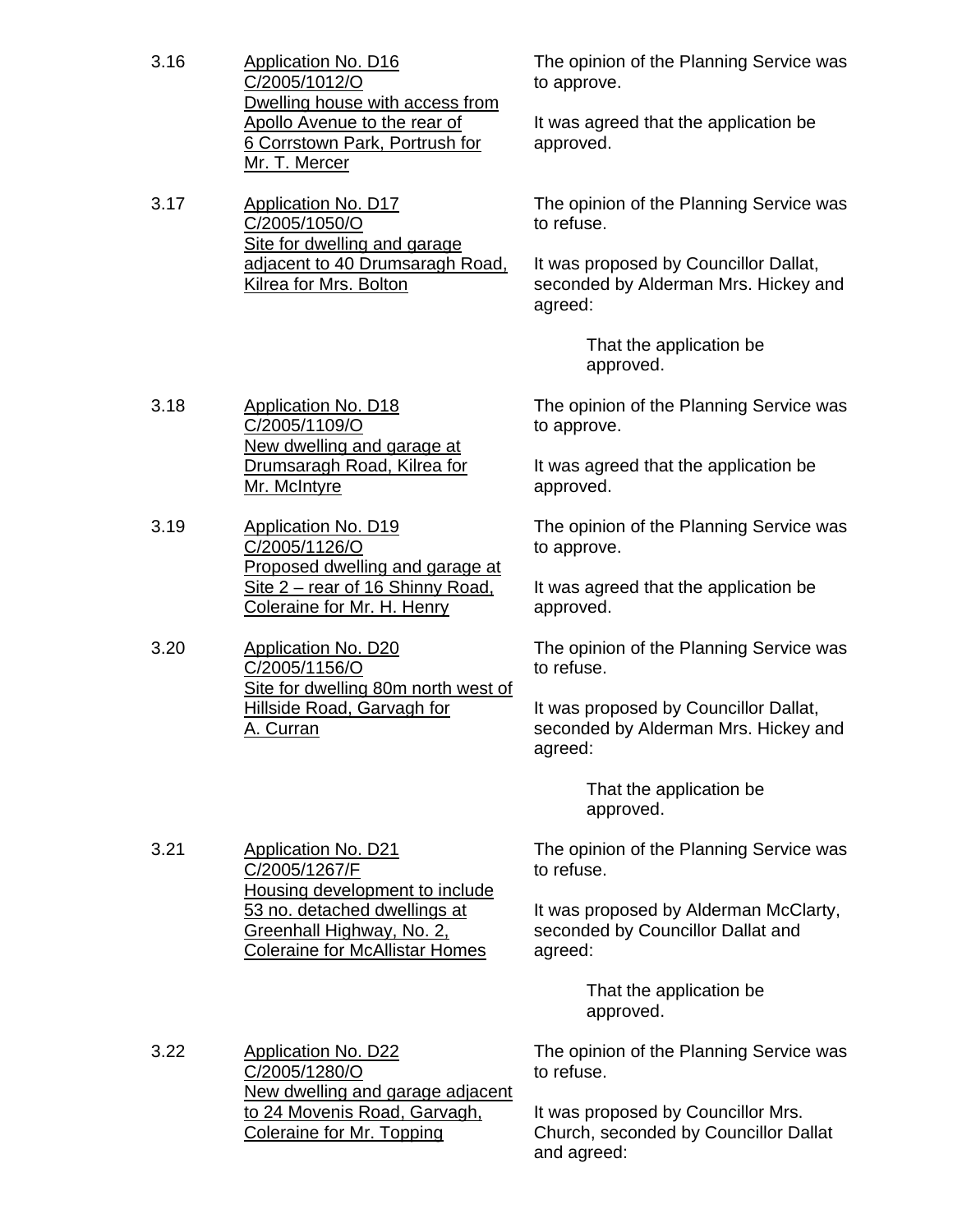3.16 <u>Application No. D16</u>
<u>C/2005/1012/O</u>
<u>Dwelling house with access from Apollo Avenue to the rear of 6 Corrstown Park, Portrush for Mr. T. Mercer</u>

The opinion of the Planning Service was to approve.

It was agreed that the application be approved.

3.17 <u>Application No. D17</u>
<u>C/2005/1050/O</u>
<u>Site for dwelling and garage adjacent to 40 Drumsaragh Road, Kilrea for Mrs. Bolton</u>

The opinion of the Planning Service was to refuse.

It was proposed by Councillor Dallat, seconded by Alderman Mrs. Hickey and agreed:

> That the application be approved.

3.18 <u>Application No. D18</u>
<u>C/2005/1109/O</u>
<u>New dwelling and garage at Drumsaragh Road, Kilrea for Mr. McIntyre</u>

The opinion of the Planning Service was to approve.

It was agreed that the application be approved.

3.19 <u>Application No. D19</u>
<u>C/2005/1126/O</u>
<u>Proposed dwelling and garage at Site 2 – rear of 16 Shinny Road, Coleraine for Mr. H. Henry</u>

The opinion of the Planning Service was to approve.

It was agreed that the application be approved.

3.20 <u>Application No. D20</u>
<u>C/2005/1156/O</u>
<u>Site for dwelling 80m north west of Hillside Road, Garvagh for A. Curran</u>

The opinion of the Planning Service was to refuse.

It was proposed by Councillor Dallat, seconded by Alderman Mrs. Hickey and agreed:

> That the application be approved.

3.21 <u>Application No. D21</u>
<u>C/2005/1267/F</u>
<u>Housing development to include 53 no. detached dwellings at Greenhall Highway, No. 2, Coleraine for McAllistar Homes</u>

The opinion of the Planning Service was to refuse.

It was proposed by Alderman McClarty, seconded by Councillor Dallat and agreed:

> That the application be approved.

3.22 <u>Application No. D22</u>
<u>C/2005/1280/O</u>
<u>New dwelling and garage adjacent to 24 Movenis Road, Garvagh, Coleraine for Mr. Topping</u>

The opinion of the Planning Service was to refuse.

It was proposed by Councillor Mrs. Church, seconded by Councillor Dallat and agreed: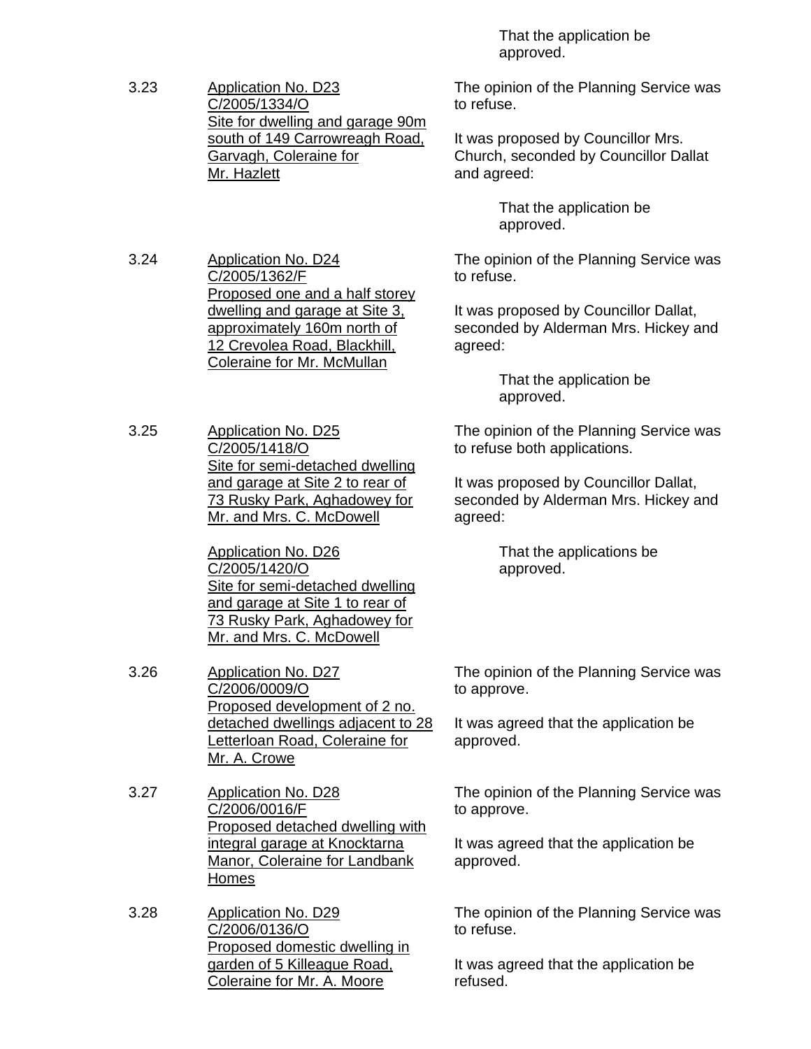That the application be approved.

3.23 <u>Application No. D23 C/2005/1334/O Site for dwelling and garage 90m south of 149 Carrowreagh Road, Garvagh, Coleraine for Mr. Hazlett</u>

The opinion of the Planning Service was to refuse.

It was proposed by Councillor Mrs. Church, seconded by Councillor Dallat and agreed:

That the application be approved.

3.24 <u>Application No. D24 C/2005/1362/F Proposed one and a half storey dwelling and garage at Site 3, approximately 160m north of 12 Crevolea Road, Blackhill, Coleraine for Mr. McMullan</u>

The opinion of the Planning Service was to refuse.

It was proposed by Councillor Dallat, seconded by Alderman Mrs. Hickey and agreed:

That the application be approved.

3.25 <u>Application No. D25 C/2005/1418/O Site for semi-detached dwelling and garage at Site 2 to rear of 73 Rusky Park, Aghadowey for Mr. and Mrs. C. McDowell</u>

<u>Application No. D26 C/2005/1420/O Site for semi-detached dwelling and garage at Site 1 to rear of 73 Rusky Park, Aghadowey for Mr. and Mrs. C. McDowell</u>

The opinion of the Planning Service was to refuse both applications.

It was proposed by Councillor Dallat, seconded by Alderman Mrs. Hickey and agreed:

That the applications be approved.

3.26 <u>Application No. D27 C/2006/0009/O Proposed development of 2 no. detached dwellings adjacent to 28 Letterloan Road, Coleraine for Mr. A. Crowe</u>

The opinion of the Planning Service was to approve.

It was agreed that the application be approved.

3.27 <u>Application No. D28 C/2006/0016/F Proposed detached dwelling with integral garage at Knocktarna Manor, Coleraine for Landbank Homes</u>

The opinion of the Planning Service was to approve.

It was agreed that the application be approved.

3.28 <u>Application No. D29 C/2006/0136/O Proposed domestic dwelling in garden of 5 Killeague Road, Coleraine for Mr. A. Moore</u>

The opinion of the Planning Service was to refuse.

It was agreed that the application be refused.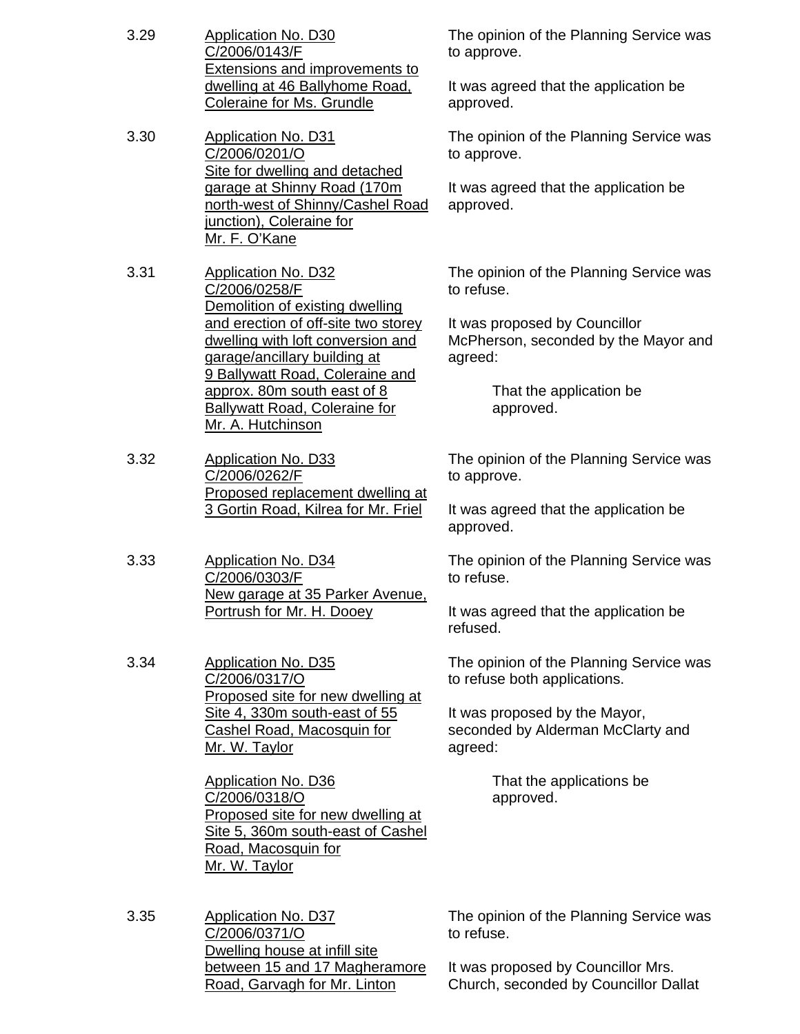3.29 **Application No. D30**
C/2006/0143/F
Extensions and improvements to dwelling at 46 Ballyhome Road, Coleraine for Ms. Grundle

The opinion of the Planning Service was to approve.

It was agreed that the application be approved.

3.30 **Application No. D31**
C/2006/0201/O
Site for dwelling and detached garage at Shinny Road (170m north-west of Shinny/Cashel Road junction), Coleraine for Mr. F. O'Kane

The opinion of the Planning Service was to approve.

It was agreed that the application be approved.

3.31 **Application No. D32**
C/2006/0258/F
Demolition of existing dwelling and erection of off-site two storey dwelling with loft conversion and garage/ancillary building at 9 Ballywatt Road, Coleraine and approx. 80m south east of 8 Ballywatt Road, Coleraine for Mr. A. Hutchinson

The opinion of the Planning Service was to refuse.

It was proposed by Councillor McPherson, seconded by the Mayor and agreed:

> That the application be approved.

3.32 **Application No. D33**
C/2006/0262/F
Proposed replacement dwelling at 3 Gortin Road, Kilrea for Mr. Friel

The opinion of the Planning Service was to approve.

It was agreed that the application be approved.

3.33 **Application No. D34**
C/2006/0303/F
New garage at 35 Parker Avenue, Portrush for Mr. H. Dooey

The opinion of the Planning Service was to refuse.

It was agreed that the application be refused.

3.34 **Application No. D35**
C/2006/0317/O
Proposed site for new dwelling at Site 4, 330m south-east of 55 Cashel Road, Macosquin for Mr. W. Taylor

**Application No. D36**
C/2006/0318/O
Proposed site for new dwelling at Site 5, 360m south-east of Cashel Road, Macosquin for Mr. W. Taylor

The opinion of the Planning Service was to refuse both applications.

It was proposed by the Mayor, seconded by Alderman McClarty and agreed:

> That the applications be approved.

3.35 **Application No. D37**
C/2006/0371/O
Dwelling house at infill site between 15 and 17 Magheramore Road, Garvagh for Mr. Linton

The opinion of the Planning Service was to refuse.

It was proposed by Councillor Mrs. Church, seconded by Councillor Dallat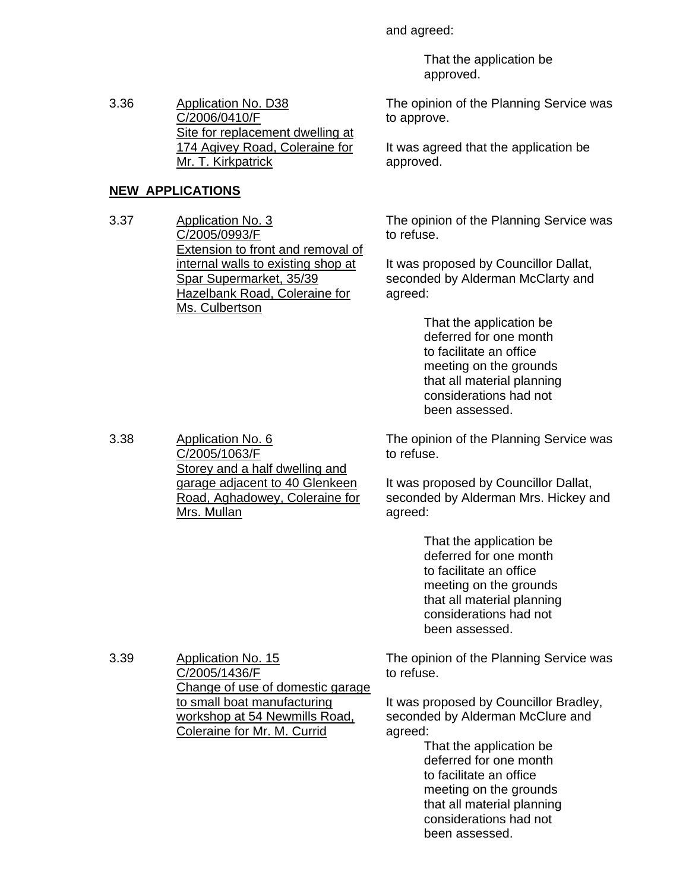and agreed:

> That the application be approved.

3.36 **Application No. D38 C/2006/0410/F Site for replacement dwelling at 174 Agivey Road, Coleraine for Mr. T. Kirkpatrick**

The opinion of the Planning Service was to approve.

It was agreed that the application be approved.

## NEW APPLICATIONS

3.37 **Application No. 3 C/2005/0993/F Extension to front and removal of internal walls to existing shop at Spar Supermarket, 35/39 Hazelbank Road, Coleraine for Ms. Culbertson**

The opinion of the Planning Service was to refuse.

It was proposed by Councillor Dallat, seconded by Alderman McClarty and agreed:

> That the application be deferred for one month to facilitate an office meeting on the grounds that all material planning considerations had not been assessed.

3.38 **Application No. 6 C/2005/1063/F Storey and a half dwelling and garage adjacent to 40 Glenkeen Road, Aghadowey, Coleraine for Mrs. Mullan**

The opinion of the Planning Service was to refuse.

It was proposed by Councillor Dallat, seconded by Alderman Mrs. Hickey and agreed:

> That the application be deferred for one month to facilitate an office meeting on the grounds that all material planning considerations had not been assessed.

3.39 **Application No. 15 C/2005/1436/F Change of use of domestic garage to small boat manufacturing workshop at 54 Newmills Road, Coleraine for Mr. M. Currid**

The opinion of the Planning Service was to refuse.

It was proposed by Councillor Bradley, seconded by Alderman McClure and agreed:

> That the application be deferred for one month to facilitate an office meeting on the grounds that all material planning considerations had not been assessed.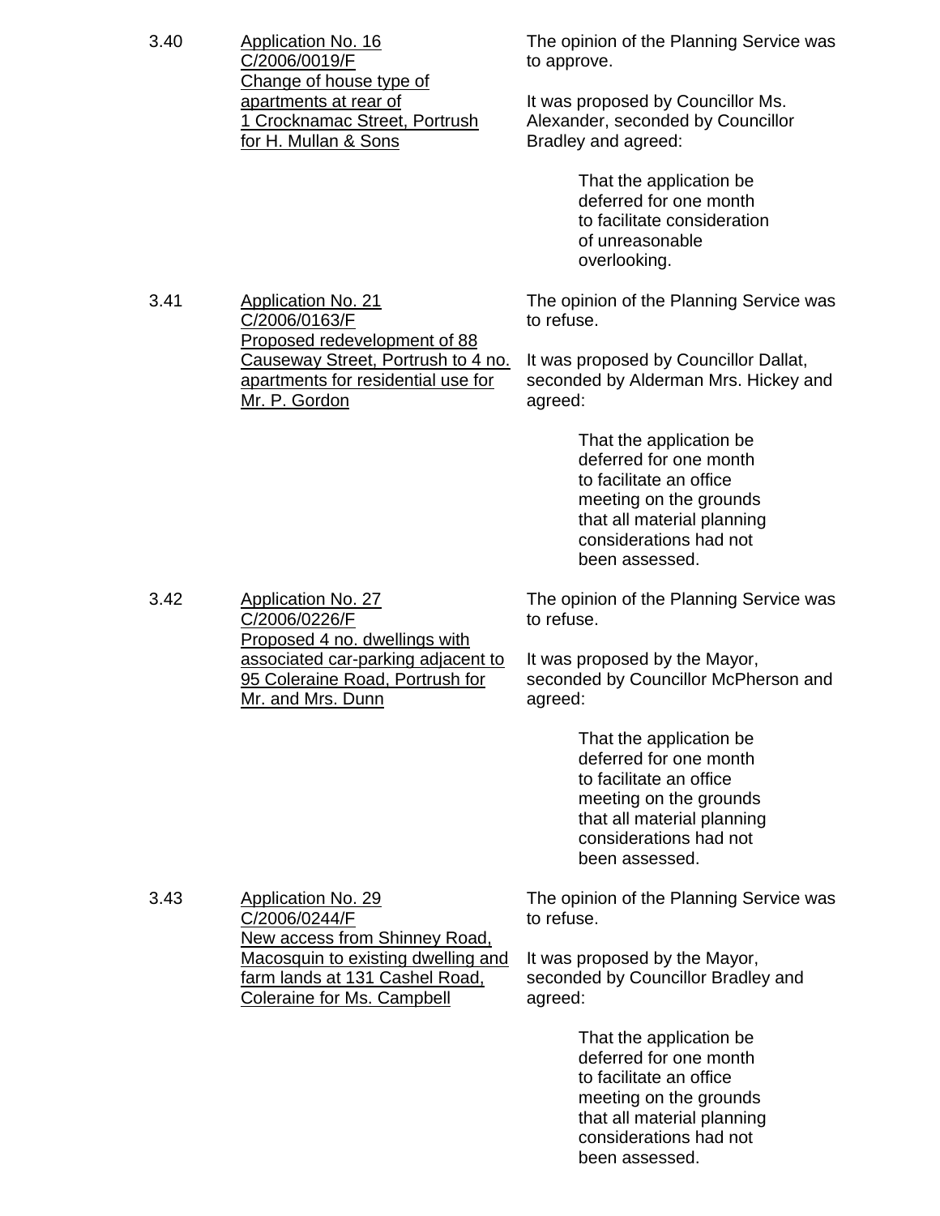3.40 <u>Application No. 16</u>
<u>C/2006/0019/F</u>
<u>Change of house type of apartments at rear of 1 Crocknamac Street, Portrush for H. Mullan & Sons</u>

The opinion of the Planning Service was to approve.

It was proposed by Councillor Ms. Alexander, seconded by Councillor Bradley and agreed:

> That the application be deferred for one month to facilitate consideration of unreasonable overlooking.

3.41 <u>Application No. 21</u>
<u>C/2006/0163/F</u>
<u>Proposed redevelopment of 88 Causeway Street, Portrush to 4 no. apartments for residential use for Mr. P. Gordon</u>

The opinion of the Planning Service was to refuse.

It was proposed by Councillor Dallat, seconded by Alderman Mrs. Hickey and agreed:

> That the application be deferred for one month to facilitate an office meeting on the grounds that all material planning considerations had not been assessed.

3.42 <u>Application No. 27</u>
<u>C/2006/0226/F</u>
<u>Proposed 4 no. dwellings with associated car-parking adjacent to 95 Coleraine Road, Portrush for Mr. and Mrs. Dunn</u>

The opinion of the Planning Service was to refuse.

It was proposed by the Mayor, seconded by Councillor McPherson and agreed:

> That the application be deferred for one month to facilitate an office meeting on the grounds that all material planning considerations had not been assessed.

3.43 <u>Application No. 29</u>
<u>C/2006/0244/F</u>
<u>New access from Shinney Road, Macosquin to existing dwelling and farm lands at 131 Cashel Road, Coleraine for Ms. Campbell</u>

The opinion of the Planning Service was to refuse.

It was proposed by the Mayor, seconded by Councillor Bradley and agreed:

> That the application be deferred for one month to facilitate an office meeting on the grounds that all material planning considerations had not been assessed.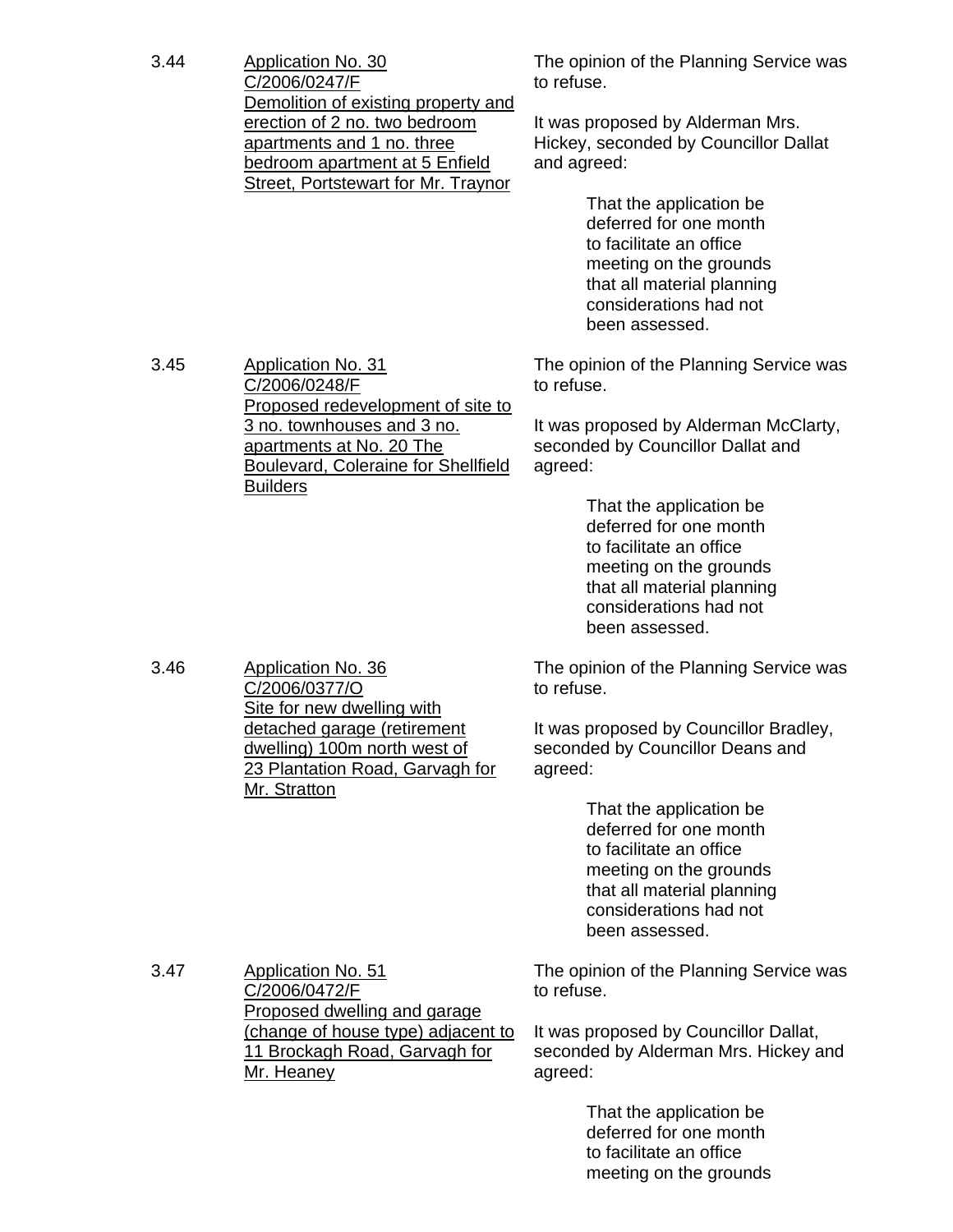3.44 <u>Application No. 30</u>
<u>C/2006/0247/F</u>
<u>Demolition of existing property and erection of 2 no. two bedroom apartments and 1 no. three bedroom apartment at 5 Enfield Street, Portstewart for Mr. Traynor</u>

The opinion of the Planning Service was to refuse.

It was proposed by Alderman Mrs. Hickey, seconded by Councillor Dallat and agreed:

> That the application be deferred for one month to facilitate an office meeting on the grounds that all material planning considerations had not been assessed.

3.45 <u>Application No. 31</u>
<u>C/2006/0248/F</u>
<u>Proposed redevelopment of site to 3 no. townhouses and 3 no. apartments at No. 20 The Boulevard, Coleraine for Shellfield Builders</u>

The opinion of the Planning Service was to refuse.

It was proposed by Alderman McClarty, seconded by Councillor Dallat and agreed:

> That the application be deferred for one month to facilitate an office meeting on the grounds that all material planning considerations had not been assessed.

3.46 <u>Application No. 36</u>
<u>C/2006/0377/O</u>
<u>Site for new dwelling with detached garage (retirement dwelling) 100m north west of 23 Plantation Road, Garvagh for Mr. Stratton</u>

The opinion of the Planning Service was to refuse.

It was proposed by Councillor Bradley, seconded by Councillor Deans and agreed:

> That the application be deferred for one month to facilitate an office meeting on the grounds that all material planning considerations had not been assessed.

3.47 <u>Application No. 51</u>
<u>C/2006/0472/F</u>
<u>Proposed dwelling and garage (change of house type) adjacent to 11 Brockagh Road, Garvagh for Mr. Heaney</u>

The opinion of the Planning Service was to refuse.

It was proposed by Councillor Dallat, seconded by Alderman Mrs. Hickey and agreed:

> That the application be deferred for one month to facilitate an office meeting on the grounds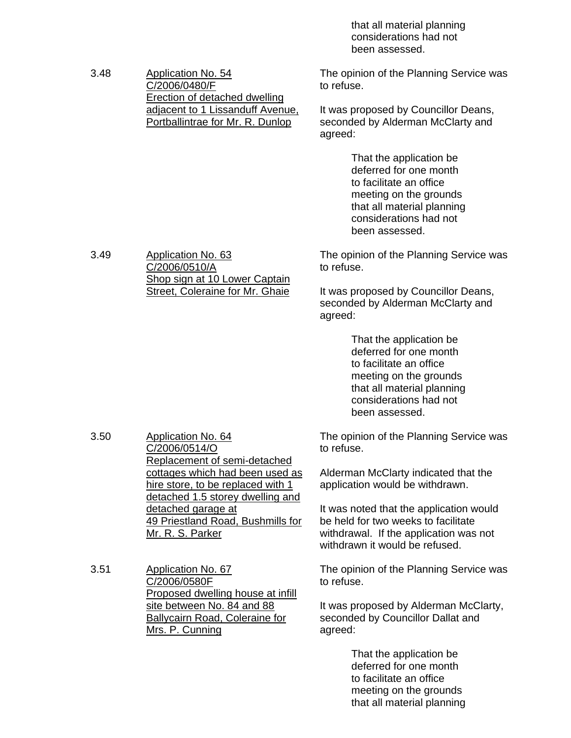that all material planning considerations had not been assessed.

3.48 Application No. 54
C/2006/0480/F
Erection of detached dwelling adjacent to 1 Lissanduff Avenue, Portballintrae for Mr. R. Dunlop

The opinion of the Planning Service was to refuse.

It was proposed by Councillor Deans, seconded by Alderman McClarty and agreed:

> That the application be deferred for one month to facilitate an office meeting on the grounds that all material planning considerations had not been assessed.

3.49 Application No. 63
C/2006/0510/A
Shop sign at 10 Lower Captain Street, Coleraine for Mr. Ghaie

The opinion of the Planning Service was to refuse.

It was proposed by Councillor Deans, seconded by Alderman McClarty and agreed:

> That the application be deferred for one month to facilitate an office meeting on the grounds that all material planning considerations had not been assessed.

3.50 Application No. 64
C/2006/0514/O
Replacement of semi-detached cottages which had been used as hire store, to be replaced with 1 detached 1.5 storey dwelling and detached garage at 49 Priestland Road, Bushmills for Mr. R. S. Parker

The opinion of the Planning Service was to refuse.

Alderman McClarty indicated that the application would be withdrawn.

It was noted that the application would be held for two weeks to facilitate withdrawal. If the application was not withdrawn it would be refused.

3.51 Application No. 67
C/2006/0580F
Proposed dwelling house at infill site between No. 84 and 88 Ballycairn Road, Coleraine for Mrs. P. Cunning

The opinion of the Planning Service was to refuse.

It was proposed by Alderman McClarty, seconded by Councillor Dallat and agreed:

> That the application be deferred for one month to facilitate an office meeting on the grounds that all material planning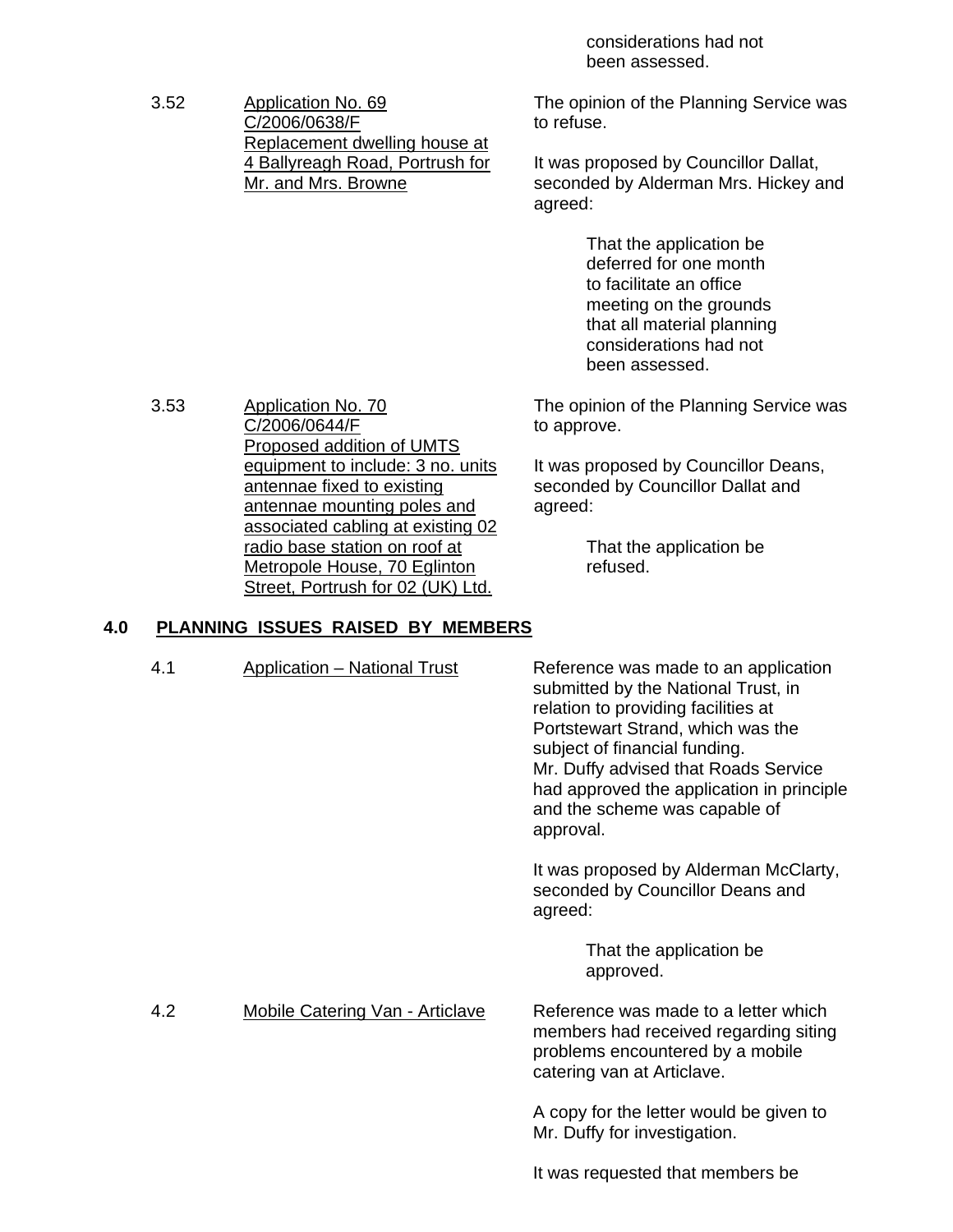considerations had not been assessed.

| | | |
|---|---|---|
| 3.52 | <u>Application No. 69 C/2006/0638/F Replacement dwelling house at 4 Ballyreagh Road, Portrush for Mr. and Mrs. Browne</u> | The opinion of the Planning Service was to refuse.<br><br>It was proposed by Councillor Dallat, seconded by Alderman Mrs. Hickey and agreed:<br><br>That the application be deferred for one month to facilitate an office meeting on the grounds that all material planning considerations had not been assessed. |
| 3.53 | <u>Application No. 70 C/2006/0644/F Proposed addition of UMTS equipment to include: 3 no. units antennae fixed to existing antennae mounting poles and associated cabling at existing 02 radio base station on roof at Metropole House, 70 Eglinton Street, Portrush for 02 (UK) Ltd.</u> | The opinion of the Planning Service was to approve.<br><br>It was proposed by Councillor Deans, seconded by Councillor Dallat and agreed:<br><br>That the application be refused. |

## 4.0 PLANNING ISSUES RAISED BY MEMBERS

| | | |
|---|---|---|
| 4.1 | <u>Application – National Trust</u> | Reference was made to an application submitted by the National Trust, in relation to providing facilities at Portstewart Strand, which was the subject of financial funding.<br>Mr. Duffy advised that Roads Service had approved the application in principle and the scheme was capable of approval.<br><br>It was proposed by Alderman McClarty, seconded by Councillor Deans and agreed:<br><br>That the application be approved. |
| 4.2 | <u>Mobile Catering Van - Articlave</u> | Reference was made to a letter which members had received regarding siting problems encountered by a mobile catering van at Articlave.<br><br>A copy for the letter would be given to Mr. Duffy for investigation.<br><br>It was requested that members be |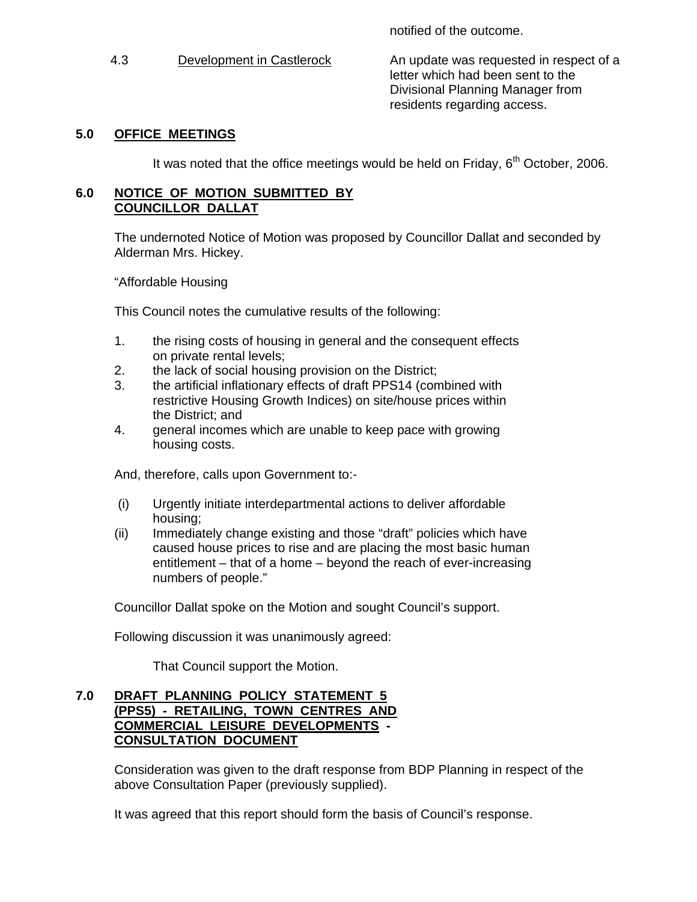notified of the outcome.

4.3 Development in Castlerock — An update was requested in respect of a letter which had been sent to the Divisional Planning Manager from residents regarding access.

**5.0 OFFICE MEETINGS**

It was noted that the office meetings would be held on Friday, 6th October, 2006.

**6.0 NOTICE OF MOTION SUBMITTED BY COUNCILLOR DALLAT**

The undernoted Notice of Motion was proposed by Councillor Dallat and seconded by Alderman Mrs. Hickey.

"Affordable Housing

This Council notes the cumulative results of the following:

1. the rising costs of housing in general and the consequent effects on private rental levels;
2. the lack of social housing provision on the District;
3. the artificial inflationary effects of draft PPS14 (combined with restrictive Housing Growth Indices) on site/house prices within the District; and
4. general incomes which are unable to keep pace with growing housing costs.

And, therefore, calls upon Government to:-

(i) Urgently initiate interdepartmental actions to deliver affordable housing;
(ii) Immediately change existing and those "draft" policies which have caused house prices to rise and are placing the most basic human entitlement – that of a home – beyond the reach of ever-increasing numbers of people."

Councillor Dallat spoke on the Motion and sought Council's support.

Following discussion it was unanimously agreed:

That Council support the Motion.

**7.0 DRAFT PLANNING POLICY STATEMENT 5 (PPS5) - RETAILING, TOWN CENTRES AND COMMERCIAL LEISURE DEVELOPMENTS - CONSULTATION DOCUMENT**

Consideration was given to the draft response from BDP Planning in respect of the above Consultation Paper (previously supplied).

It was agreed that this report should form the basis of Council's response.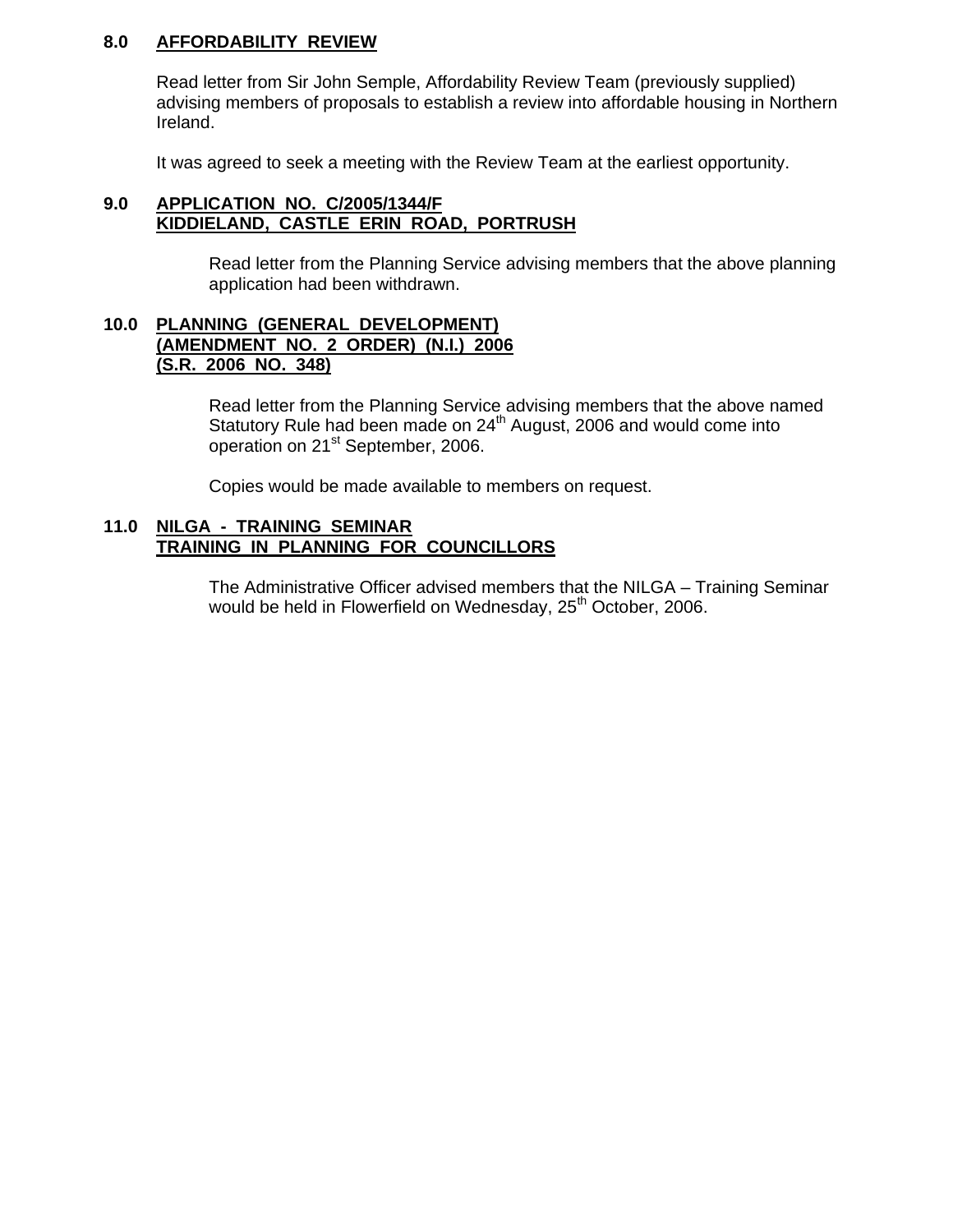**8.0 AFFORDABILITY REVIEW**

Read letter from Sir John Semple, Affordability Review Team (previously supplied) advising members of proposals to establish a review into affordable housing in Northern Ireland.

It was agreed to seek a meeting with the Review Team at the earliest opportunity.

**9.0 APPLICATION NO. C/2005/1344/F KIDDIELAND, CASTLE ERIN ROAD, PORTRUSH**

Read letter from the Planning Service advising members that the above planning application had been withdrawn.

**10.0 PLANNING (GENERAL DEVELOPMENT) (AMENDMENT NO. 2 ORDER) (N.I.) 2006 (S.R. 2006 NO. 348)**

Read letter from the Planning Service advising members that the above named Statutory Rule had been made on 24th August, 2006 and would come into operation on 21st September, 2006.

Copies would be made available to members on request.

**11.0 NILGA - TRAINING SEMINAR TRAINING IN PLANNING FOR COUNCILLORS**

The Administrative Officer advised members that the NILGA – Training Seminar would be held in Flowerfield on Wednesday, 25th October, 2006.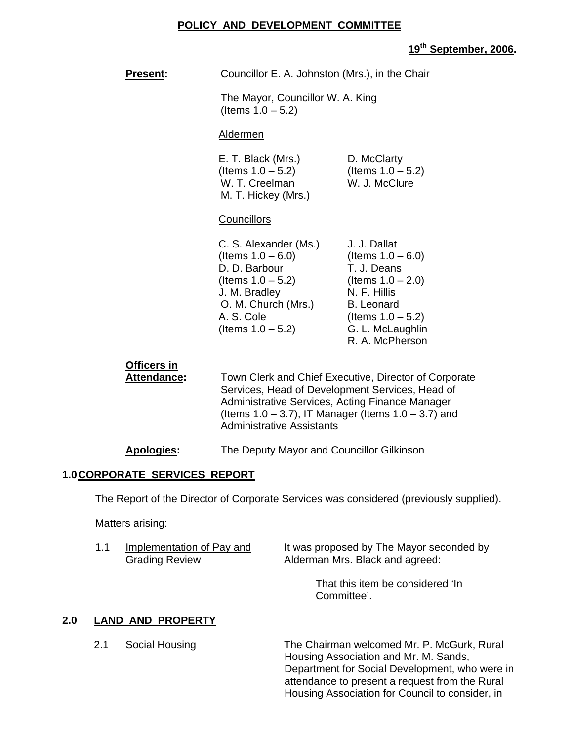**POLICY AND DEVELOPMENT COMMITTEE**

**19th September, 2006.**

**Present:** Councillor E. A. Johnston (Mrs.), in the Chair

The Mayor, Councillor W. A. King (Items 1.0 – 5.2)

Aldermen

E. T. Black (Mrs.) (Items 1.0 – 5.2)
W. T. Creelman
M. T. Hickey (Mrs.)
D. McClarty (Items 1.0 – 5.2)
W. J. McClure

Councillors

C. S. Alexander (Ms.) (Items 1.0 – 6.0)
D. D. Barbour (Items 1.0 – 5.2)
J. M. Bradley
O. M. Church (Mrs.)
A. S. Cole (Items 1.0 – 5.2)
J. J. Dallat (Items 1.0 – 6.0)
T. J. Deans (Items 1.0 – 2.0)
N. F. Hillis
B. Leonard (Items 1.0 – 5.2)
G. L. McLaughlin
R. A. McPherson

**Officers in Attendance:** Town Clerk and Chief Executive, Director of Corporate Services, Head of Development Services, Head of Administrative Services, Acting Finance Manager (Items 1.0 – 3.7), IT Manager (Items 1.0 – 3.7) and Administrative Assistants

**Apologies:** The Deputy Mayor and Councillor Gilkinson

## 1.0 CORPORATE SERVICES REPORT

The Report of the Director of Corporate Services was considered (previously supplied).

Matters arising:

1.1 Implementation of Pay and Grading Review

It was proposed by The Mayor seconded by Alderman Mrs. Black and agreed:

> That this item be considered 'In Committee'.

## 2.0 LAND AND PROPERTY

2.1 Social Housing

The Chairman welcomed Mr. P. McGurk, Rural Housing Association and Mr. M. Sands, Department for Social Development, who were in attendance to present a request from the Rural Housing Association for Council to consider, in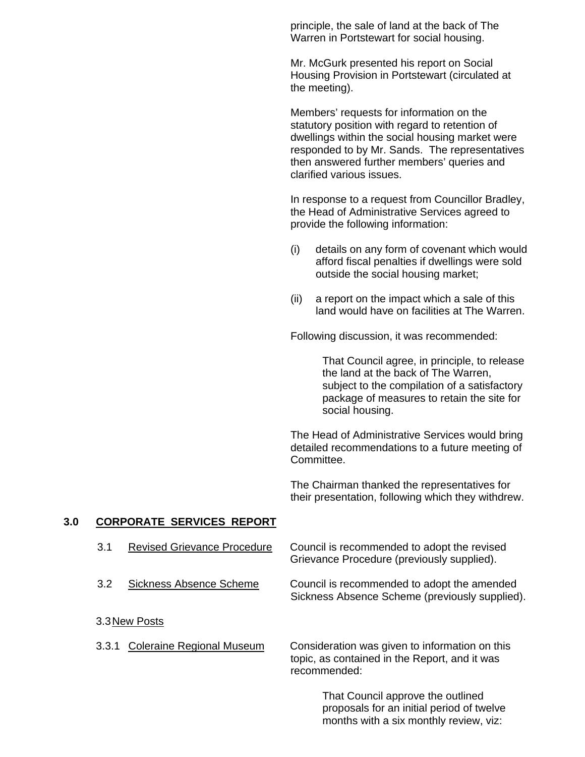principle, the sale of land at the back of The Warren in Portstewart for social housing.

Mr. McGurk presented his report on Social Housing Provision in Portstewart (circulated at the meeting).

Members' requests for information on the statutory position with regard to retention of dwellings within the social housing market were responded to by Mr. Sands. The representatives then answered further members' queries and clarified various issues.

In response to a request from Councillor Bradley, the Head of Administrative Services agreed to provide the following information:

(i) details on any form of covenant which would afford fiscal penalties if dwellings were sold outside the social housing market;

(ii) a report on the impact which a sale of this land would have on facilities at The Warren.

Following discussion, it was recommended:

> That Council agree, in principle, to release the land at the back of The Warren, subject to the compilation of a satisfactory package of measures to retain the site for social housing.

The Head of Administrative Services would bring detailed recommendations to a future meeting of Committee.

The Chairman thanked the representatives for their presentation, following which they withdrew.

## 3.0 CORPORATE SERVICES REPORT

3.1 Revised Grievance Procedure

Council is recommended to adopt the revised Grievance Procedure (previously supplied).

3.2 Sickness Absence Scheme

Council is recommended to adopt the amended Sickness Absence Scheme (previously supplied).

3.3 New Posts

3.3.1 Coleraine Regional Museum

Consideration was given to information on this topic, as contained in the Report, and it was recommended:

> That Council approve the outlined proposals for an initial period of twelve months with a six monthly review, viz: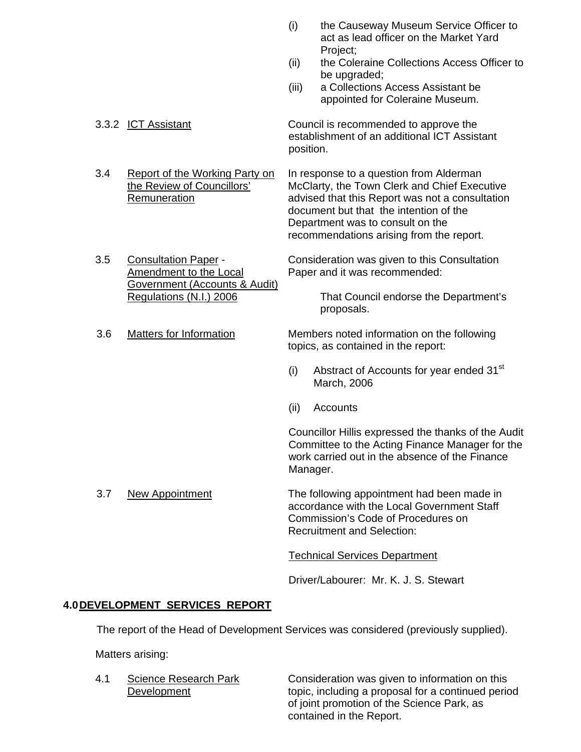(i) the Causeway Museum Service Officer to act as lead officer on the Market Yard Project;
(ii) the Coleraine Collections Access Officer to be upgraded;
(iii) a Collections Access Assistant be appointed for Coleraine Museum.

3.3.2 ICT Assistant

Council is recommended to approve the establishment of an additional ICT Assistant position.

3.4 Report of the Working Party on the Review of Councillors' Remuneration

In response to a question from Alderman McClarty, the Town Clerk and Chief Executive advised that this Report was not a consultation document but that the intention of the Department was to consult on the recommendations arising from the report.

3.5 Consultation Paper - Amendment to the Local Government (Accounts & Audit) Regulations (N.I.) 2006

Consideration was given to this Consultation Paper and it was recommended:

> That Council endorse the Department's proposals.

3.6 Matters for Information

Members noted information on the following topics, as contained in the report:

(i) Abstract of Accounts for year ended 31st March, 2006

(ii) Accounts

Councillor Hillis expressed the thanks of the Audit Committee to the Acting Finance Manager for the work carried out in the absence of the Finance Manager.

3.7 New Appointment

The following appointment had been made in accordance with the Local Government Staff Commission's Code of Procedures on Recruitment and Selection:

Technical Services Department

Driver/Labourer: Mr. K. J. S. Stewart

## 4.0 DEVELOPMENT SERVICES REPORT

The report of the Head of Development Services was considered (previously supplied).

Matters arising:

4.1 Science Research Park Development

Consideration was given to information on this topic, including a proposal for a continued period of joint promotion of the Science Park, as contained in the Report.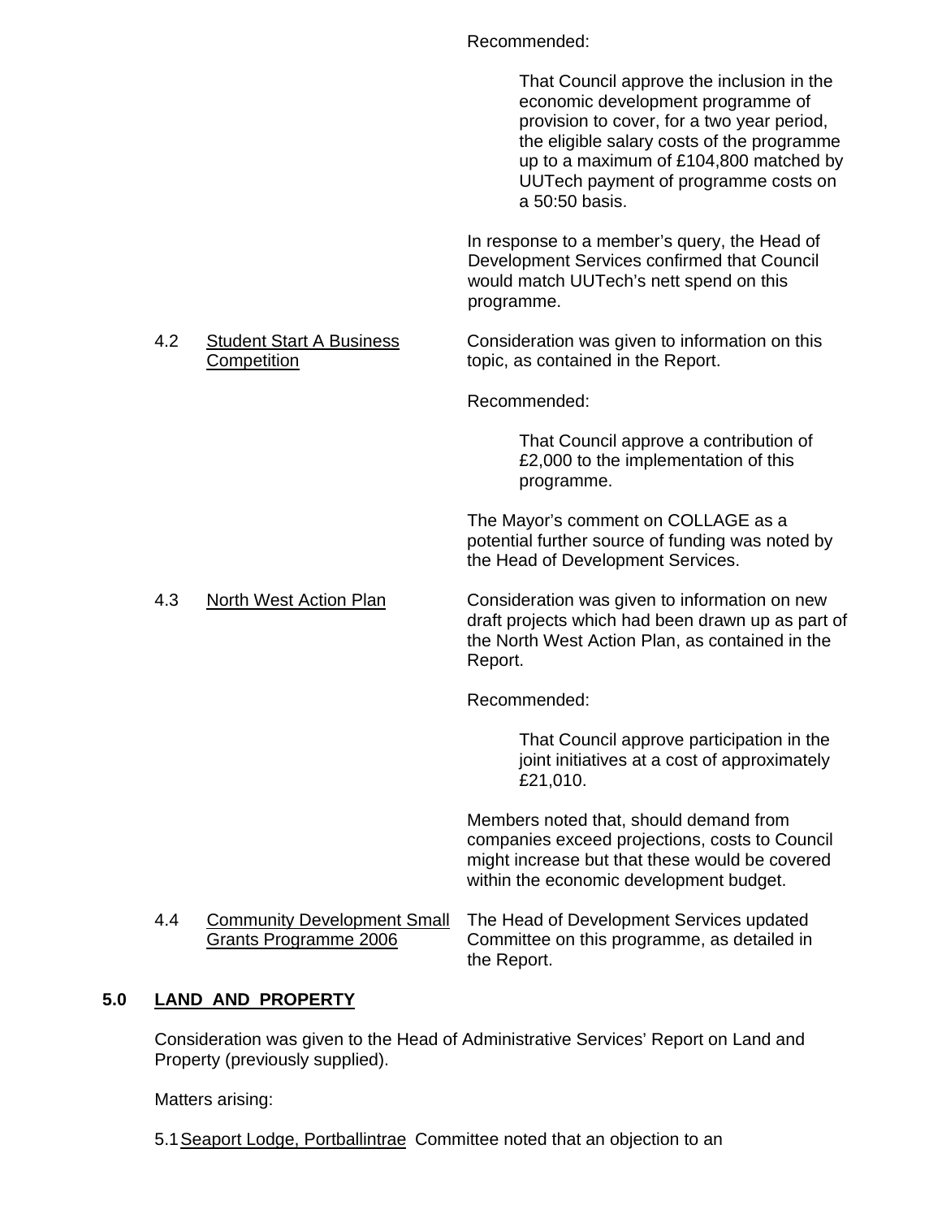Recommended:

> That Council approve the inclusion in the economic development programme of provision to cover, for a two year period, the eligible salary costs of the programme up to a maximum of £104,800 matched by UUTech payment of programme costs on a 50:50 basis.

In response to a member's query, the Head of Development Services confirmed that Council would match UUTech's nett spend on this programme.

4.2 Student Start A Business Competition

Consideration was given to information on this topic, as contained in the Report.

Recommended:

> That Council approve a contribution of £2,000 to the implementation of this programme.

The Mayor's comment on COLLAGE as a potential further source of funding was noted by the Head of Development Services.

4.3 North West Action Plan

Consideration was given to information on new draft projects which had been drawn up as part of the North West Action Plan, as contained in the Report.

Recommended:

> That Council approve participation in the joint initiatives at a cost of approximately £21,010.

Members noted that, should demand from companies exceed projections, costs to Council might increase but that these would be covered within the economic development budget.

4.4 Community Development Small Grants Programme 2006

The Head of Development Services updated Committee on this programme, as detailed in the Report.

## 5.0 LAND AND PROPERTY

Consideration was given to the Head of Administrative Services' Report on Land and Property (previously supplied).

Matters arising:

5.1 Seaport Lodge, Portballintrae Committee noted that an objection to an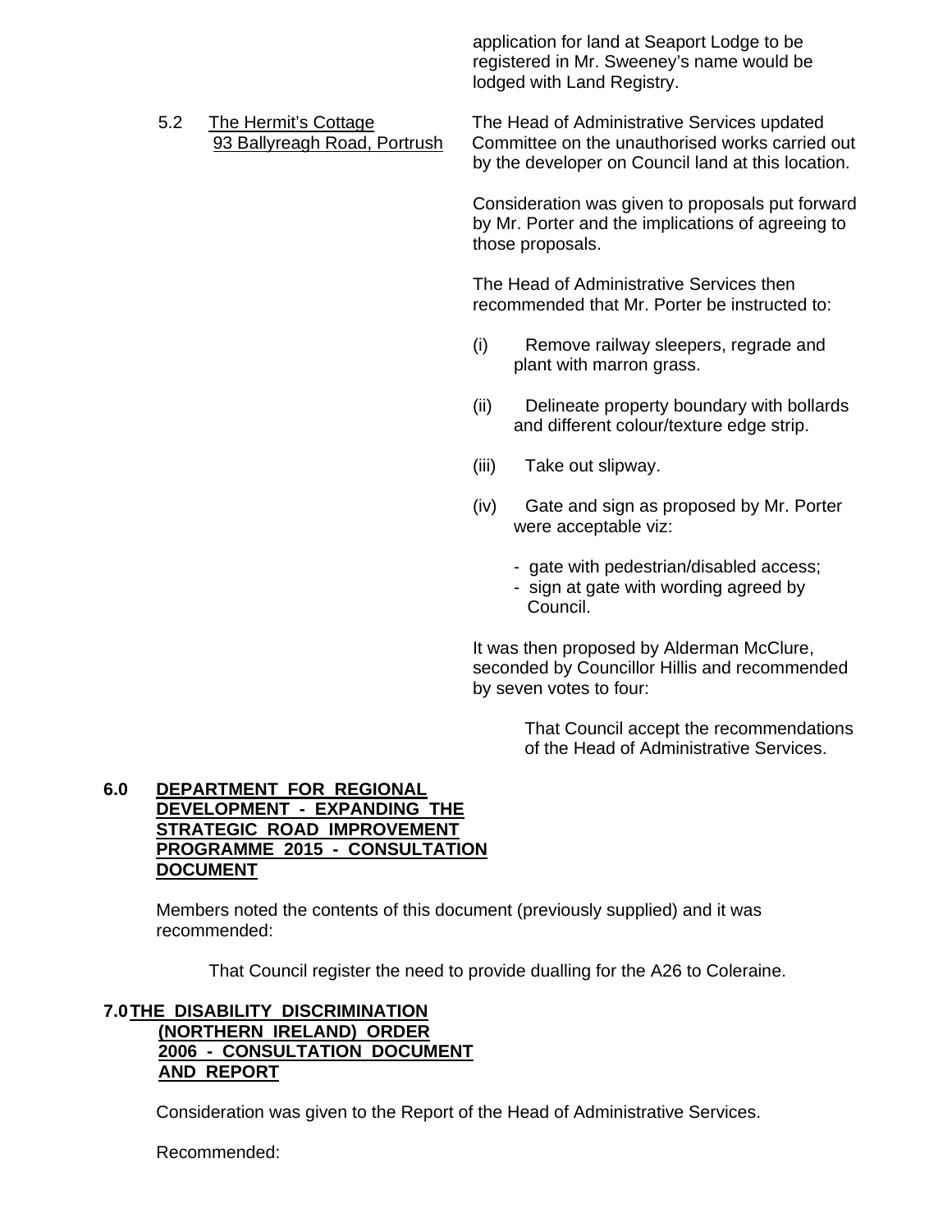application for land at Seaport Lodge to be registered in Mr. Sweeney's name would be lodged with Land Registry.

5.2 The Hermit's Cottage 93 Ballyreagh Road, Portrush

The Head of Administrative Services updated Committee on the unauthorised works carried out by the developer on Council land at this location.

Consideration was given to proposals put forward by Mr. Porter and the implications of agreeing to those proposals.

The Head of Administrative Services then recommended that Mr. Porter be instructed to:

(i) Remove railway sleepers, regrade and plant with marron grass.

(ii) Delineate property boundary with bollards and different colour/texture edge strip.

(iii) Take out slipway.

(iv) Gate and sign as proposed by Mr. Porter were acceptable viz:

- gate with pedestrian/disabled access;
- sign at gate with wording agreed by Council.

It was then proposed by Alderman McClure, seconded by Councillor Hillis and recommended by seven votes to four:

> That Council accept the recommendations of the Head of Administrative Services.

## 6.0 DEPARTMENT FOR REGIONAL DEVELOPMENT - EXPANDING THE STRATEGIC ROAD IMPROVEMENT PROGRAMME 2015 - CONSULTATION DOCUMENT

Members noted the contents of this document (previously supplied) and it was recommended:

> That Council register the need to provide dualling for the A26 to Coleraine.

## 7.0 THE DISABILITY DISCRIMINATION (NORTHERN IRELAND) ORDER 2006 - CONSULTATION DOCUMENT AND REPORT

Consideration was given to the Report of the Head of Administrative Services.

Recommended: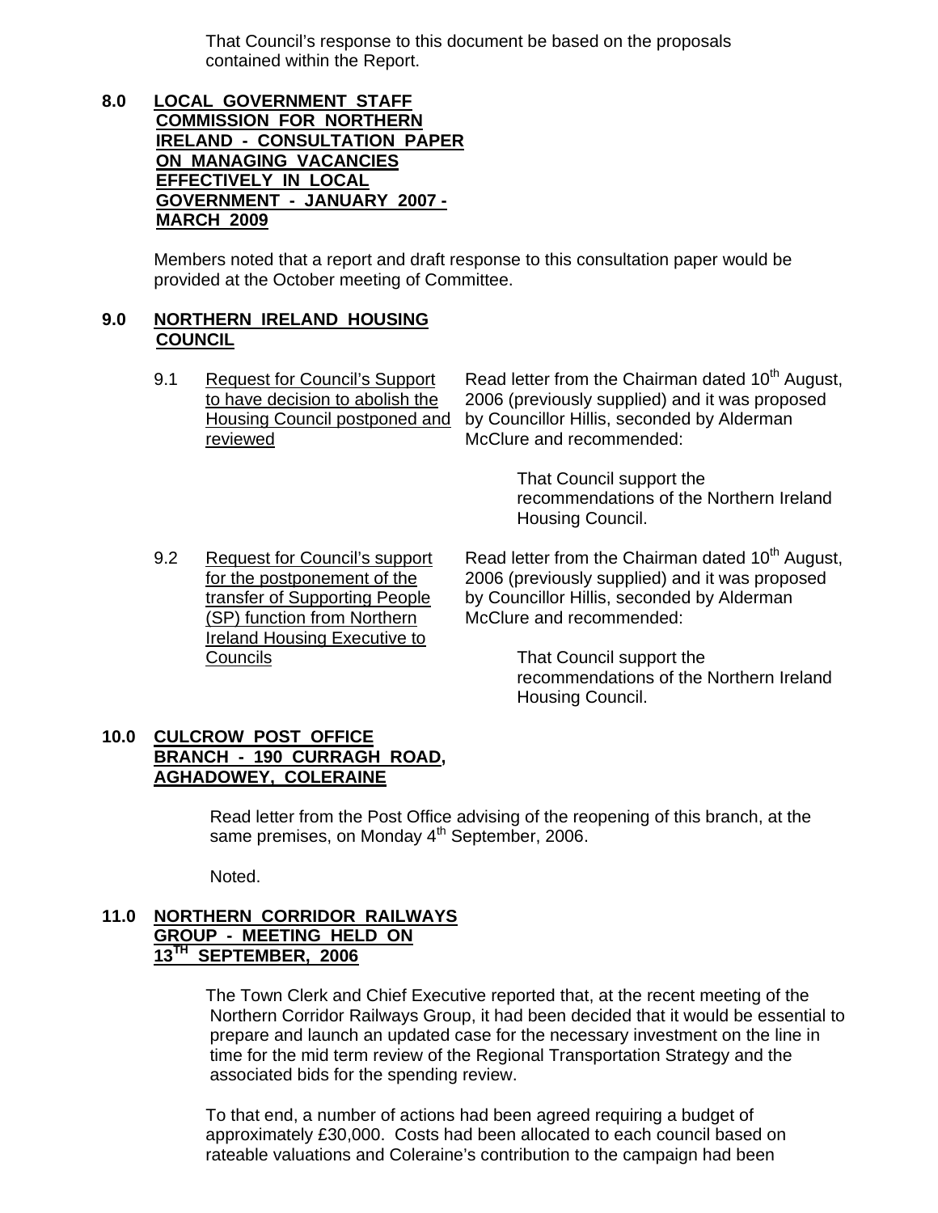That Council's response to this document be based on the proposals contained within the Report.

**8.0 LOCAL GOVERNMENT STAFF COMMISSION FOR NORTHERN IRELAND - CONSULTATION PAPER ON MANAGING VACANCIES EFFECTIVELY IN LOCAL GOVERNMENT - JANUARY 2007 - MARCH 2009**

Members noted that a report and draft response to this consultation paper would be provided at the October meeting of Committee.

**9.0 NORTHERN IRELAND HOUSING COUNCIL**

9.1 Request for Council's Support to have decision to abolish the Housing Council postponed and reviewed

Read letter from the Chairman dated 10th August, 2006 (previously supplied) and it was proposed by Councillor Hillis, seconded by Alderman McClure and recommended:

> That Council support the recommendations of the Northern Ireland Housing Council.

9.2 Request for Council's support for the postponement of the transfer of Supporting People (SP) function from Northern Ireland Housing Executive to Councils

Read letter from the Chairman dated 10th August, 2006 (previously supplied) and it was proposed by Councillor Hillis, seconded by Alderman McClure and recommended:

> That Council support the recommendations of the Northern Ireland Housing Council.

**10.0 CULCROW POST OFFICE BRANCH - 190 CURRAGH ROAD, AGHADOWEY, COLERAINE**

Read letter from the Post Office advising of the reopening of this branch, at the same premises, on Monday 4th September, 2006.

Noted.

**11.0 NORTHERN CORRIDOR RAILWAYS GROUP - MEETING HELD ON 13TH SEPTEMBER, 2006**

The Town Clerk and Chief Executive reported that, at the recent meeting of the Northern Corridor Railways Group, it had been decided that it would be essential to prepare and launch an updated case for the necessary investment on the line in time for the mid term review of the Regional Transportation Strategy and the associated bids for the spending review.

To that end, a number of actions had been agreed requiring a budget of approximately £30,000. Costs had been allocated to each council based on rateable valuations and Coleraine's contribution to the campaign had been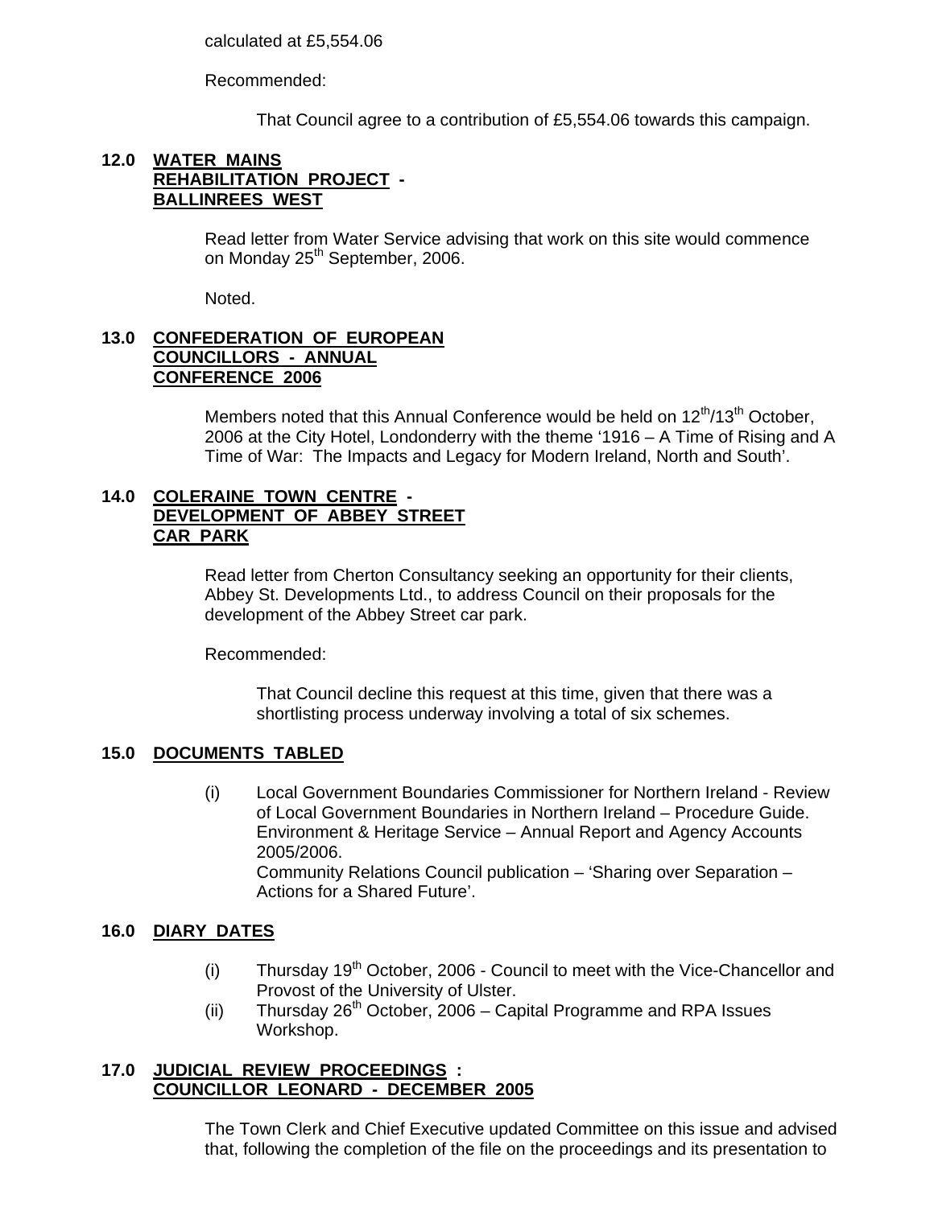calculated at £5,554.06

Recommended:

> That Council agree to a contribution of £5,554.06 towards this campaign.

**12.0 WATER MAINS REHABILITATION PROJECT - BALLINREES WEST**

Read letter from Water Service advising that work on this site would commence on Monday 25th September, 2006.

Noted.

**13.0 CONFEDERATION OF EUROPEAN COUNCILLORS - ANNUAL CONFERENCE 2006**

Members noted that this Annual Conference would be held on 12th/13th October, 2006 at the City Hotel, Londonderry with the theme '1916 – A Time of Rising and A Time of War: The Impacts and Legacy for Modern Ireland, North and South'.

**14.0 COLERAINE TOWN CENTRE - DEVELOPMENT OF ABBEY STREET CAR PARK**

Read letter from Cherton Consultancy seeking an opportunity for their clients, Abbey St. Developments Ltd., to address Council on their proposals for the development of the Abbey Street car park.

Recommended:

> That Council decline this request at this time, given that there was a shortlisting process underway involving a total of six schemes.

**15.0 DOCUMENTS TABLED**

(i) Local Government Boundaries Commissioner for Northern Ireland - Review of Local Government Boundaries in Northern Ireland – Procedure Guide.
Environment & Heritage Service – Annual Report and Agency Accounts 2005/2006.
Community Relations Council publication – 'Sharing over Separation – Actions for a Shared Future'.

**16.0 DIARY DATES**

(i) Thursday 19th October, 2006 - Council to meet with the Vice-Chancellor and Provost of the University of Ulster.
(ii) Thursday 26th October, 2006 – Capital Programme and RPA Issues Workshop.

**17.0 JUDICIAL REVIEW PROCEEDINGS : COUNCILLOR LEONARD - DECEMBER 2005**

The Town Clerk and Chief Executive updated Committee on this issue and advised that, following the completion of the file on the proceedings and its presentation to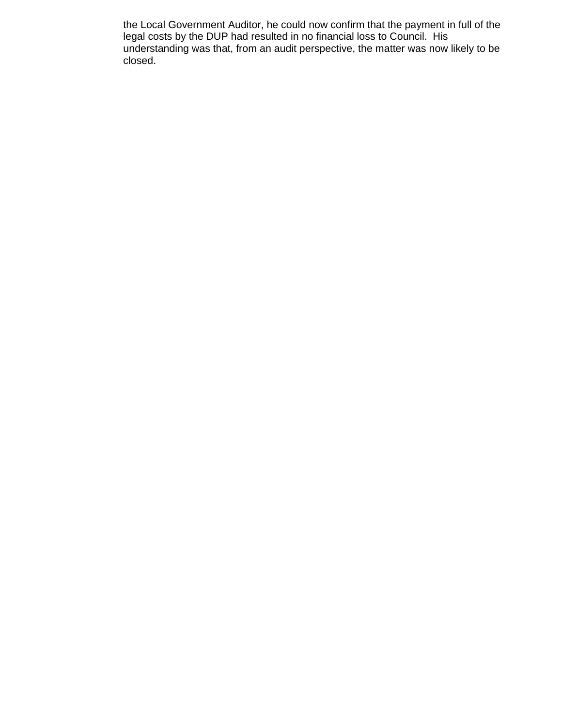the Local Government Auditor, he could now confirm that the payment in full of the legal costs by the DUP had resulted in no financial loss to Council. His understanding was that, from an audit perspective, the matter was now likely to be closed.